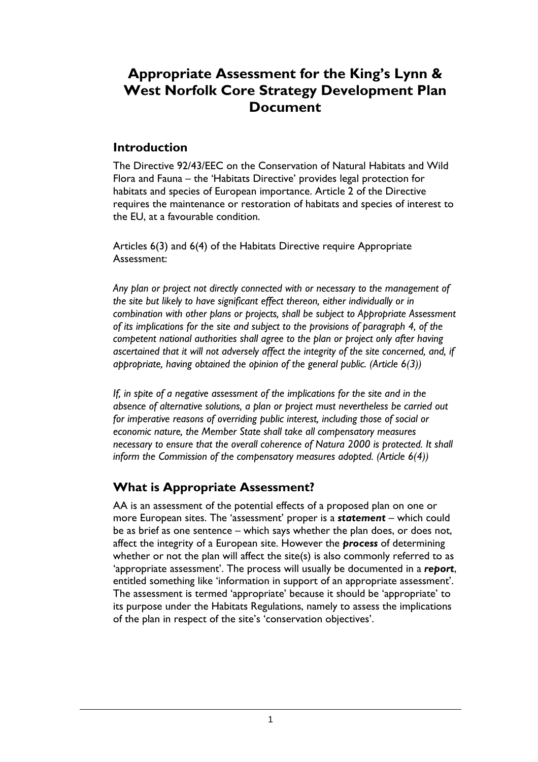# Appropriate Assessment for the King's Lynn & West Norfolk Core Strategy Development Plan Document

## Introduction

The Directive 92/43/EEC on the Conservation of Natural Habitats and Wild Flora and Fauna – the 'Habitats Directive' provides legal protection for habitats and species of European importance. Article 2 of the Directive requires the maintenance or restoration of habitats and species of interest to the EU, at a favourable condition.

Articles 6(3) and 6(4) of the Habitats Directive require Appropriate Assessment:

*Any plan or project not directly connected with or necessary to the management of the site but likely to have significant effect thereon, either individually or in combination with other plans or projects, shall be subject to Appropriate Assessment of its implications for the site and subject to the provisions of paragraph 4, of the competent national authorities shall agree to the plan or project only after having ascertained that it will not adversely affect the integrity of the site concerned, and, if appropriate, having obtained the opinion of the general public. (Article 6(3))*

*If, in spite of a negative assessment of the implications for the site and in the absence of alternative solutions, a plan or project must nevertheless be carried out for imperative reasons of overriding public interest, including those of social or economic nature, the Member State shall take all compensatory measures necessary to ensure that the overall coherence of Natura 2000 is protected. It shall inform the Commission of the compensatory measures adopted. (Article 6(4))*

## What is Appropriate Assessment?

AA is an assessment of the potential effects of a proposed plan on one or more European sites. The 'assessment' proper is a ***statement*** – which could be as brief as one sentence – which says whether the plan does, or does not, affect the integrity of a European site. However the ***process*** of determining whether or not the plan will affect the site(s) is also commonly referred to as 'appropriate assessment'. The process will usually be documented in a ***report***, entitled something like 'information in support of an appropriate assessment'. The assessment is termed 'appropriate' because it should be 'appropriate' to its purpose under the Habitats Regulations, namely to assess the implications of the plan in respect of the site's 'conservation objectives'.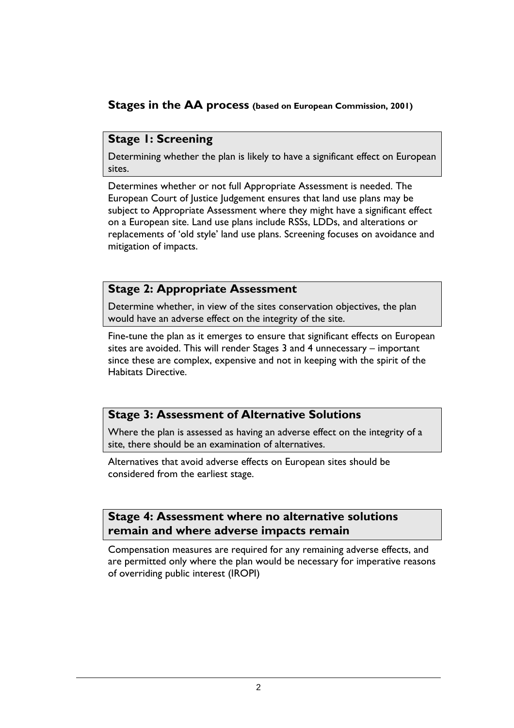## Stages in the AA process (based on European Commission, 2001)

### Stage 1: Screening

Determining whether the plan is likely to have a significant effect on European sites.

Determines whether or not full Appropriate Assessment is needed. The European Court of Justice Judgement ensures that land use plans may be subject to Appropriate Assessment where they might have a significant effect on a European site. Land use plans include RSSs, LDDs, and alterations or replacements of 'old style' land use plans. Screening focuses on avoidance and mitigation of impacts.

### Stage 2: Appropriate Assessment

Determine whether, in view of the sites conservation objectives, the plan would have an adverse effect on the integrity of the site.

Fine-tune the plan as it emerges to ensure that significant effects on European sites are avoided. This will render Stages 3 and 4 unnecessary – important since these are complex, expensive and not in keeping with the spirit of the Habitats Directive.

### Stage 3: Assessment of Alternative Solutions

Where the plan is assessed as having an adverse effect on the integrity of a site, there should be an examination of alternatives.

Alternatives that avoid adverse effects on European sites should be considered from the earliest stage.

### Stage 4: Assessment where no alternative solutions remain and where adverse impacts remain

Compensation measures are required for any remaining adverse effects, and are permitted only where the plan would be necessary for imperative reasons of overriding public interest (IROPI)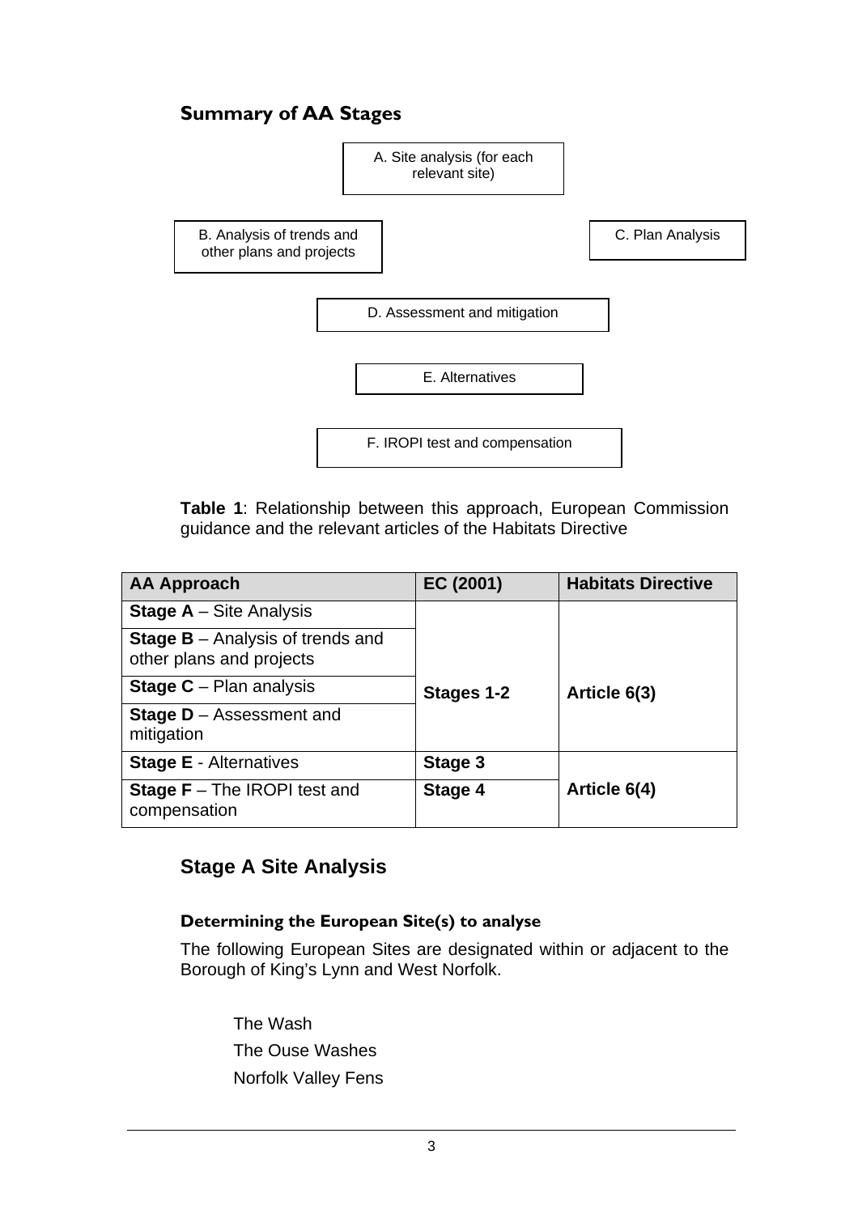## Summary of AA Stages

A. Site analysis (for each relevant site)

B. Analysis of trends and other plans and projects

C. Plan Analysis

D. Assessment and mitigation

E. Alternatives

F. IROPI test and compensation

**Table 1**: Relationship between this approach, European Commission guidance and the relevant articles of the Habitats Directive

| AA Approach | EC (2001) | Habitats Directive |
|---|---|---|
| **Stage A** – Site Analysis | **Stages 1-2** | **Article 6(3)** |
| **Stage B** – Analysis of trends and other plans and projects | | |
| **Stage C** – Plan analysis | | |
| **Stage D** – Assessment and mitigation | | |
| **Stage E** - Alternatives | **Stage 3** | **Article 6(4)** |
| **Stage F** – The IROPI test and compensation | **Stage 4** | |

## Stage A Site Analysis

### Determining the European Site(s) to analyse

The following European Sites are designated within or adjacent to the Borough of King's Lynn and West Norfolk.

The Wash
The Ouse Washes
Norfolk Valley Fens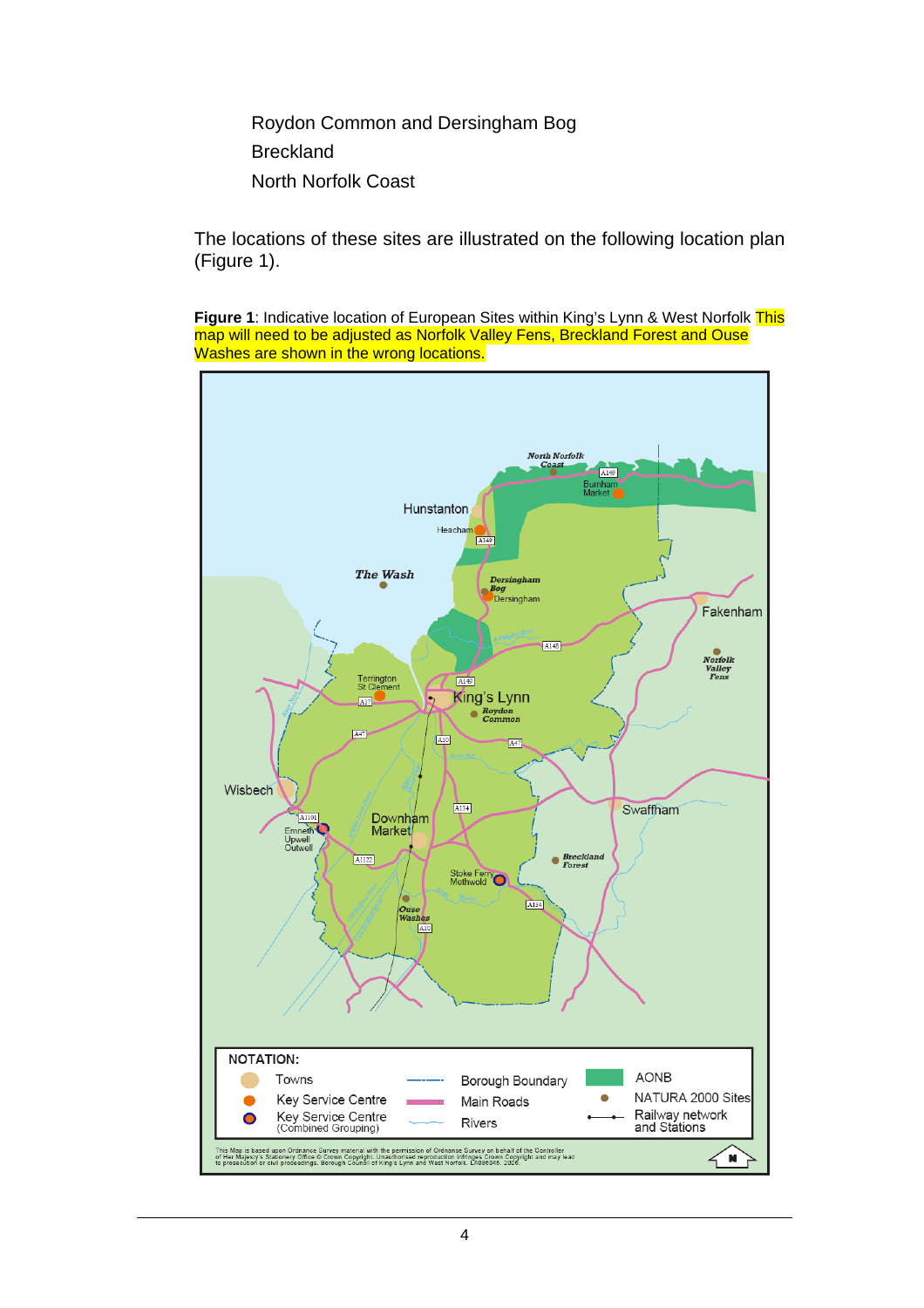Roydon Common and Dersingham Bog
Breckland
North Norfolk Coast

The locations of these sites are illustrated on the following location plan (Figure 1).

**Figure 1**: Indicative location of European Sites within King's Lynn & West Norfolk This map will need to be adjusted as Norfolk Valley Fens, Breckland Forest and Ouse Washes are shown in the wrong locations.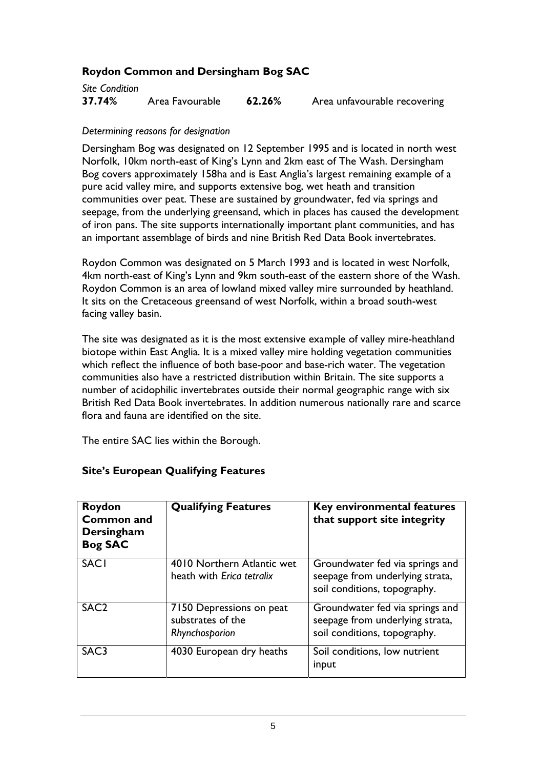### Roydon Common and Dersingham Bog SAC

*Site Condition*

**37.74%** Area Favourable **62.26%** Area unfavourable recovering

*Determining reasons for designation*

Dersingham Bog was designated on 12 September 1995 and is located in north west Norfolk, 10km north-east of King's Lynn and 2km east of The Wash. Dersingham Bog covers approximately 158ha and is East Anglia's largest remaining example of a pure acid valley mire, and supports extensive bog, wet heath and transition communities over peat. These are sustained by groundwater, fed via springs and seepage, from the underlying greensand, which in places has caused the development of iron pans. The site supports internationally important plant communities, and has an important assemblage of birds and nine British Red Data Book invertebrates.

Roydon Common was designated on 5 March 1993 and is located in west Norfolk, 4km north-east of King's Lynn and 9km south-east of the eastern shore of the Wash. Roydon Common is an area of lowland mixed valley mire surrounded by heathland. It sits on the Cretaceous greensand of west Norfolk, within a broad south-west facing valley basin.

The site was designated as it is the most extensive example of valley mire-heathland biotope within East Anglia. It is a mixed valley mire holding vegetation communities which reflect the influence of both base-poor and base-rich water. The vegetation communities also have a restricted distribution within Britain. The site supports a number of acidophilic invertebrates outside their normal geographic range with six British Red Data Book invertebrates. In addition numerous nationally rare and scarce flora and fauna are identified on the site.

The entire SAC lies within the Borough.

### Site's European Qualifying Features

| Roydon Common and Dersingham Bog SAC | Qualifying Features | Key environmental features that support site integrity |
|---|---|---|
| SAC1 | 4010 Northern Atlantic wet heath with *Erica tetralix* | Groundwater fed via springs and seepage from underlying strata, soil conditions, topography. |
| SAC2 | 7150 Depressions on peat substrates of the *Rhynchosporion* | Groundwater fed via springs and seepage from underlying strata, soil conditions, topography. |
| SAC3 | 4030 European dry heaths | Soil conditions, low nutrient input |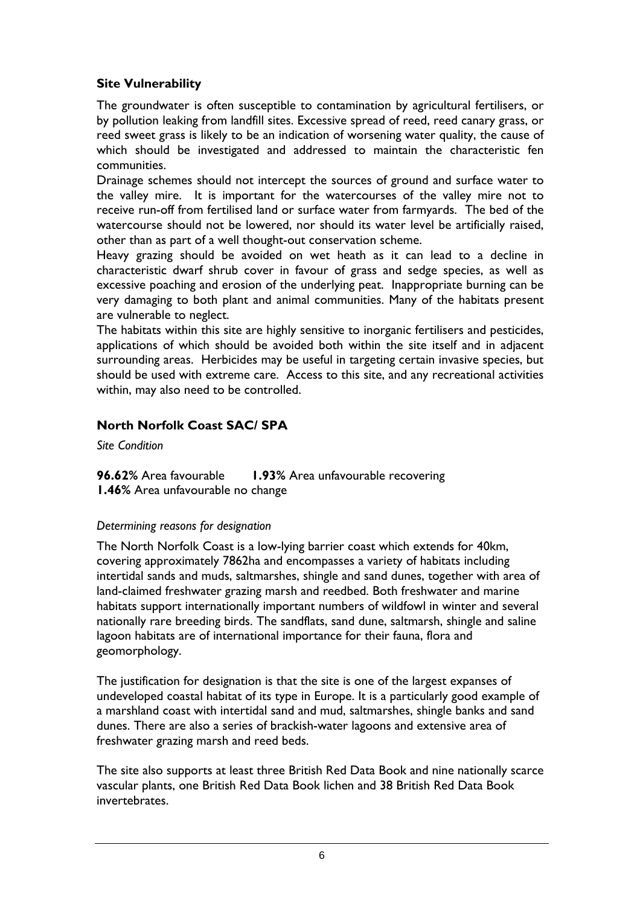### Site Vulnerability

The groundwater is often susceptible to contamination by agricultural fertilisers, or by pollution leaking from landfill sites. Excessive spread of reed, reed canary grass, or reed sweet grass is likely to be an indication of worsening water quality, the cause of which should be investigated and addressed to maintain the characteristic fen communities.

Drainage schemes should not intercept the sources of ground and surface water to the valley mire. It is important for the watercourses of the valley mire not to receive run-off from fertilised land or surface water from farmyards. The bed of the watercourse should not be lowered, nor should its water level be artificially raised, other than as part of a well thought-out conservation scheme.

Heavy grazing should be avoided on wet heath as it can lead to a decline in characteristic dwarf shrub cover in favour of grass and sedge species, as well as excessive poaching and erosion of the underlying peat. Inappropriate burning can be very damaging to both plant and animal communities. Many of the habitats present are vulnerable to neglect.

The habitats within this site are highly sensitive to inorganic fertilisers and pesticides, applications of which should be avoided both within the site itself and in adjacent surrounding areas. Herbicides may be useful in targeting certain invasive species, but should be used with extreme care. Access to this site, and any recreational activities within, may also need to be controlled.

### North Norfolk Coast SAC/ SPA

*Site Condition*

**96.62%** Area favourable **1.93%** Area unfavourable recovering
**1.46%** Area unfavourable no change

*Determining reasons for designation*

The North Norfolk Coast is a low-lying barrier coast which extends for 40km, covering approximately 7862ha and encompasses a variety of habitats including intertidal sands and muds, saltmarshes, shingle and sand dunes, together with area of land-claimed freshwater grazing marsh and reedbed. Both freshwater and marine habitats support internationally important numbers of wildfowl in winter and several nationally rare breeding birds. The sandflats, sand dune, saltmarsh, shingle and saline lagoon habitats are of international importance for their fauna, flora and geomorphology.

The justification for designation is that the site is one of the largest expanses of undeveloped coastal habitat of its type in Europe. It is a particularly good example of a marshland coast with intertidal sand and mud, saltmarshes, shingle banks and sand dunes. There are also a series of brackish-water lagoons and extensive area of freshwater grazing marsh and reed beds.

The site also supports at least three British Red Data Book and nine nationally scarce vascular plants, one British Red Data Book lichen and 38 British Red Data Book invertebrates.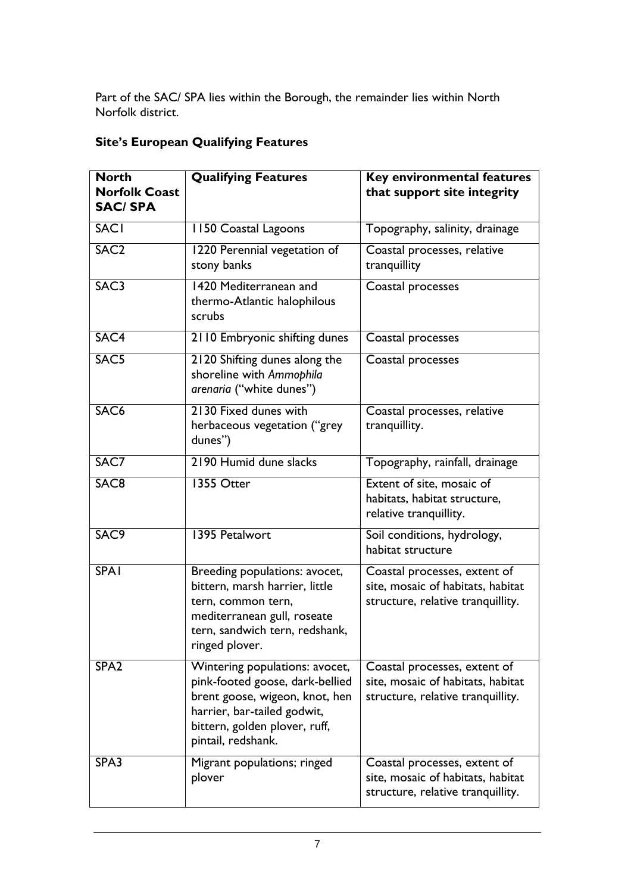Part of the SAC/ SPA lies within the Borough, the remainder lies within North Norfolk district.

**Site's European Qualifying Features**

| **North Norfolk Coast SAC/ SPA** | **Qualifying Features** | **Key environmental features that support site integrity** |
|---|---|---|
| SAC1 | 1150 Coastal Lagoons | Topography, salinity, drainage |
| SAC2 | 1220 Perennial vegetation of stony banks | Coastal processes, relative tranquillity |
| SAC3 | 1420 Mediterranean and thermo-Atlantic halophilous scrubs | Coastal processes |
| SAC4 | 2110 Embryonic shifting dunes | Coastal processes |
| SAC5 | 2120 Shifting dunes along the shoreline with *Ammophila arenaria* ("white dunes") | Coastal processes |
| SAC6 | 2130 Fixed dunes with herbaceous vegetation ("grey dunes") | Coastal processes, relative tranquillity. |
| SAC7 | 2190 Humid dune slacks | Topography, rainfall, drainage |
| SAC8 | 1355 Otter | Extent of site, mosaic of habitats, habitat structure, relative tranquillity. |
| SAC9 | 1395 Petalwort | Soil conditions, hydrology, habitat structure |
| SPA1 | Breeding populations: avocet, bittern, marsh harrier, little tern, common tern, mediterranean gull, roseate tern, sandwich tern, redshank, ringed plover. | Coastal processes, extent of site, mosaic of habitats, habitat structure, relative tranquillity. |
| SPA2 | Wintering populations: avocet, pink-footed goose, dark-bellied brent goose, wigeon, knot, hen harrier, bar-tailed godwit, bittern, golden plover, ruff, pintail, redshank. | Coastal processes, extent of site, mosaic of habitats, habitat structure, relative tranquillity. |
| SPA3 | Migrant populations; ringed plover | Coastal processes, extent of site, mosaic of habitats, habitat structure, relative tranquillity. |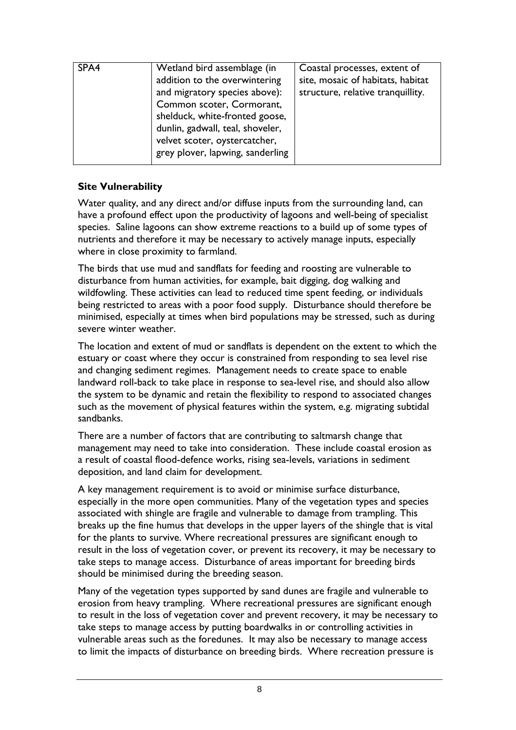| SPA4 | Wetland bird assemblage (in addition to the overwintering and migratory species above): Common scoter, Cormorant, shelduck, white-fronted goose, dunlin, gadwall, teal, shoveler, velvet scoter, oystercatcher, grey plover, lapwing, sanderling | Coastal processes, extent of site, mosaic of habitats, habitat structure, relative tranquillity. |
|---|---|---|

**Site Vulnerability**

Water quality, and any direct and/or diffuse inputs from the surrounding land, can have a profound effect upon the productivity of lagoons and well-being of specialist species. Saline lagoons can show extreme reactions to a build up of some types of nutrients and therefore it may be necessary to actively manage inputs, especially where in close proximity to farmland.

The birds that use mud and sandflats for feeding and roosting are vulnerable to disturbance from human activities, for example, bait digging, dog walking and wildfowling. These activities can lead to reduced time spent feeding, or individuals being restricted to areas with a poor food supply. Disturbance should therefore be minimised, especially at times when bird populations may be stressed, such as during severe winter weather.

The location and extent of mud or sandflats is dependent on the extent to which the estuary or coast where they occur is constrained from responding to sea level rise and changing sediment regimes. Management needs to create space to enable landward roll-back to take place in response to sea-level rise, and should also allow the system to be dynamic and retain the flexibility to respond to associated changes such as the movement of physical features within the system, e.g. migrating subtidal sandbanks.

There are a number of factors that are contributing to saltmarsh change that management may need to take into consideration. These include coastal erosion as a result of coastal flood-defence works, rising sea-levels, variations in sediment deposition, and land claim for development.

A key management requirement is to avoid or minimise surface disturbance, especially in the more open communities. Many of the vegetation types and species associated with shingle are fragile and vulnerable to damage from trampling. This breaks up the fine humus that develops in the upper layers of the shingle that is vital for the plants to survive. Where recreational pressures are significant enough to result in the loss of vegetation cover, or prevent its recovery, it may be necessary to take steps to manage access. Disturbance of areas important for breeding birds should be minimised during the breeding season.

Many of the vegetation types supported by sand dunes are fragile and vulnerable to erosion from heavy trampling. Where recreational pressures are significant enough to result in the loss of vegetation cover and prevent recovery, it may be necessary to take steps to manage access by putting boardwalks in or controlling activities in vulnerable areas such as the foredunes. It may also be necessary to manage access to limit the impacts of disturbance on breeding birds. Where recreation pressure is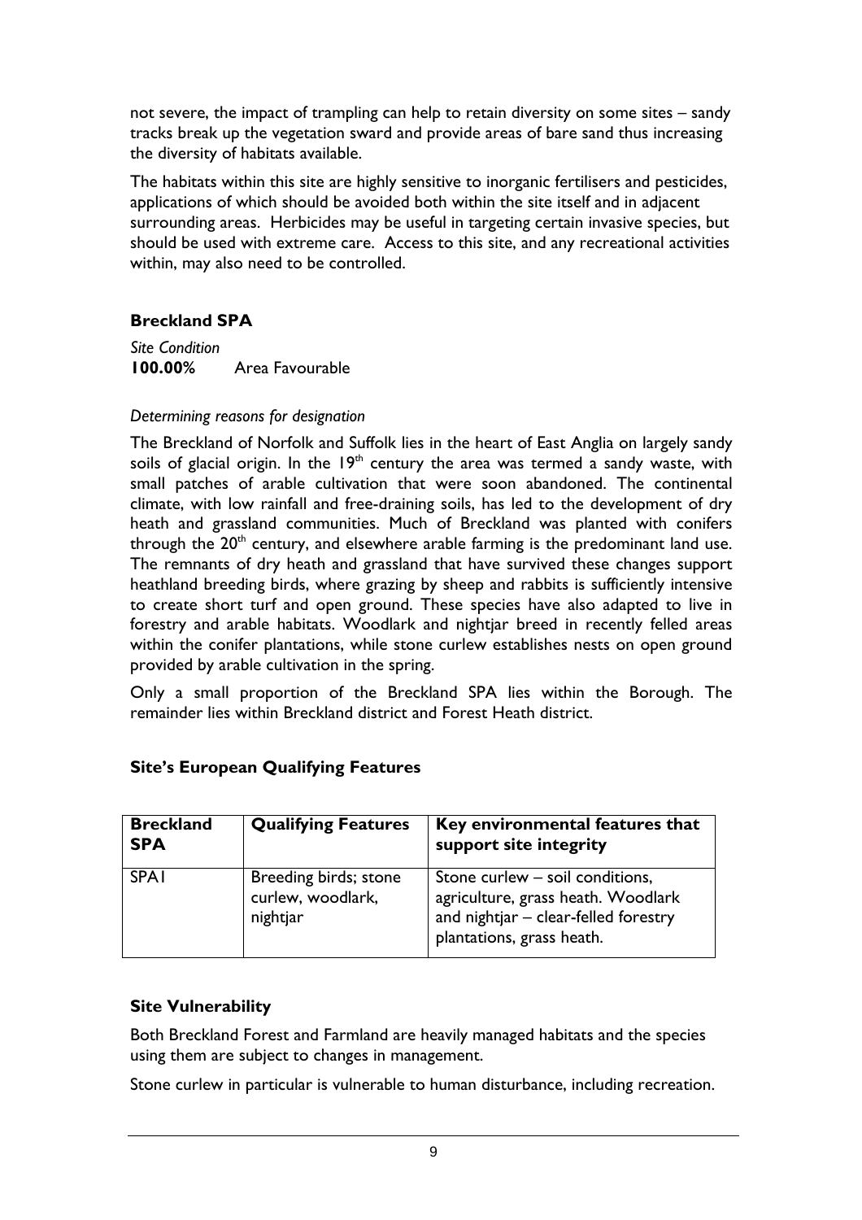not severe, the impact of trampling can help to retain diversity on some sites – sandy tracks break up the vegetation sward and provide areas of bare sand thus increasing the diversity of habitats available.

The habitats within this site are highly sensitive to inorganic fertilisers and pesticides, applications of which should be avoided both within the site itself and in adjacent surrounding areas. Herbicides may be useful in targeting certain invasive species, but should be used with extreme care. Access to this site, and any recreational activities within, may also need to be controlled.

### Breckland SPA

*Site Condition*
**100.00%** Area Favourable

*Determining reasons for designation*

The Breckland of Norfolk and Suffolk lies in the heart of East Anglia on largely sandy soils of glacial origin. In the 19th century the area was termed a sandy waste, with small patches of arable cultivation that were soon abandoned. The continental climate, with low rainfall and free-draining soils, has led to the development of dry heath and grassland communities. Much of Breckland was planted with conifers through the 20th century, and elsewhere arable farming is the predominant land use. The remnants of dry heath and grassland that have survived these changes support heathland breeding birds, where grazing by sheep and rabbits is sufficiently intensive to create short turf and open ground. These species have also adapted to live in forestry and arable habitats. Woodlark and nightjar breed in recently felled areas within the conifer plantations, while stone curlew establishes nests on open ground provided by arable cultivation in the spring.

Only a small proportion of the Breckland SPA lies within the Borough. The remainder lies within Breckland district and Forest Heath district.

### Site's European Qualifying Features

| **Breckland SPA** | **Qualifying Features** | **Key environmental features that support site integrity** |
|---|---|---|
| SPA1 | Breeding birds; stone curlew, woodlark, nightjar | Stone curlew – soil conditions, agriculture, grass heath. Woodlark and nightjar – clear-felled forestry plantations, grass heath. |

### Site Vulnerability

Both Breckland Forest and Farmland are heavily managed habitats and the species using them are subject to changes in management.

Stone curlew in particular is vulnerable to human disturbance, including recreation.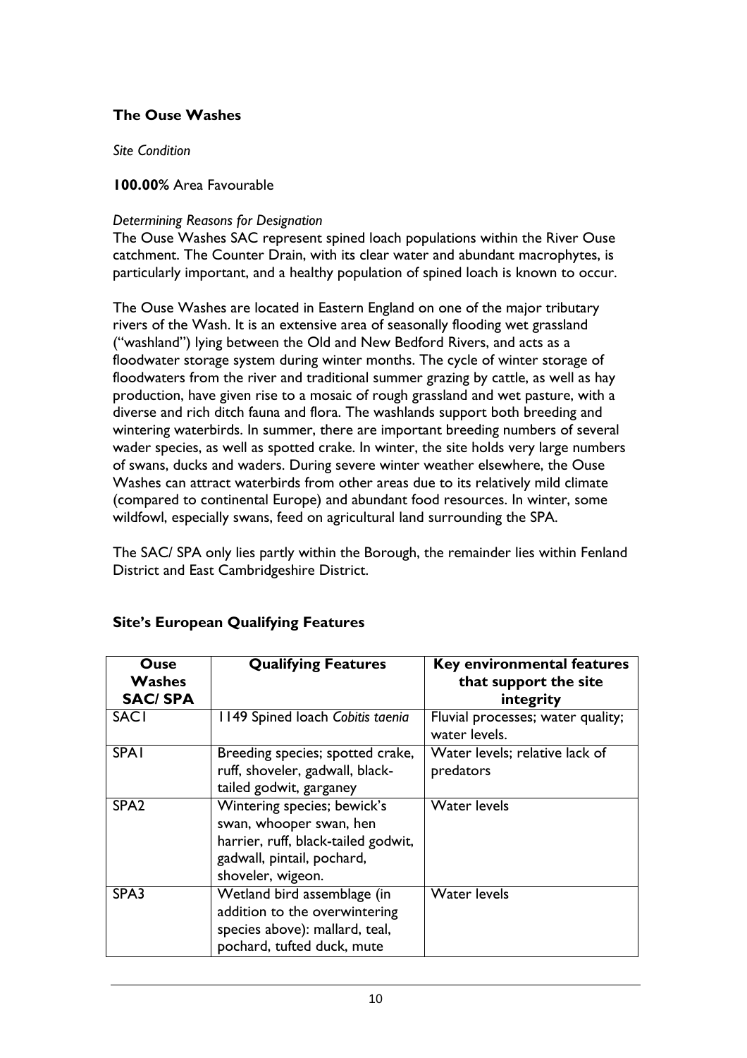**The Ouse Washes**

*Site Condition*

**100.00%** Area Favourable

*Determining Reasons for Designation*

The Ouse Washes SAC represent spined loach populations within the River Ouse catchment. The Counter Drain, with its clear water and abundant macrophytes, is particularly important, and a healthy population of spined loach is known to occur.

The Ouse Washes are located in Eastern England on one of the major tributary rivers of the Wash. It is an extensive area of seasonally flooding wet grassland ("washland") lying between the Old and New Bedford Rivers, and acts as a floodwater storage system during winter months. The cycle of winter storage of floodwaters from the river and traditional summer grazing by cattle, as well as hay production, have given rise to a mosaic of rough grassland and wet pasture, with a diverse and rich ditch fauna and flora. The washlands support both breeding and wintering waterbirds. In summer, there are important breeding numbers of several wader species, as well as spotted crake. In winter, the site holds very large numbers of swans, ducks and waders. During severe winter weather elsewhere, the Ouse Washes can attract waterbirds from other areas due to its relatively mild climate (compared to continental Europe) and abundant food resources. In winter, some wildfowl, especially swans, feed on agricultural land surrounding the SPA.

The SAC/ SPA only lies partly within the Borough, the remainder lies within Fenland District and East Cambridgeshire District.

**Site's European Qualifying Features**

| Ouse Washes SAC/ SPA | Qualifying Features | Key environmental features that support the site integrity |
|---|---|---|
| SAC1 | 1149 Spined loach *Cobitis taenia* | Fluvial processes; water quality; water levels. |
| SPA1 | Breeding species; spotted crake, ruff, shoveler, gadwall, black-tailed godwit, garganey | Water levels; relative lack of predators |
| SPA2 | Wintering species; bewick's swan, whooper swan, hen harrier, ruff, black-tailed godwit, gadwall, pintail, pochard, shoveler, wigeon. | Water levels |
| SPA3 | Wetland bird assemblage (in addition to the overwintering species above): mallard, teal, pochard, tufted duck, mute | Water levels |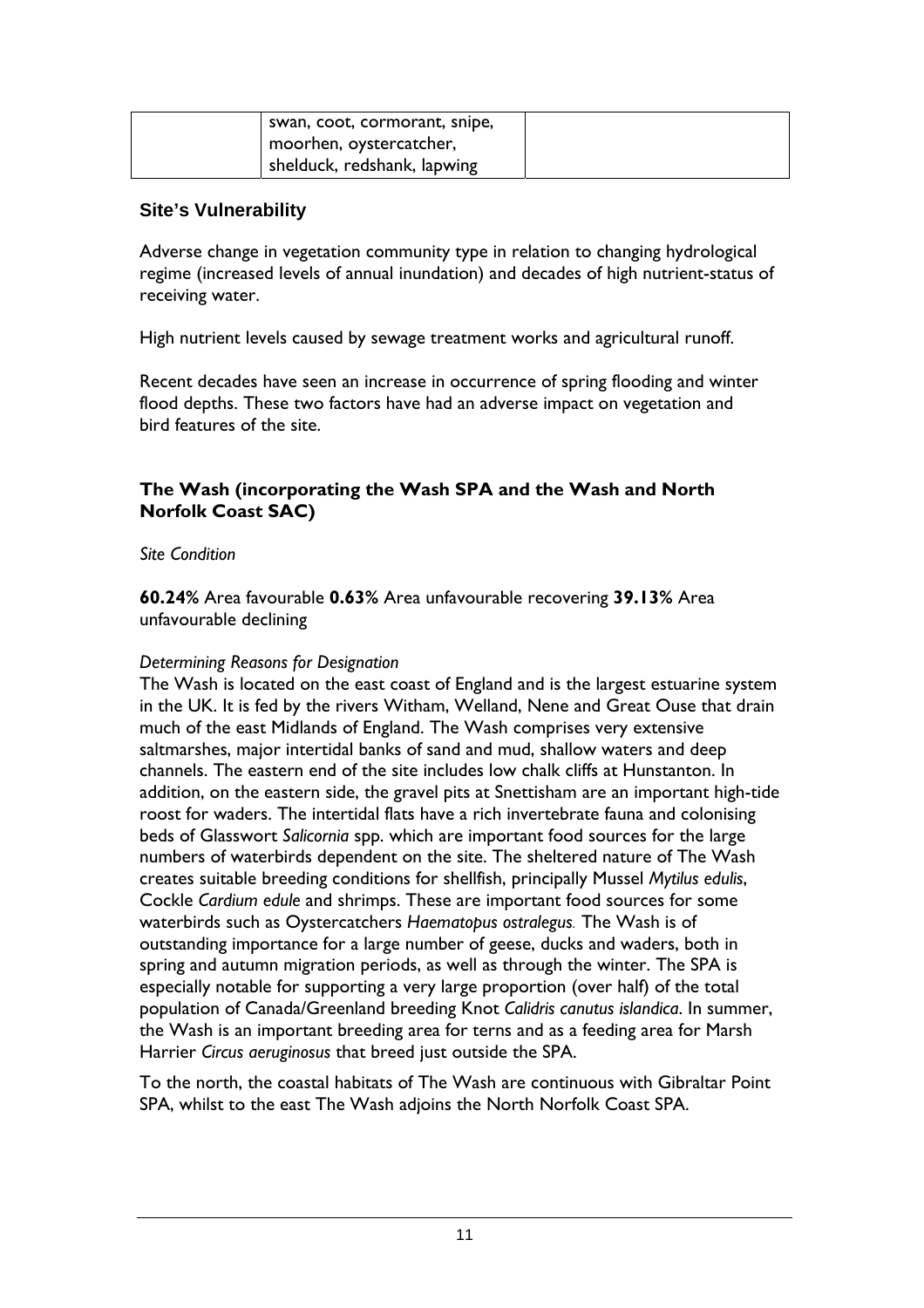| | swan, coot, cormorant, snipe, moorhen, oystercatcher, shelduck, redshank, lapwing | |
|---|---|---|

### Site's Vulnerability

Adverse change in vegetation community type in relation to changing hydrological regime (increased levels of annual inundation) and decades of high nutrient-status of receiving water.

High nutrient levels caused by sewage treatment works and agricultural runoff.

Recent decades have seen an increase in occurrence of spring flooding and winter flood depths. These two factors have had an adverse impact on vegetation and bird features of the site.

### The Wash (incorporating the Wash SPA and the Wash and North Norfolk Coast SAC)

*Site Condition*

**60.24%** Area favourable **0.63%** Area unfavourable recovering **39.13%** Area unfavourable declining

*Determining Reasons for Designation*

The Wash is located on the east coast of England and is the largest estuarine system in the UK. It is fed by the rivers Witham, Welland, Nene and Great Ouse that drain much of the east Midlands of England. The Wash comprises very extensive saltmarshes, major intertidal banks of sand and mud, shallow waters and deep channels. The eastern end of the site includes low chalk cliffs at Hunstanton. In addition, on the eastern side, the gravel pits at Snettisham are an important high-tide roost for waders. The intertidal flats have a rich invertebrate fauna and colonising beds of Glasswort *Salicornia* spp. which are important food sources for the large numbers of waterbirds dependent on the site. The sheltered nature of The Wash creates suitable breeding conditions for shellfish, principally Mussel *Mytilus edulis*, Cockle *Cardium edule* and shrimps. These are important food sources for some waterbirds such as Oystercatchers *Haematopus ostralegus.* The Wash is of outstanding importance for a large number of geese, ducks and waders, both in spring and autumn migration periods, as well as through the winter. The SPA is especially notable for supporting a very large proportion (over half) of the total population of Canada/Greenland breeding Knot *Calidris canutus islandica*. In summer, the Wash is an important breeding area for terns and as a feeding area for Marsh Harrier *Circus aeruginosus* that breed just outside the SPA.

To the north, the coastal habitats of The Wash are continuous with Gibraltar Point SPA, whilst to the east The Wash adjoins the North Norfolk Coast SPA.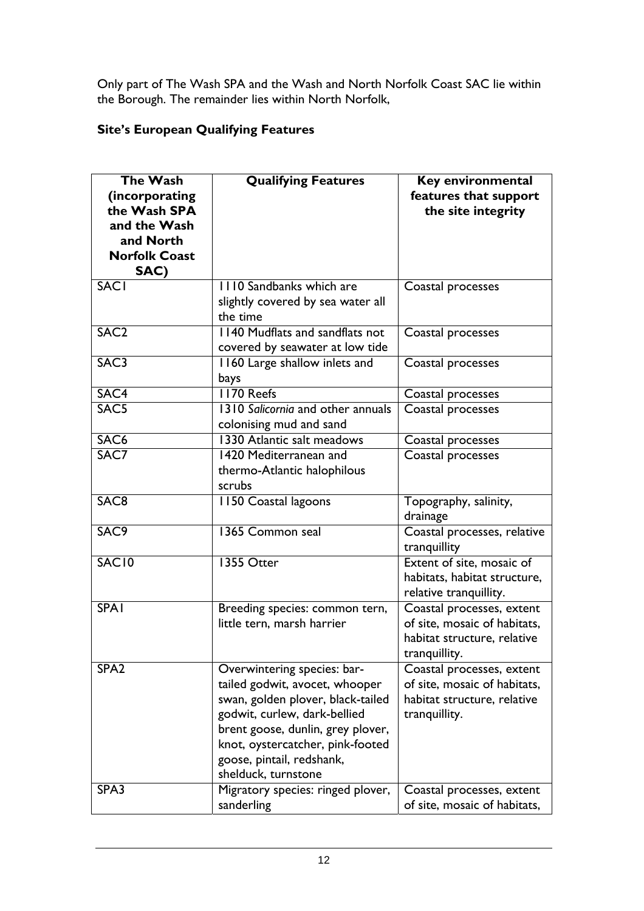Only part of The Wash SPA and the Wash and North Norfolk Coast SAC lie within the Borough. The remainder lies within North Norfolk,

**Site's European Qualifying Features**

| **The Wash (incorporating the Wash SPA and the Wash and North Norfolk Coast SAC)** | **Qualifying Features** | **Key environmental features that support the site integrity** |
|---|---|---|
| SAC1 | 1110 Sandbanks which are slightly covered by sea water all the time | Coastal processes |
| SAC2 | 1140 Mudflats and sandflats not covered by seawater at low tide | Coastal processes |
| SAC3 | 1160 Large shallow inlets and bays | Coastal processes |
| SAC4 | 1170 Reefs | Coastal processes |
| SAC5 | 1310 *Salicornia* and other annuals colonising mud and sand | Coastal processes |
| SAC6 | 1330 Atlantic salt meadows | Coastal processes |
| SAC7 | 1420 Mediterranean and thermo-Atlantic halophilous scrubs | Coastal processes |
| SAC8 | 1150 Coastal lagoons | Topography, salinity, drainage |
| SAC9 | 1365 Common seal | Coastal processes, relative tranquillity |
| SAC10 | 1355 Otter | Extent of site, mosaic of habitats, habitat structure, relative tranquillity. |
| SPA1 | Breeding species: common tern, little tern, marsh harrier | Coastal processes, extent of site, mosaic of habitats, habitat structure, relative tranquillity. |
| SPA2 | Overwintering species: bar-tailed godwit, avocet, whooper swan, golden plover, black-tailed godwit, curlew, dark-bellied brent goose, dunlin, grey plover, knot, oystercatcher, pink-footed goose, pintail, redshank, shelduck, turnstone | Coastal processes, extent of site, mosaic of habitats, habitat structure, relative tranquillity. |
| SPA3 | Migratory species: ringed plover, sanderling | Coastal processes, extent of site, mosaic of habitats, |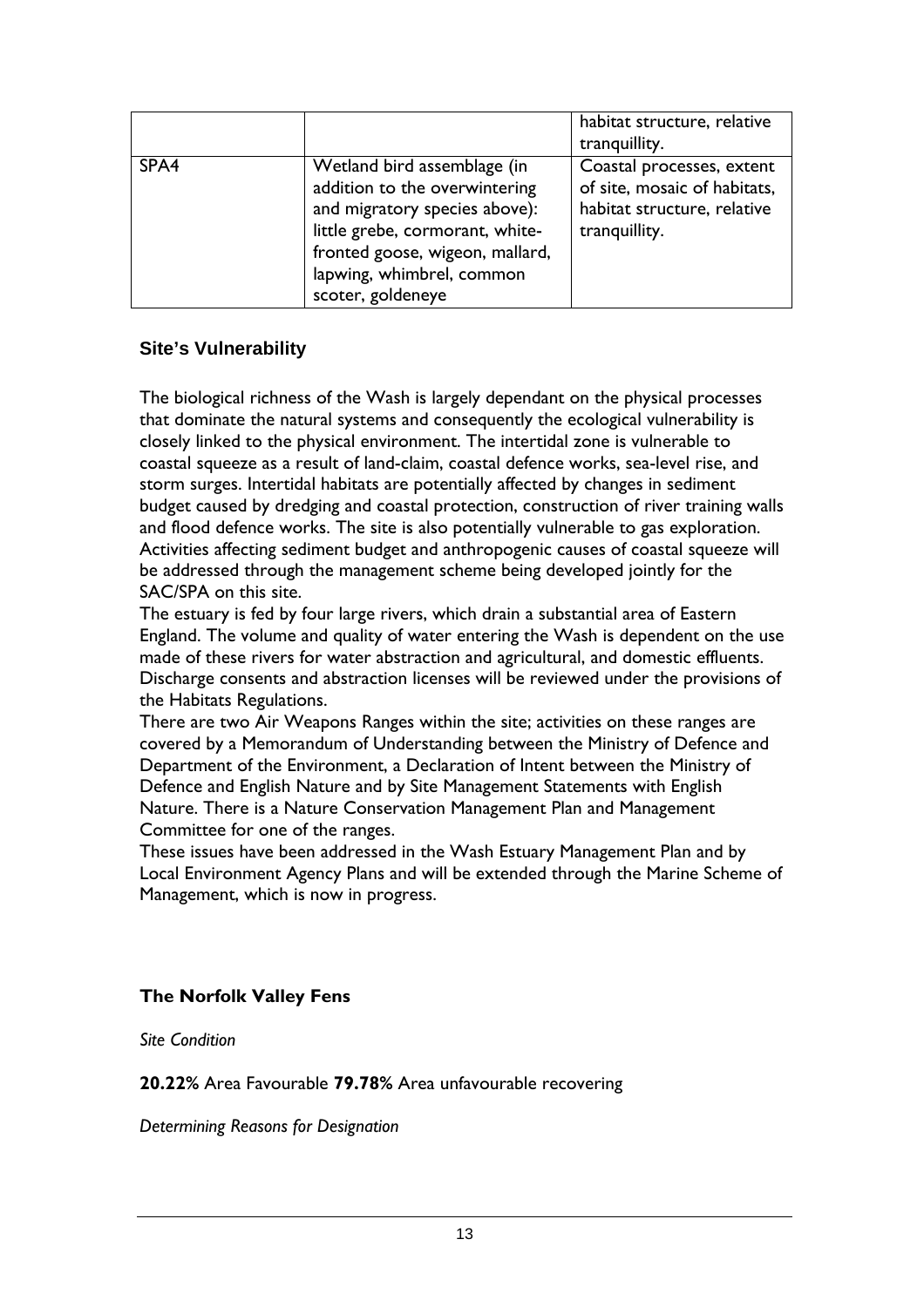| | | habitat structure, relative tranquillity. |
|---|---|---|
| SPA4 | Wetland bird assemblage (in addition to the overwintering and migratory species above): little grebe, cormorant, white-fronted goose, wigeon, mallard, lapwing, whimbrel, common scoter, goldeneye | Coastal processes, extent of site, mosaic of habitats, habitat structure, relative tranquillity. |

### Site's Vulnerability

The biological richness of the Wash is largely dependant on the physical processes that dominate the natural systems and consequently the ecological vulnerability is closely linked to the physical environment. The intertidal zone is vulnerable to coastal squeeze as a result of land-claim, coastal defence works, sea-level rise, and storm surges. Intertidal habitats are potentially affected by changes in sediment budget caused by dredging and coastal protection, construction of river training walls and flood defence works. The site is also potentially vulnerable to gas exploration. Activities affecting sediment budget and anthropogenic causes of coastal squeeze will be addressed through the management scheme being developed jointly for the SAC/SPA on this site.

The estuary is fed by four large rivers, which drain a substantial area of Eastern England. The volume and quality of water entering the Wash is dependent on the use made of these rivers for water abstraction and agricultural, and domestic effluents. Discharge consents and abstraction licenses will be reviewed under the provisions of the Habitats Regulations.

There are two Air Weapons Ranges within the site; activities on these ranges are covered by a Memorandum of Understanding between the Ministry of Defence and Department of the Environment, a Declaration of Intent between the Ministry of Defence and English Nature and by Site Management Statements with English Nature. There is a Nature Conservation Management Plan and Management Committee for one of the ranges.

These issues have been addressed in the Wash Estuary Management Plan and by Local Environment Agency Plans and will be extended through the Marine Scheme of Management, which is now in progress.

### The Norfolk Valley Fens

*Site Condition*

**20.22%** Area Favourable **79.78%** Area unfavourable recovering

*Determining Reasons for Designation*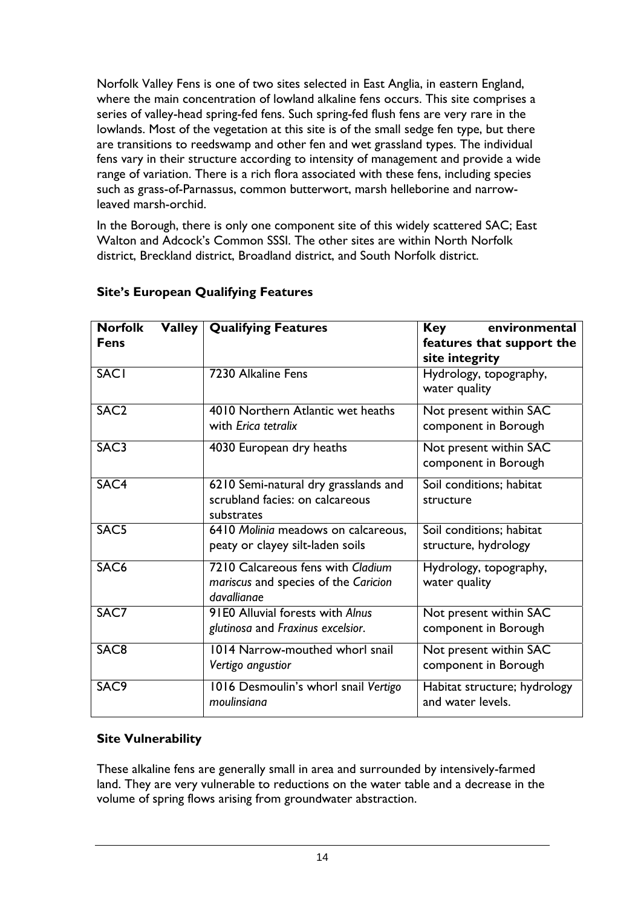Norfolk Valley Fens is one of two sites selected in East Anglia, in eastern England, where the main concentration of lowland alkaline fens occurs. This site comprises a series of valley-head spring-fed fens. Such spring-fed flush fens are very rare in the lowlands. Most of the vegetation at this site is of the small sedge fen type, but there are transitions to reedswamp and other fen and wet grassland types. The individual fens vary in their structure according to intensity of management and provide a wide range of variation. There is a rich flora associated with these fens, including species such as grass-of-Parnassus, common butterwort, marsh helleborine and narrow-leaved marsh-orchid.

In the Borough, there is only one component site of this widely scattered SAC; East Walton and Adcock's Common SSSI. The other sites are within North Norfolk district, Breckland district, Broadland district, and South Norfolk district.

**Site's European Qualifying Features**

| **Norfolk Valley Fens** | **Qualifying Features** | **Key environmental features that support the site integrity** |
|---|---|---|
| SAC1 | 7230 Alkaline Fens | Hydrology, topography, water quality |
| SAC2 | 4010 Northern Atlantic wet heaths with *Erica tetralix* | Not present within SAC component in Borough |
| SAC3 | 4030 European dry heaths | Not present within SAC component in Borough |
| SAC4 | 6210 Semi-natural dry grasslands and scrubland facies: on calcareous substrates | Soil conditions; habitat structure |
| SAC5 | 6410 *Molinia* meadows on calcareous, peaty or clayey silt-laden soils | Soil conditions; habitat structure, hydrology |
| SAC6 | 7210 Calcareous fens with *Cladium mariscus* and species of the *Caricion davallianae* | Hydrology, topography, water quality |
| SAC7 | 91E0 Alluvial forests with *Alnus glutinosa* and *Fraxinus excelsior*. | Not present within SAC component in Borough |
| SAC8 | 1014 Narrow-mouthed whorl snail *Vertigo angustior* | Not present within SAC component in Borough |
| SAC9 | 1016 Desmoulin's whorl snail *Vertigo moulinsiana* | Habitat structure; hydrology and water levels. |

**Site Vulnerability**

These alkaline fens are generally small in area and surrounded by intensively-farmed land. They are very vulnerable to reductions on the water table and a decrease in the volume of spring flows arising from groundwater abstraction.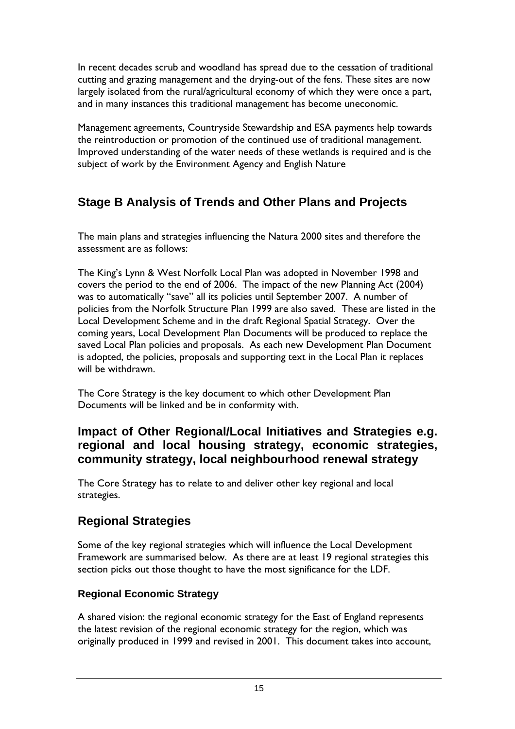In recent decades scrub and woodland has spread due to the cessation of traditional cutting and grazing management and the drying-out of the fens. These sites are now largely isolated from the rural/agricultural economy of which they were once a part, and in many instances this traditional management has become uneconomic.

Management agreements, Countryside Stewardship and ESA payments help towards the reintroduction or promotion of the continued use of traditional management. Improved understanding of the water needs of these wetlands is required and is the subject of work by the Environment Agency and English Nature

## Stage B Analysis of Trends and Other Plans and Projects

The main plans and strategies influencing the Natura 2000 sites and therefore the assessment are as follows:

The King's Lynn & West Norfolk Local Plan was adopted in November 1998 and covers the period to the end of 2006. The impact of the new Planning Act (2004) was to automatically "save" all its policies until September 2007. A number of policies from the Norfolk Structure Plan 1999 are also saved. These are listed in the Local Development Scheme and in the draft Regional Spatial Strategy. Over the coming years, Local Development Plan Documents will be produced to replace the saved Local Plan policies and proposals. As each new Development Plan Document is adopted, the policies, proposals and supporting text in the Local Plan it replaces will be withdrawn.

The Core Strategy is the key document to which other Development Plan Documents will be linked and be in conformity with.

## Impact of Other Regional/Local Initiatives and Strategies e.g. regional and local housing strategy, economic strategies, community strategy, local neighbourhood renewal strategy

The Core Strategy has to relate to and deliver other key regional and local strategies.

## Regional Strategies

Some of the key regional strategies which will influence the Local Development Framework are summarised below. As there are at least 19 regional strategies this section picks out those thought to have the most significance for the LDF.

### Regional Economic Strategy

A shared vision: the regional economic strategy for the East of England represents the latest revision of the regional economic strategy for the region, which was originally produced in 1999 and revised in 2001. This document takes into account,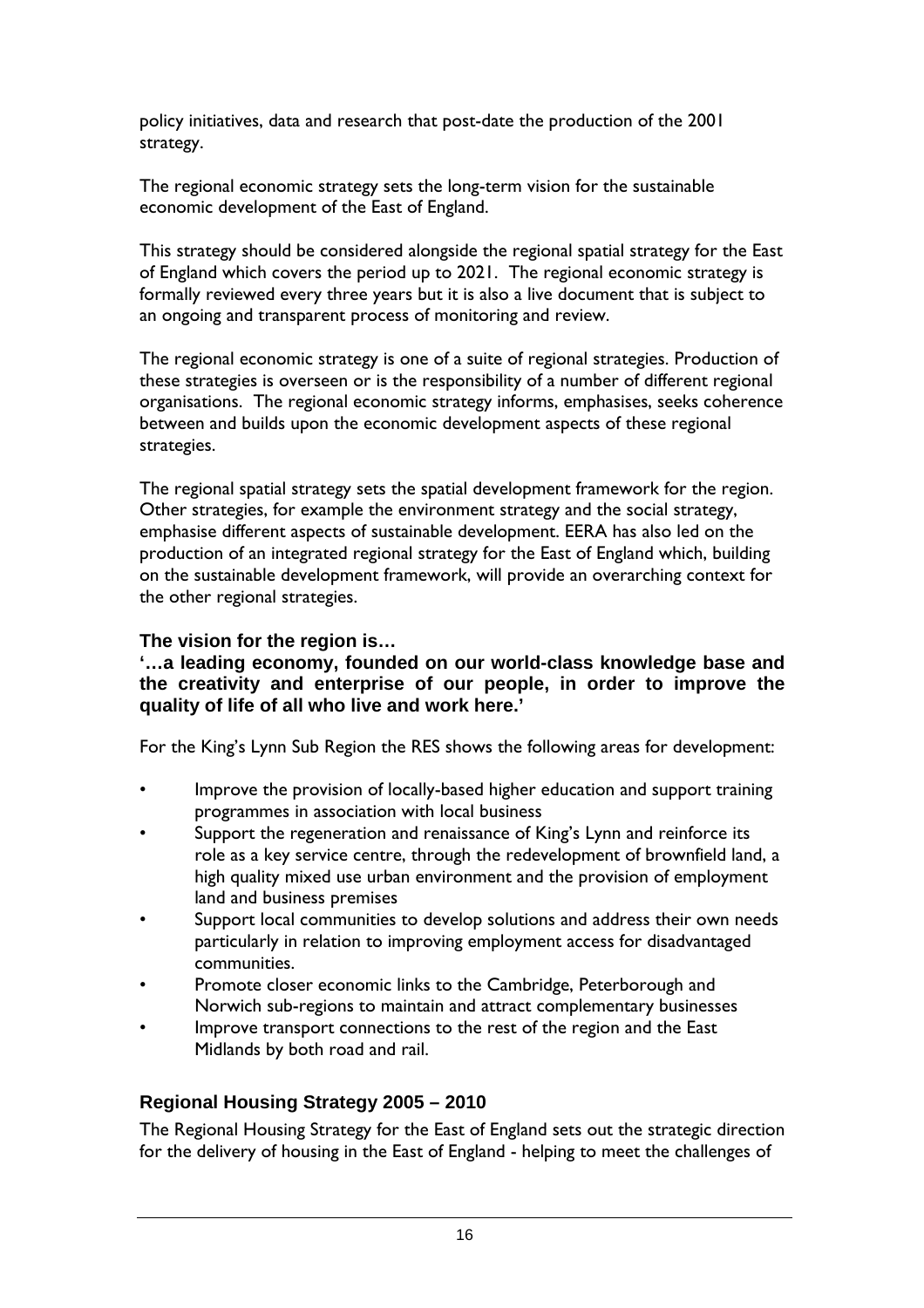policy initiatives, data and research that post-date the production of the 2001 strategy.

The regional economic strategy sets the long-term vision for the sustainable economic development of the East of England.

This strategy should be considered alongside the regional spatial strategy for the East of England which covers the period up to 2021. The regional economic strategy is formally reviewed every three years but it is also a live document that is subject to an ongoing and transparent process of monitoring and review.

The regional economic strategy is one of a suite of regional strategies. Production of these strategies is overseen or is the responsibility of a number of different regional organisations. The regional economic strategy informs, emphasises, seeks coherence between and builds upon the economic development aspects of these regional strategies.

The regional spatial strategy sets the spatial development framework for the region. Other strategies, for example the environment strategy and the social strategy, emphasise different aspects of sustainable development. EERA has also led on the production of an integrated regional strategy for the East of England which, building on the sustainable development framework, will provide an overarching context for the other regional strategies.

**The vision for the region is…**

**'…a leading economy, founded on our world-class knowledge base and the creativity and enterprise of our people, in order to improve the quality of life of all who live and work here.'**

For the King's Lynn Sub Region the RES shows the following areas for development:

- Improve the provision of locally-based higher education and support training programmes in association with local business
- Support the regeneration and renaissance of King's Lynn and reinforce its role as a key service centre, through the redevelopment of brownfield land, a high quality mixed use urban environment and the provision of employment land and business premises
- Support local communities to develop solutions and address their own needs particularly in relation to improving employment access for disadvantaged communities.
- Promote closer economic links to the Cambridge, Peterborough and Norwich sub-regions to maintain and attract complementary businesses
- Improve transport connections to the rest of the region and the East Midlands by both road and rail.

## Regional Housing Strategy 2005 – 2010

The Regional Housing Strategy for the East of England sets out the strategic direction for the delivery of housing in the East of England - helping to meet the challenges of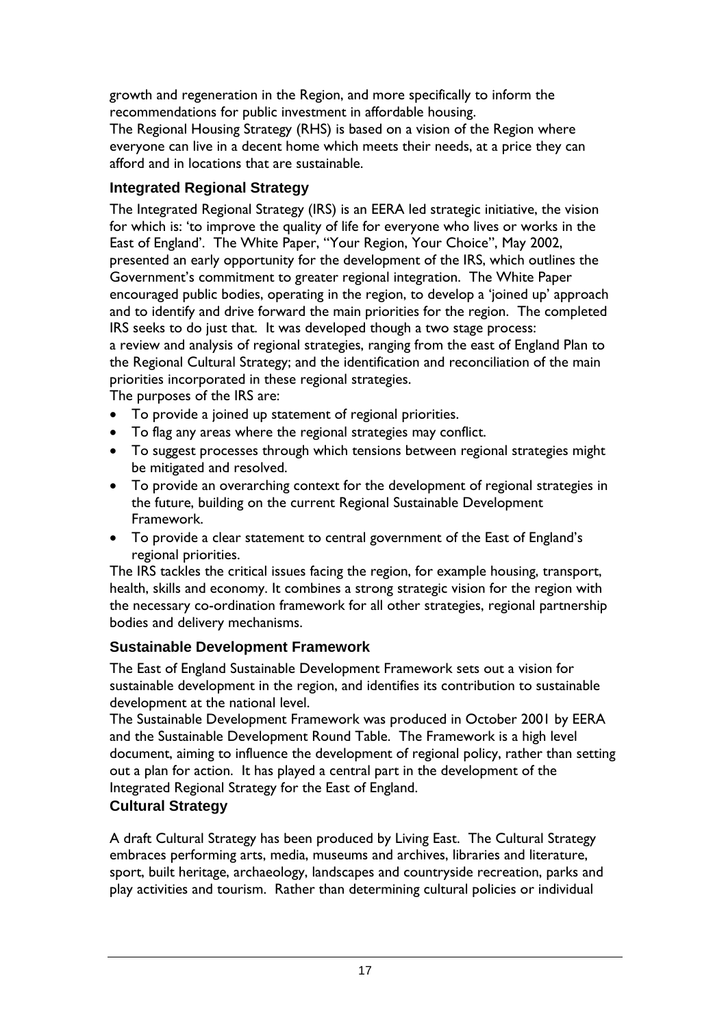growth and regeneration in the Region, and more specifically to inform the recommendations for public investment in affordable housing.

The Regional Housing Strategy (RHS) is based on a vision of the Region where everyone can live in a decent home which meets their needs, at a price they can afford and in locations that are sustainable.

### Integrated Regional Strategy

The Integrated Regional Strategy (IRS) is an EERA led strategic initiative, the vision for which is: 'to improve the quality of life for everyone who lives or works in the East of England'. The White Paper, "Your Region, Your Choice", May 2002, presented an early opportunity for the development of the IRS, which outlines the Government's commitment to greater regional integration. The White Paper encouraged public bodies, operating in the region, to develop a 'joined up' approach and to identify and drive forward the main priorities for the region. The completed IRS seeks to do just that. It was developed though a two stage process: a review and analysis of regional strategies, ranging from the east of England Plan to the Regional Cultural Strategy; and the identification and reconciliation of the main priorities incorporated in these regional strategies.

The purposes of the IRS are:

- To provide a joined up statement of regional priorities.
- To flag any areas where the regional strategies may conflict.
- To suggest processes through which tensions between regional strategies might be mitigated and resolved.
- To provide an overarching context for the development of regional strategies in the future, building on the current Regional Sustainable Development Framework.
- To provide a clear statement to central government of the East of England's regional priorities.

The IRS tackles the critical issues facing the region, for example housing, transport, health, skills and economy. It combines a strong strategic vision for the region with the necessary co-ordination framework for all other strategies, regional partnership bodies and delivery mechanisms.

### Sustainable Development Framework

The East of England Sustainable Development Framework sets out a vision for sustainable development in the region, and identifies its contribution to sustainable development at the national level.

The Sustainable Development Framework was produced in October 2001 by EERA and the Sustainable Development Round Table. The Framework is a high level document, aiming to influence the development of regional policy, rather than setting out a plan for action. It has played a central part in the development of the Integrated Regional Strategy for the East of England.

### Cultural Strategy

A draft Cultural Strategy has been produced by Living East. The Cultural Strategy embraces performing arts, media, museums and archives, libraries and literature, sport, built heritage, archaeology, landscapes and countryside recreation, parks and play activities and tourism. Rather than determining cultural policies or individual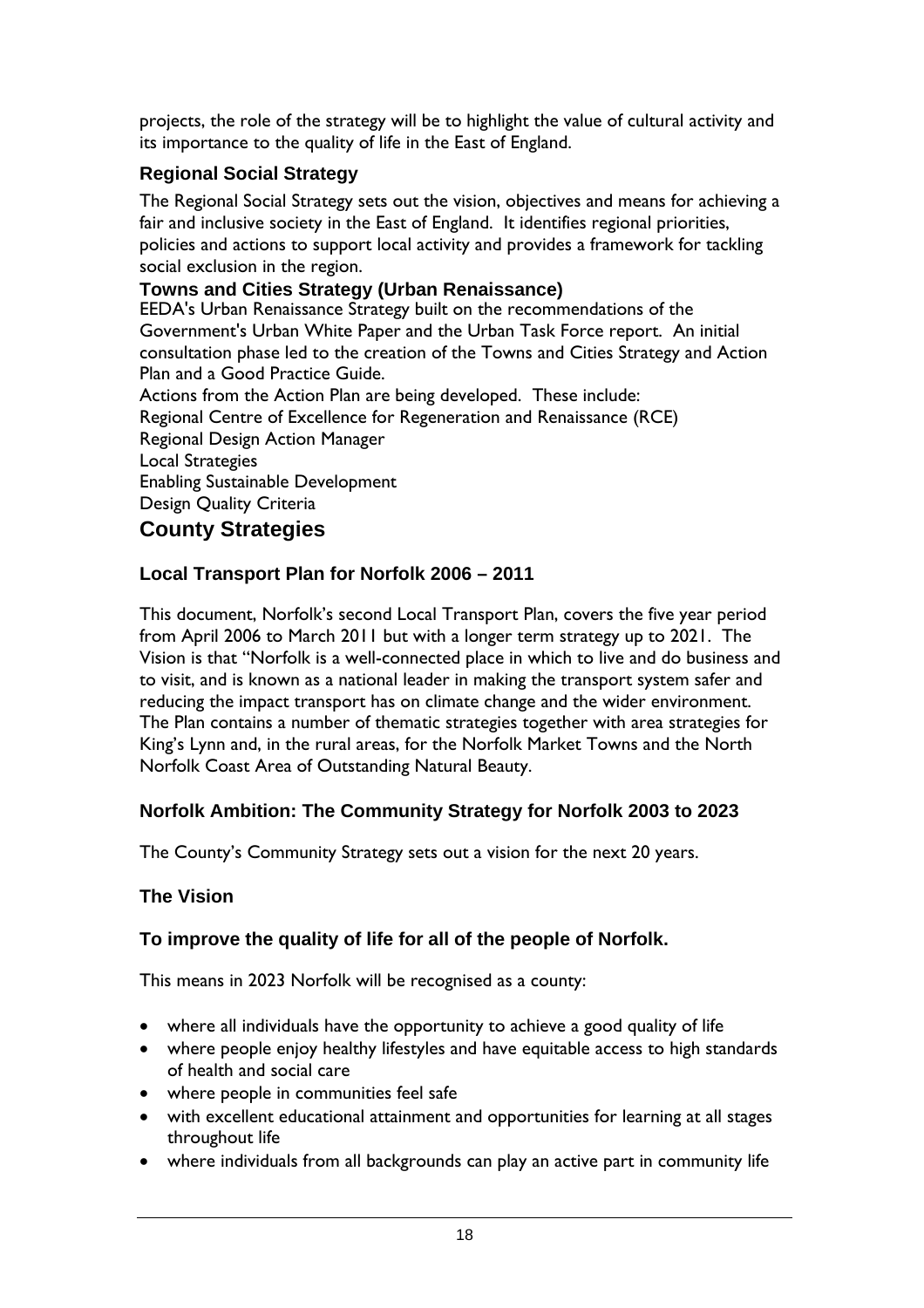projects, the role of the strategy will be to highlight the value of cultural activity and its importance to the quality of life in the East of England.

### Regional Social Strategy

The Regional Social Strategy sets out the vision, objectives and means for achieving a fair and inclusive society in the East of England. It identifies regional priorities, policies and actions to support local activity and provides a framework for tackling social exclusion in the region.

### Towns and Cities Strategy (Urban Renaissance)

EEDA's Urban Renaissance Strategy built on the recommendations of the Government's Urban White Paper and the Urban Task Force report. An initial consultation phase led to the creation of the Towns and Cities Strategy and Action Plan and a Good Practice Guide.
Actions from the Action Plan are being developed. These include:
Regional Centre of Excellence for Regeneration and Renaissance (RCE)
Regional Design Action Manager
Local Strategies
Enabling Sustainable Development
Design Quality Criteria

## County Strategies

### Local Transport Plan for Norfolk 2006 – 2011

This document, Norfolk's second Local Transport Plan, covers the five year period from April 2006 to March 2011 but with a longer term strategy up to 2021. The Vision is that "Norfolk is a well-connected place in which to live and do business and to visit, and is known as a national leader in making the transport system safer and reducing the impact transport has on climate change and the wider environment. The Plan contains a number of thematic strategies together with area strategies for King's Lynn and, in the rural areas, for the Norfolk Market Towns and the North Norfolk Coast Area of Outstanding Natural Beauty.

### Norfolk Ambition: The Community Strategy for Norfolk 2003 to 2023

The County's Community Strategy sets out a vision for the next 20 years.

### The Vision

### To improve the quality of life for all of the people of Norfolk.

This means in 2023 Norfolk will be recognised as a county:

- where all individuals have the opportunity to achieve a good quality of life
- where people enjoy healthy lifestyles and have equitable access to high standards of health and social care
- where people in communities feel safe
- with excellent educational attainment and opportunities for learning at all stages throughout life
- where individuals from all backgrounds can play an active part in community life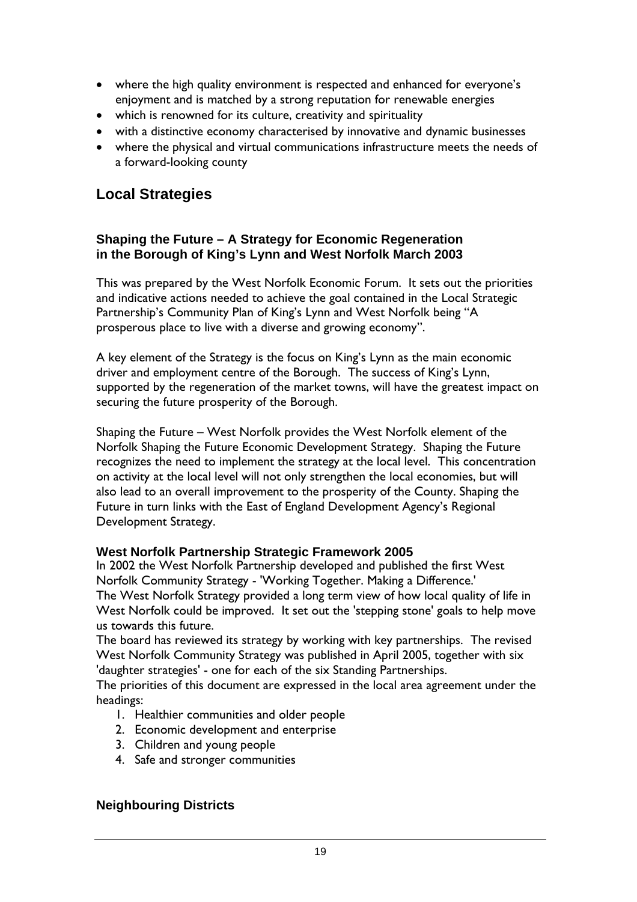- where the high quality environment is respected and enhanced for everyone's enjoyment and is matched by a strong reputation for renewable energies
- which is renowned for its culture, creativity and spirituality
- with a distinctive economy characterised by innovative and dynamic businesses
- where the physical and virtual communications infrastructure meets the needs of a forward-looking county

## Local Strategies

### Shaping the Future – A Strategy for Economic Regeneration in the Borough of King's Lynn and West Norfolk March 2003

This was prepared by the West Norfolk Economic Forum. It sets out the priorities and indicative actions needed to achieve the goal contained in the Local Strategic Partnership's Community Plan of King's Lynn and West Norfolk being "A prosperous place to live with a diverse and growing economy".

A key element of the Strategy is the focus on King's Lynn as the main economic driver and employment centre of the Borough. The success of King's Lynn, supported by the regeneration of the market towns, will have the greatest impact on securing the future prosperity of the Borough.

Shaping the Future – West Norfolk provides the West Norfolk element of the Norfolk Shaping the Future Economic Development Strategy. Shaping the Future recognizes the need to implement the strategy at the local level. This concentration on activity at the local level will not only strengthen the local economies, but will also lead to an overall improvement to the prosperity of the County. Shaping the Future in turn links with the East of England Development Agency's Regional Development Strategy.

### West Norfolk Partnership Strategic Framework 2005

In 2002 the West Norfolk Partnership developed and published the first West Norfolk Community Strategy - 'Working Together. Making a Difference.'
The West Norfolk Strategy provided a long term view of how local quality of life in West Norfolk could be improved. It set out the 'stepping stone' goals to help move us towards this future.
The board has reviewed its strategy by working with key partnerships. The revised West Norfolk Community Strategy was published in April 2005, together with six 'daughter strategies' - one for each of the six Standing Partnerships.
The priorities of this document are expressed in the local area agreement under the headings:

1. Healthier communities and older people
2. Economic development and enterprise
3. Children and young people
4. Safe and stronger communities

### Neighbouring Districts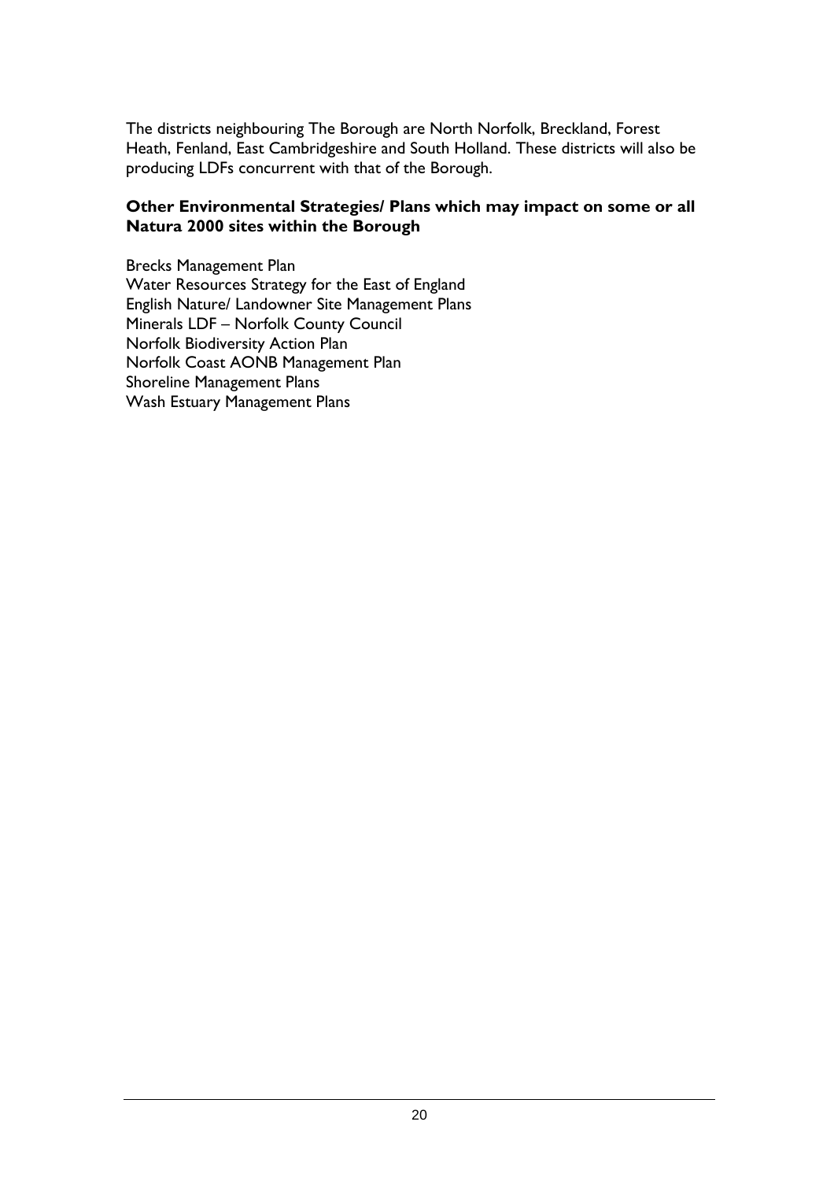The districts neighbouring The Borough are North Norfolk, Breckland, Forest Heath, Fenland, East Cambridgeshire and South Holland. These districts will also be producing LDFs concurrent with that of the Borough.

**Other Environmental Strategies/ Plans which may impact on some or all Natura 2000 sites within the Borough**

Brecks Management Plan
Water Resources Strategy for the East of England
English Nature/ Landowner Site Management Plans
Minerals LDF – Norfolk County Council
Norfolk Biodiversity Action Plan
Norfolk Coast AONB Management Plan
Shoreline Management Plans
Wash Estuary Management Plans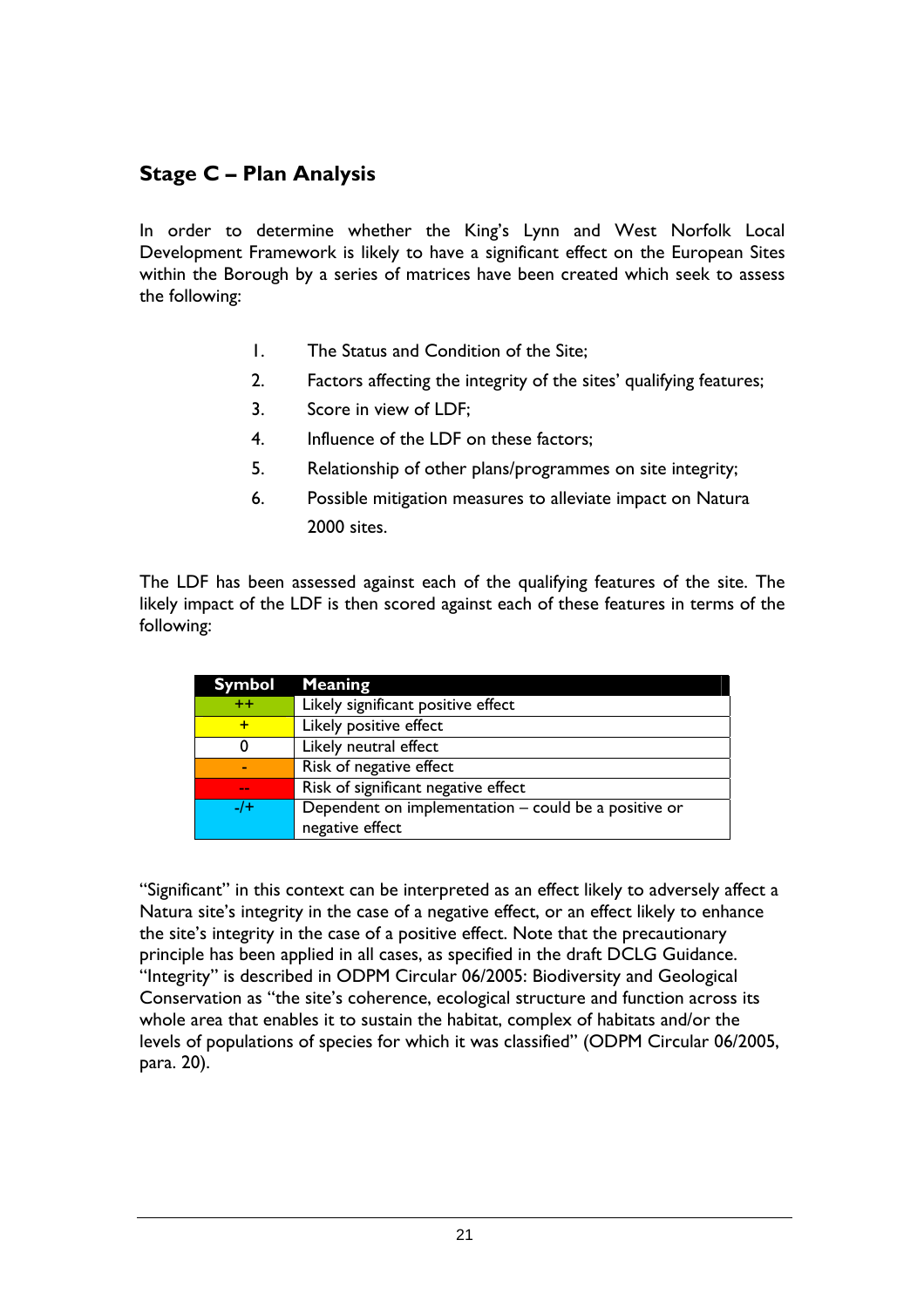## Stage C – Plan Analysis

In order to determine whether the King's Lynn and West Norfolk Local Development Framework is likely to have a significant effect on the European Sites within the Borough by a series of matrices have been created which seek to assess the following:

1. The Status and Condition of the Site;
2. Factors affecting the integrity of the sites' qualifying features;
3. Score in view of LDF;
4. Influence of the LDF on these factors;
5. Relationship of other plans/programmes on site integrity;
6. Possible mitigation measures to alleviate impact on Natura 2000 sites.

The LDF has been assessed against each of the qualifying features of the site. The likely impact of the LDF is then scored against each of these features in terms of the following:

| Symbol | Meaning |
|---|---|
| ++ | Likely significant positive effect |
| + | Likely positive effect |
| 0 | Likely neutral effect |
| - | Risk of negative effect |
| -- | Risk of significant negative effect |
| -/+ | Dependent on implementation – could be a positive or negative effect |

"Significant" in this context can be interpreted as an effect likely to adversely affect a Natura site's integrity in the case of a negative effect, or an effect likely to enhance the site's integrity in the case of a positive effect. Note that the precautionary principle has been applied in all cases, as specified in the draft DCLG Guidance. "Integrity" is described in ODPM Circular 06/2005: Biodiversity and Geological Conservation as "the site's coherence, ecological structure and function across its whole area that enables it to sustain the habitat, complex of habitats and/or the levels of populations of species for which it was classified" (ODPM Circular 06/2005, para. 20).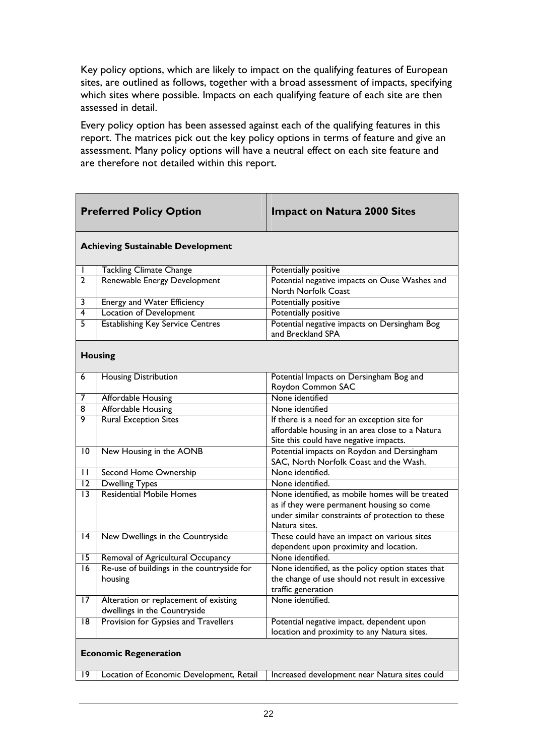Key policy options, which are likely to impact on the qualifying features of European sites, are outlined as follows, together with a broad assessment of impacts, specifying which sites where possible. Impacts on each qualifying feature of each site are then assessed in detail.

Every policy option has been assessed against each of the qualifying features in this report. The matrices pick out the key policy options in terms of feature and give an assessment. Many policy options will have a neutral effect on each site feature and are therefore not detailed within this report.

| | **Preferred Policy Option** | **Impact on Natura 2000 Sites** |
|---|---|---|
| **Achieving Sustainable Development** | | |
| 1 | Tackling Climate Change | Potentially positive |
| 2 | Renewable Energy Development | Potential negative impacts on Ouse Washes and North Norfolk Coast |
| 3 | Energy and Water Efficiency | Potentially positive |
| 4 | Location of Development | Potentially positive |
| 5 | Establishing Key Service Centres | Potential negative impacts on Dersingham Bog and Breckland SPA |
| **Housing** | | |
| 6 | Housing Distribution | Potential Impacts on Dersingham Bog and Roydon Common SAC |
| 7 | Affordable Housing | None identified |
| 8 | Affordable Housing | None identified |
| 9 | Rural Exception Sites | If there is a need for an exception site for affordable housing in an area close to a Natura Site this could have negative impacts. |
| 10 | New Housing in the AONB | Potential impacts on Roydon and Dersingham SAC, North Norfolk Coast and the Wash. |
| 11 | Second Home Ownership | None identified. |
| 12 | Dwelling Types | None identified. |
| 13 | Residential Mobile Homes | None identified, as mobile homes will be treated as if they were permanent housing so come under similar constraints of protection to these Natura sites. |
| 14 | New Dwellings in the Countryside | These could have an impact on various sites dependent upon proximity and location. |
| 15 | Removal of Agricultural Occupancy | None identified. |
| 16 | Re-use of buildings in the countryside for housing | None identified, as the policy option states that the change of use should not result in excessive traffic generation |
| 17 | Alteration or replacement of existing dwellings in the Countryside | None identified. |
| 18 | Provision for Gypsies and Travellers | Potential negative impact, dependent upon location and proximity to any Natura sites. |
| **Economic Regeneration** | | |
| 19 | Location of Economic Development, Retail | Increased development near Natura sites could |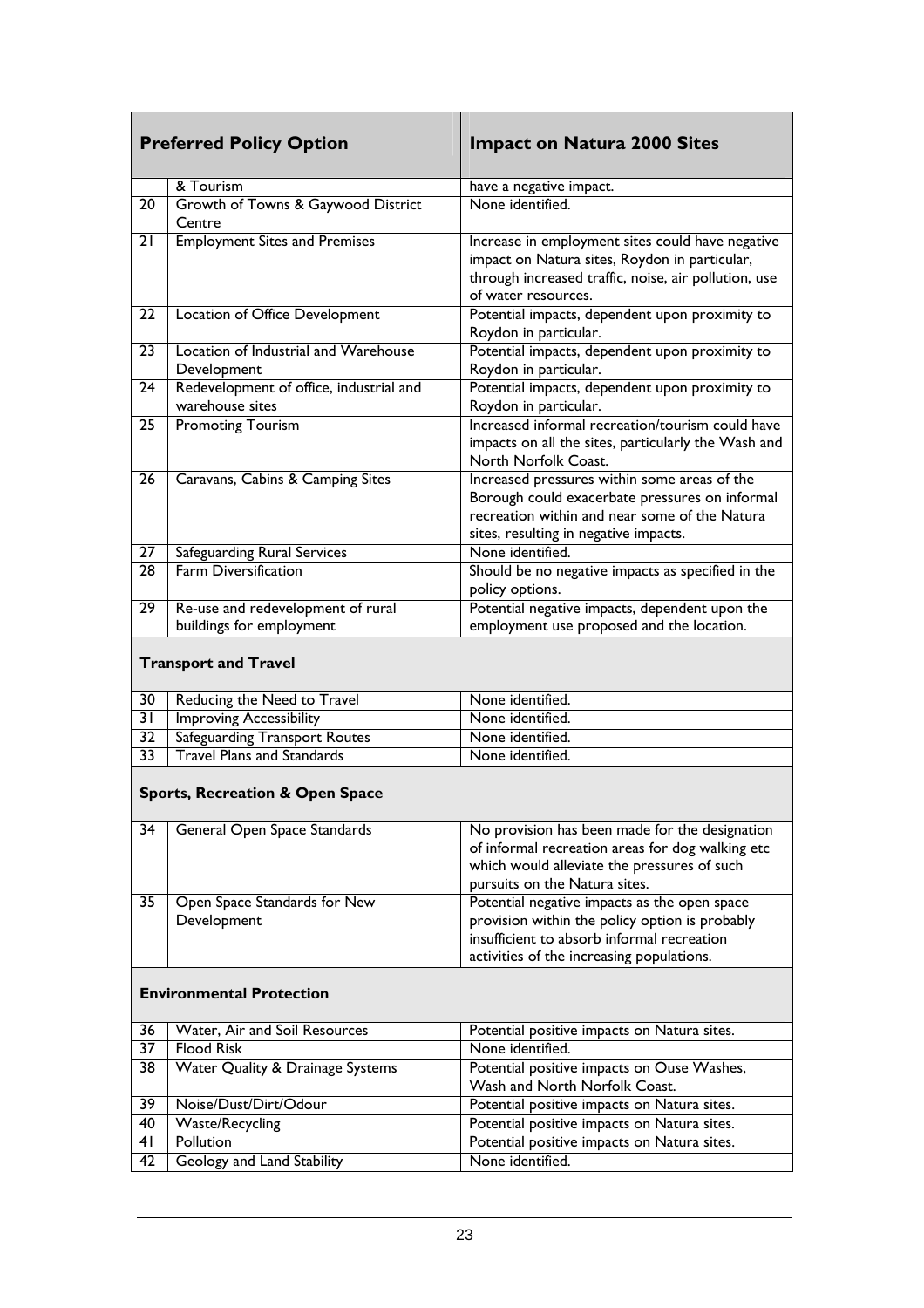| | Preferred Policy Option | Impact on Natura 2000 Sites |
|---|---|---|
| | & Tourism | have a negative impact. |
| 20 | Growth of Towns & Gaywood District Centre | None identified. |
| 21 | Employment Sites and Premises | Increase in employment sites could have negative impact on Natura sites, Roydon in particular, through increased traffic, noise, air pollution, use of water resources. |
| 22 | Location of Office Development | Potential impacts, dependent upon proximity to Roydon in particular. |
| 23 | Location of Industrial and Warehouse Development | Potential impacts, dependent upon proximity to Roydon in particular. |
| 24 | Redevelopment of office, industrial and warehouse sites | Potential impacts, dependent upon proximity to Roydon in particular. |
| 25 | Promoting Tourism | Increased informal recreation/tourism could have impacts on all the sites, particularly the Wash and North Norfolk Coast. |
| 26 | Caravans, Cabins & Camping Sites | Increased pressures within some areas of the Borough could exacerbate pressures on informal recreation within and near some of the Natura sites, resulting in negative impacts. |
| 27 | Safeguarding Rural Services | None identified. |
| 28 | Farm Diversification | Should be no negative impacts as specified in the policy options. |
| 29 | Re-use and redevelopment of rural buildings for employment | Potential negative impacts, dependent upon the employment use proposed and the location. |
| | **Transport and Travel** | |
| 30 | Reducing the Need to Travel | None identified. |
| 31 | Improving Accessibility | None identified. |
| 32 | Safeguarding Transport Routes | None identified. |
| 33 | Travel Plans and Standards | None identified. |
| | **Sports, Recreation & Open Space** | |
| 34 | General Open Space Standards | No provision has been made for the designation of informal recreation areas for dog walking etc which would alleviate the pressures of such pursuits on the Natura sites. |
| 35 | Open Space Standards for New Development | Potential negative impacts as the open space provision within the policy option is probably insufficient to absorb informal recreation activities of the increasing populations. |
| | **Environmental Protection** | |
| 36 | Water, Air and Soil Resources | Potential positive impacts on Natura sites. |
| 37 | Flood Risk | None identified. |
| 38 | Water Quality & Drainage Systems | Potential positive impacts on Ouse Washes, Wash and North Norfolk Coast. |
| 39 | Noise/Dust/Dirt/Odour | Potential positive impacts on Natura sites. |
| 40 | Waste/Recycling | Potential positive impacts on Natura sites. |
| 41 | Pollution | Potential positive impacts on Natura sites. |
| 42 | Geology and Land Stability | None identified. |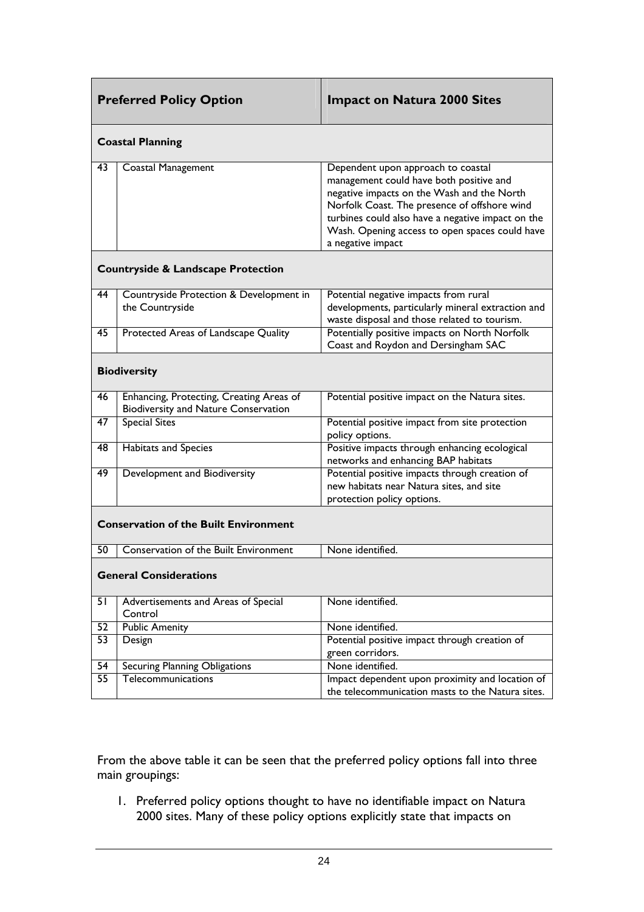| Preferred Policy Option | | Impact on Natura 2000 Sites |
|---|---|---|
| **Coastal Planning** | | |
| 43 | Coastal Management | Dependent upon approach to coastal management could have both positive and negative impacts on the Wash and the North Norfolk Coast. The presence of offshore wind turbines could also have a negative impact on the Wash. Opening access to open spaces could have a negative impact |
| **Countryside & Landscape Protection** | | |
| 44 | Countryside Protection & Development in the Countryside | Potential negative impacts from rural developments, particularly mineral extraction and waste disposal and those related to tourism. |
| 45 | Protected Areas of Landscape Quality | Potentially positive impacts on North Norfolk Coast and Roydon and Dersingham SAC |
| **Biodiversity** | | |
| 46 | Enhancing, Protecting, Creating Areas of Biodiversity and Nature Conservation | Potential positive impact on the Natura sites. |
| 47 | Special Sites | Potential positive impact from site protection policy options. |
| 48 | Habitats and Species | Positive impacts through enhancing ecological networks and enhancing BAP habitats |
| 49 | Development and Biodiversity | Potential positive impacts through creation of new habitats near Natura sites, and site protection policy options. |
| **Conservation of the Built Environment** | | |
| 50 | Conservation of the Built Environment | None identified. |
| **General Considerations** | | |
| 51 | Advertisements and Areas of Special Control | None identified. |
| 52 | Public Amenity | None identified. |
| 53 | Design | Potential positive impact through creation of green corridors. |
| 54 | Securing Planning Obligations | None identified. |
| 55 | Telecommunications | Impact dependent upon proximity and location of the telecommunication masts to the Natura sites. |

From the above table it can be seen that the preferred policy options fall into three main groupings:

1. Preferred policy options thought to have no identifiable impact on Natura 2000 sites. Many of these policy options explicitly state that impacts on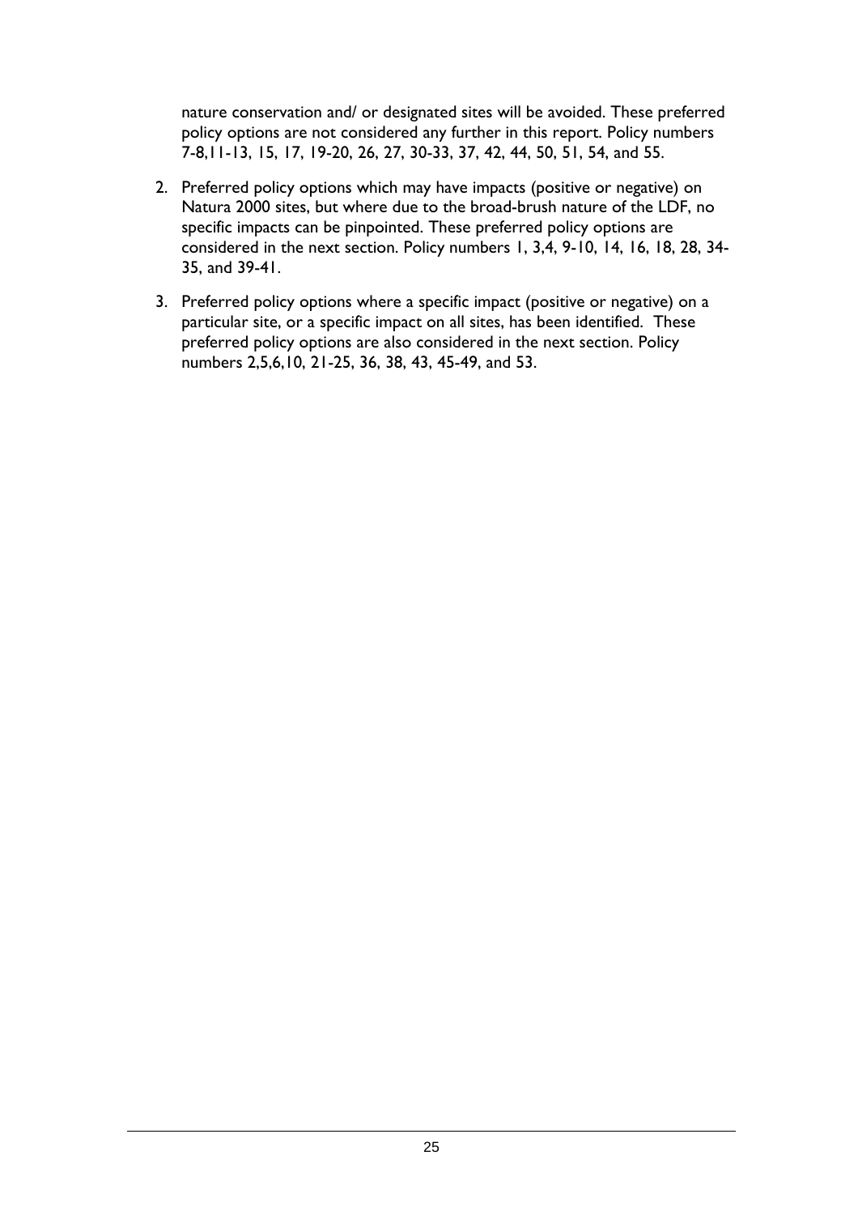nature conservation and/ or designated sites will be avoided. These preferred policy options are not considered any further in this report. Policy numbers 7-8,11-13, 15, 17, 19-20, 26, 27, 30-33, 37, 42, 44, 50, 51, 54, and 55.

2. Preferred policy options which may have impacts (positive or negative) on Natura 2000 sites, but where due to the broad-brush nature of the LDF, no specific impacts can be pinpointed. These preferred policy options are considered in the next section. Policy numbers 1, 3,4, 9-10, 14, 16, 18, 28, 34-35, and 39-41.

3. Preferred policy options where a specific impact (positive or negative) on a particular site, or a specific impact on all sites, has been identified. These preferred policy options are also considered in the next section. Policy numbers 2,5,6,10, 21-25, 36, 38, 43, 45-49, and 53.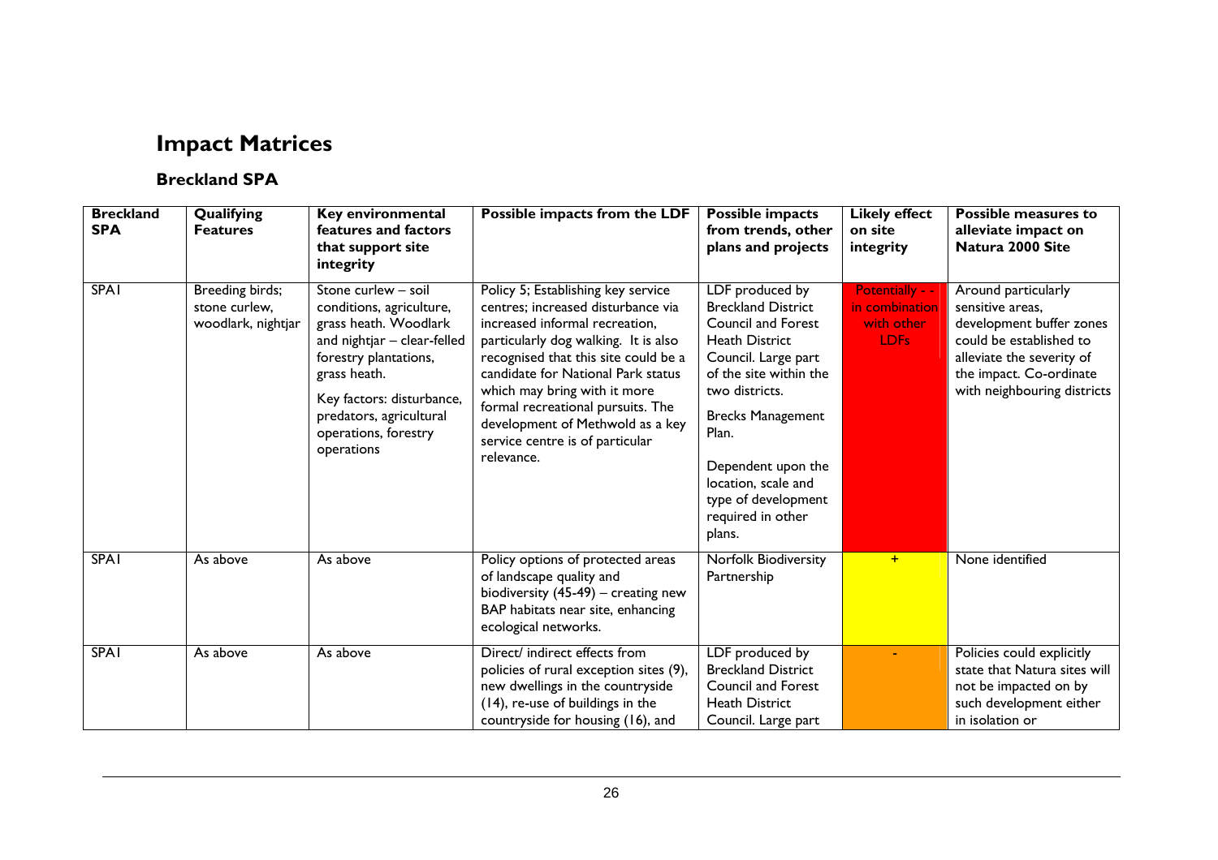# Impact Matrices

## Breckland SPA

| Breckland SPA | Qualifying Features | Key environmental features and factors that support site integrity | Possible impacts from the LDF | Possible impacts from trends, other plans and projects | Likely effect on site integrity | Possible measures to alleviate impact on Natura 2000 Site |
|---|---|---|---|---|---|---|
| SPA1 | Breeding birds; stone curlew, woodlark, nightjar | Stone curlew – soil conditions, agriculture, grass heath. Woodlark and nightjar – clear-felled forestry plantations, grass heath.<br><br>Key factors: disturbance, predators, agricultural operations, forestry operations | Policy 5; Establishing key service centres; increased disturbance via increased informal recreation, particularly dog walking. It is also recognised that this site could be a candidate for National Park status which may bring with it more formal recreational pursuits. The development of Methwold as a key service centre is of particular relevance. | LDF produced by Breckland District Council and Forest Heath District Council. Large part of the site within the two districts.<br><br>Brecks Management Plan.<br><br>Dependent upon the location, scale and type of development required in other plans. | Potentially - - in combination with other LDFs | Around particularly sensitive areas, development buffer zones could be established to alleviate the severity of the impact. Co-ordinate with neighbouring districts |
| SPA1 | As above | As above | Policy options of protected areas of landscape quality and biodiversity (45-49) – creating new BAP habitats near site, enhancing ecological networks. | Norfolk Biodiversity Partnership | + | None identified |
| SPA1 | As above | As above | Direct/ indirect effects from policies of rural exception sites (9), new dwellings in the countryside (14), re-use of buildings in the countryside for housing (16), and | LDF produced by Breckland District Council and Forest Heath District Council. Large part | - | Policies could explicitly state that Natura sites will not be impacted on by such development either in isolation or |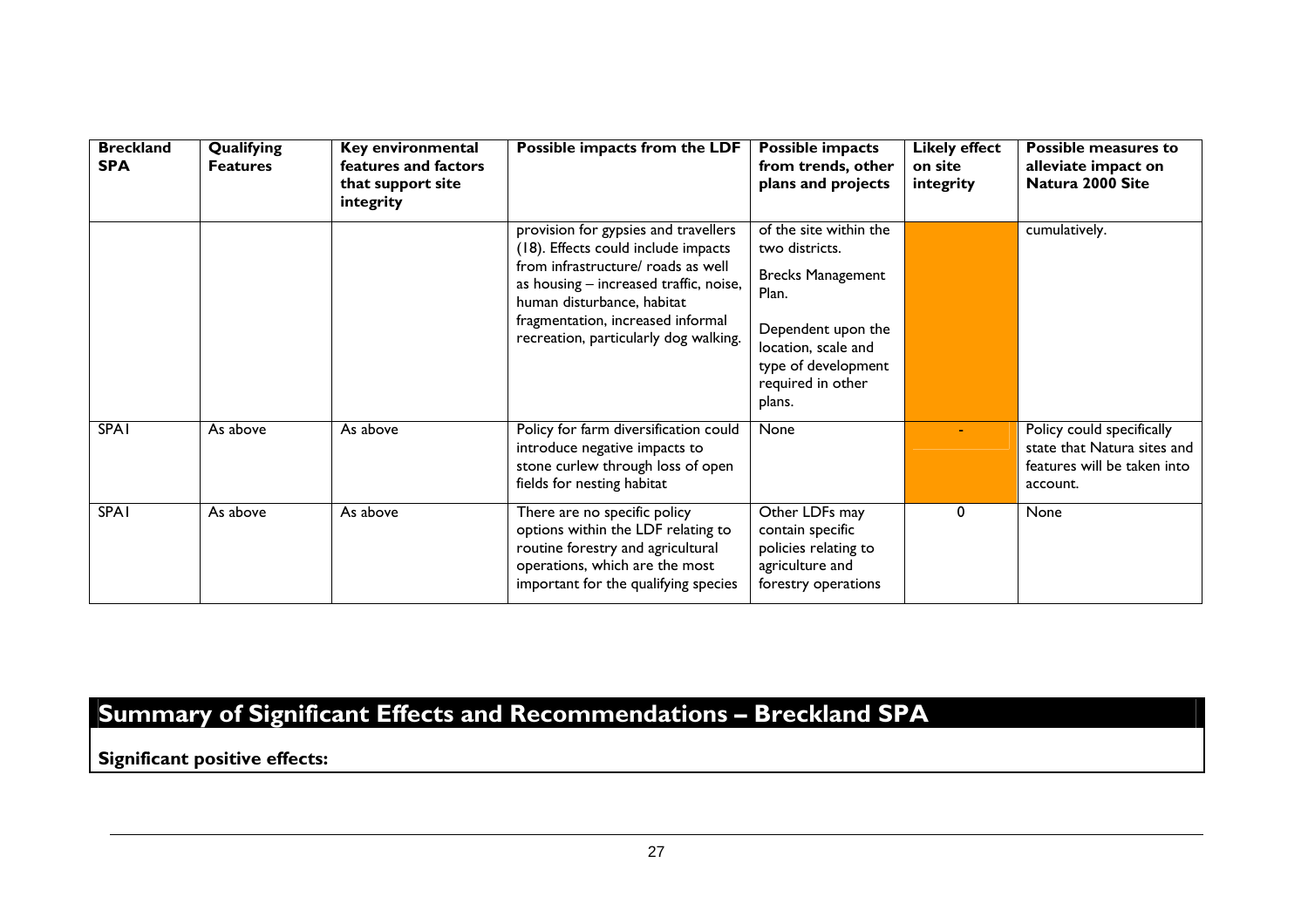| Breckland SPA | Qualifying Features | Key environmental features and factors that support site integrity | Possible impacts from the LDF | Possible impacts from trends, other plans and projects | Likely effect on site integrity | Possible measures to alleviate impact on Natura 2000 Site |
|---|---|---|---|---|---|---|
| | | | provision for gypsies and travellers (18). Effects could include impacts from infrastructure/ roads as well as housing – increased traffic, noise, human disturbance, habitat fragmentation, increased informal recreation, particularly dog walking. | of the site within the two districts. Brecks Management Plan. Dependent upon the location, scale and type of development required in other plans. | | cumulatively. |
| SPA1 | As above | As above | Policy for farm diversification could introduce negative impacts to stone curlew through loss of open fields for nesting habitat | None | - | Policy could specifically state that Natura sites and features will be taken into account. |
| SPA1 | As above | As above | There are no specific policy options within the LDF relating to routine forestry and agricultural operations, which are the most important for the qualifying species | Other LDFs may contain specific policies relating to agriculture and forestry operations | 0 | None |

## Summary of Significant Effects and Recommendations – Breckland SPA

**Significant positive effects:**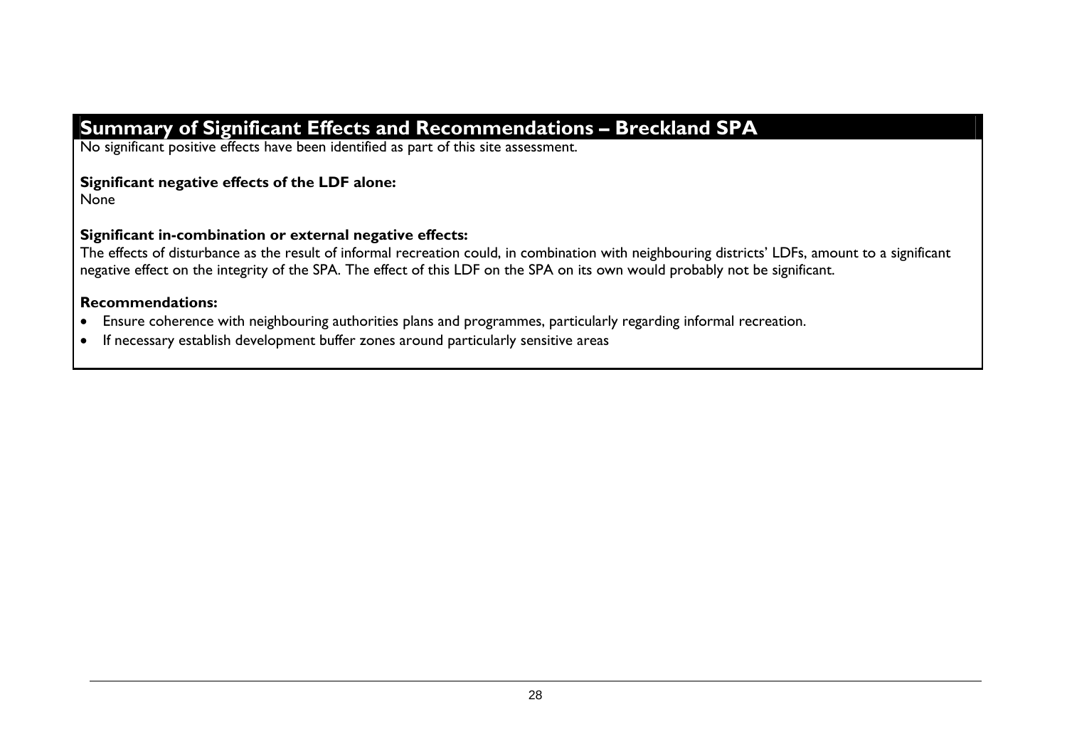## Summary of Significant Effects and Recommendations – Breckland SPA

No significant positive effects have been identified as part of this site assessment.

**Significant negative effects of the LDF alone:**
None

**Significant in-combination or external negative effects:**
The effects of disturbance as the result of informal recreation could, in combination with neighbouring districts' LDFs, amount to a significant negative effect on the integrity of the SPA. The effect of this LDF on the SPA on its own would probably not be significant.

**Recommendations:**

- Ensure coherence with neighbouring authorities plans and programmes, particularly regarding informal recreation.
- If necessary establish development buffer zones around particularly sensitive areas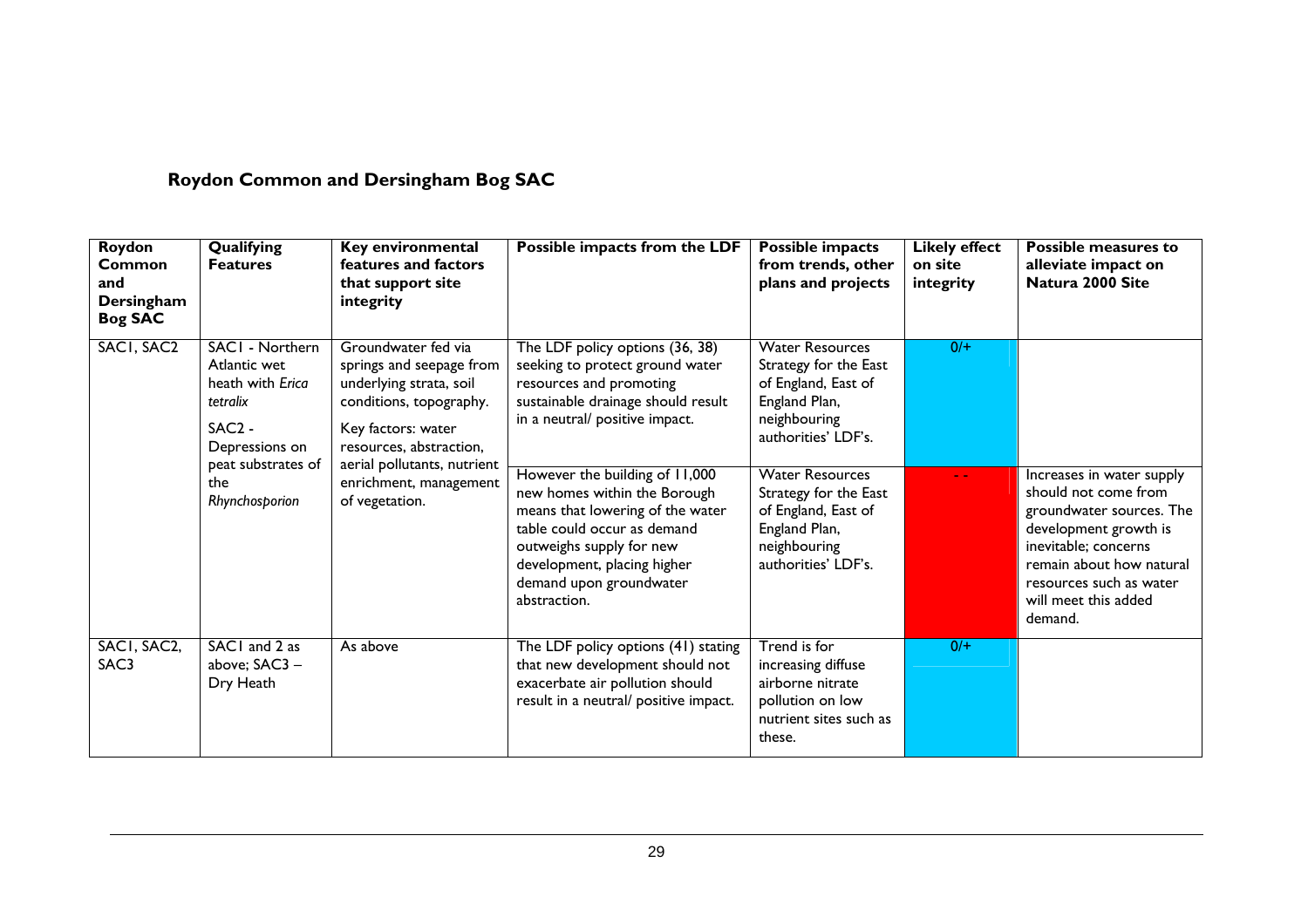## Roydon Common and Dersingham Bog SAC

| Roydon Common and Dersingham Bog SAC | Qualifying Features | Key environmental features and factors that support site integrity | Possible impacts from the LDF | Possible impacts from trends, other plans and projects | Likely effect on site integrity | Possible measures to alleviate impact on Natura 2000 Site |
|---|---|---|---|---|---|---|
| SAC1, SAC2 | SAC1 - Northern Atlantic wet heath with *Erica tetralix*<br><br>SAC2 - Depressions on peat substrates of the *Rhynchosporion* | Groundwater fed via springs and seepage from underlying strata, soil conditions, topography.<br><br>Key factors: water resources, abstraction, aerial pollutants, nutrient enrichment, management of vegetation. | The LDF policy options (36, 38) seeking to protect ground water resources and promoting sustainable drainage should result in a neutral/ positive impact. | Water Resources Strategy for the East of England, East of England Plan, neighbouring authorities' LDF's. | 0/+ | |
| | | | However the building of 11,000 new homes within the Borough means that lowering of the water table could occur as demand outweighs supply for new development, placing higher demand upon groundwater abstraction. | Water Resources Strategy for the East of England, East of England Plan, neighbouring authorities' LDF's. | - - | Increases in water supply should not come from groundwater sources. The development growth is inevitable; concerns remain about how natural resources such as water will meet this added demand. |
| SAC1, SAC2, SAC3 | SAC1 and 2 as above; SAC3 – Dry Heath | As above | The LDF policy options (41) stating that new development should not exacerbate air pollution should result in a neutral/ positive impact. | Trend is for increasing diffuse airborne nitrate pollution on low nutrient sites such as these. | 0/+ | |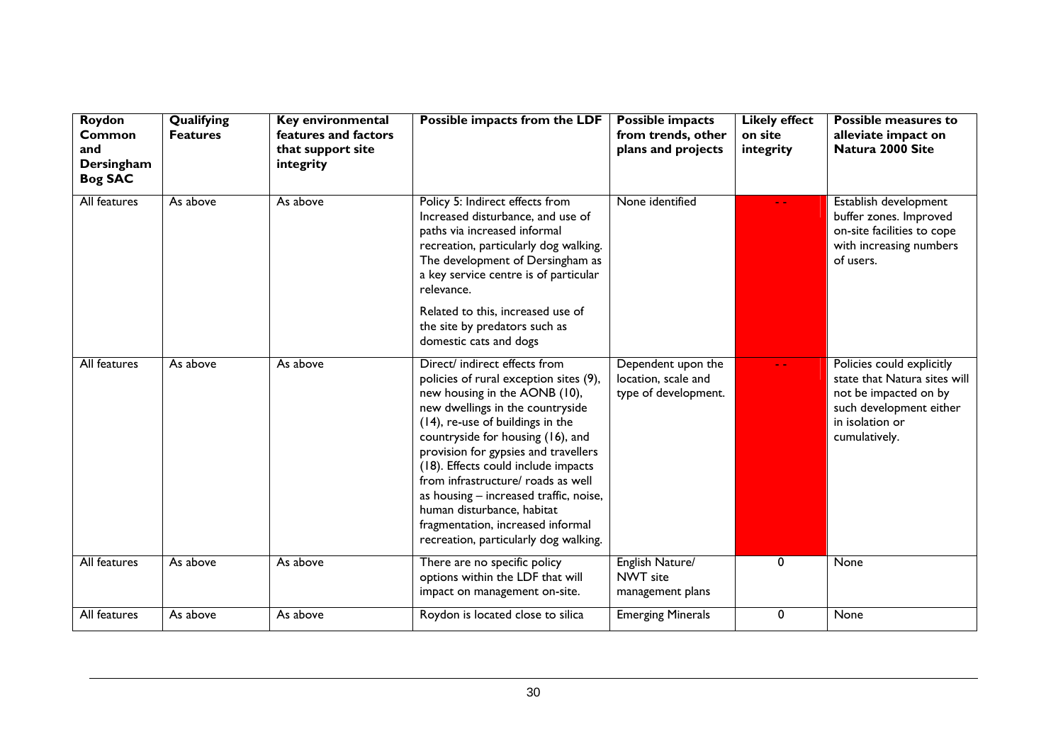| Roydon Common and Dersingham Bog SAC | Qualifying Features | Key environmental features and factors that support site integrity | Possible impacts from the LDF | Possible impacts from trends, other plans and projects | Likely effect on site integrity | Possible measures to alleviate impact on Natura 2000 Site |
|---|---|---|---|---|---|---|
| All features | As above | As above | Policy 5: Indirect effects from Increased disturbance, and use of paths via increased informal recreation, particularly dog walking. The development of Dersingham as a key service centre is of particular relevance.<br><br>Related to this, increased use of the site by predators such as domestic cats and dogs | None identified | - - | Establish development buffer zones. Improved on-site facilities to cope with increasing numbers of users. |
| All features | As above | As above | Direct/ indirect effects from policies of rural exception sites (9), new housing in the AONB (10), new dwellings in the countryside (14), re-use of buildings in the countryside for housing (16), and provision for gypsies and travellers (18). Effects could include impacts from infrastructure/ roads as well as housing – increased traffic, noise, human disturbance, habitat fragmentation, increased informal recreation, particularly dog walking. | Dependent upon the location, scale and type of development. | - - | Policies could explicitly state that Natura sites will not be impacted on by such development either in isolation or cumulatively. |
| All features | As above | As above | There are no specific policy options within the LDF that will impact on management on-site. | English Nature/ NWT site management plans | 0 | None |
| All features | As above | As above | Roydon is located close to silica | Emerging Minerals | 0 | None |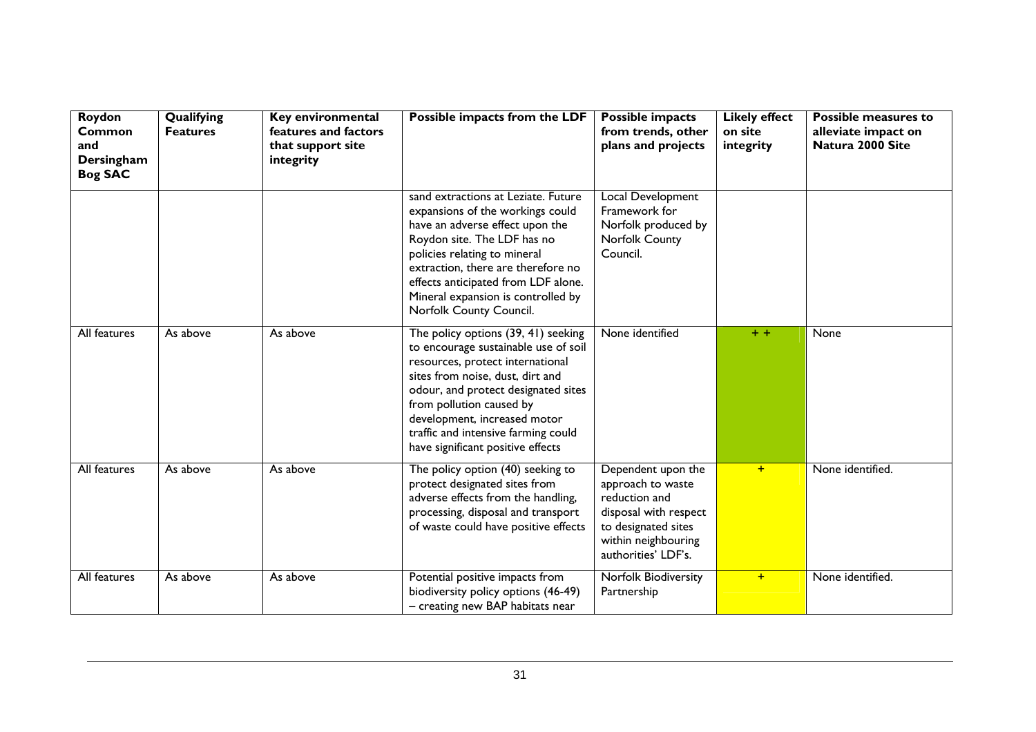| Roydon Common and Dersingham Bog SAC | Qualifying Features | Key environmental features and factors that support site integrity | Possible impacts from the LDF | Possible impacts from trends, other plans and projects | Likely effect on site integrity | Possible measures to alleviate impact on Natura 2000 Site |
|---|---|---|---|---|---|---|
| | | | sand extractions at Leziate. Future expansions of the workings could have an adverse effect upon the Roydon site. The LDF has no policies relating to mineral extraction, there are therefore no effects anticipated from LDF alone. Mineral expansion is controlled by Norfolk County Council. | Local Development Framework for Norfolk produced by Norfolk County Council. | | |
| All features | As above | As above | The policy options (39, 41) seeking to encourage sustainable use of soil resources, protect international sites from noise, dust, dirt and odour, and protect designated sites from pollution caused by development, increased motor traffic and intensive farming could have significant positive effects | None identified | + + | None |
| All features | As above | As above | The policy option (40) seeking to protect designated sites from adverse effects from the handling, processing, disposal and transport of waste could have positive effects | Dependent upon the approach to waste reduction and disposal with respect to designated sites within neighbouring authorities' LDF's. | + | None identified. |
| All features | As above | As above | Potential positive impacts from biodiversity policy options (46-49) – creating new BAP habitats near | Norfolk Biodiversity Partnership | + | None identified. |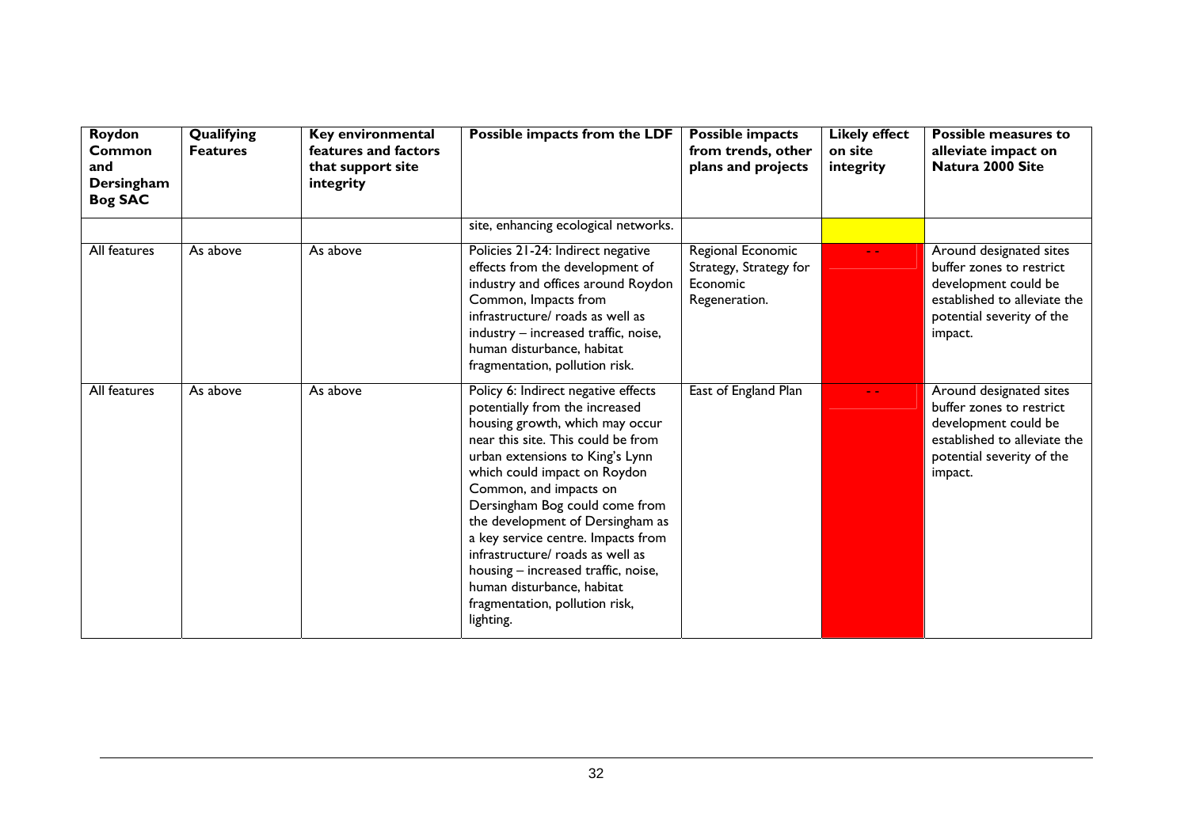| Roydon Common and Dersingham Bog SAC | Qualifying Features | Key environmental features and factors that support site integrity | Possible impacts from the LDF | Possible impacts from trends, other plans and projects | Likely effect on site integrity | Possible measures to alleviate impact on Natura 2000 Site |
|---|---|---|---|---|---|---|
| | | | site, enhancing ecological networks. | | | |
| All features | As above | As above | Policies 21-24: Indirect negative effects from the development of industry and offices around Roydon Common, Impacts from infrastructure/ roads as well as industry – increased traffic, noise, human disturbance, habitat fragmentation, pollution risk. | Regional Economic Strategy, Strategy for Economic Regeneration. | - - | Around designated sites buffer zones to restrict development could be established to alleviate the potential severity of the impact. |
| All features | As above | As above | Policy 6: Indirect negative effects potentially from the increased housing growth, which may occur near this site. This could be from urban extensions to King's Lynn which could impact on Roydon Common, and impacts on Dersingham Bog could come from the development of Dersingham as a key service centre. Impacts from infrastructure/ roads as well as housing – increased traffic, noise, human disturbance, habitat fragmentation, pollution risk, lighting. | East of England Plan | - - | Around designated sites buffer zones to restrict development could be established to alleviate the potential severity of the impact. |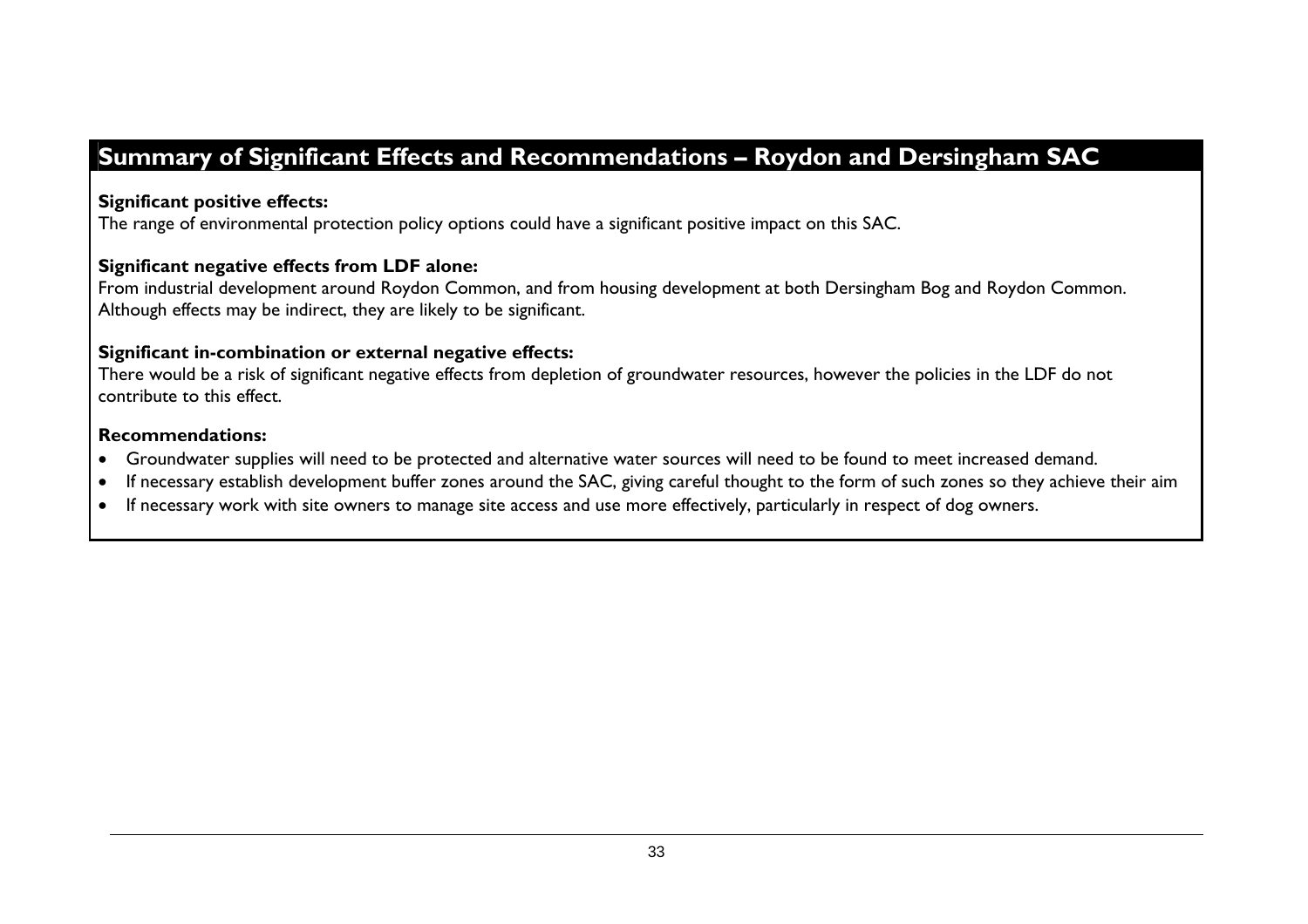## Summary of Significant Effects and Recommendations – Roydon and Dersingham SAC

**Significant positive effects:**
The range of environmental protection policy options could have a significant positive impact on this SAC.

**Significant negative effects from LDF alone:**
From industrial development around Roydon Common, and from housing development at both Dersingham Bog and Roydon Common. Although effects may be indirect, they are likely to be significant.

**Significant in-combination or external negative effects:**
There would be a risk of significant negative effects from depletion of groundwater resources, however the policies in the LDF do not contribute to this effect.

**Recommendations:**

- Groundwater supplies will need to be protected and alternative water sources will need to be found to meet increased demand.
- If necessary establish development buffer zones around the SAC, giving careful thought to the form of such zones so they achieve their aim
- If necessary work with site owners to manage site access and use more effectively, particularly in respect of dog owners.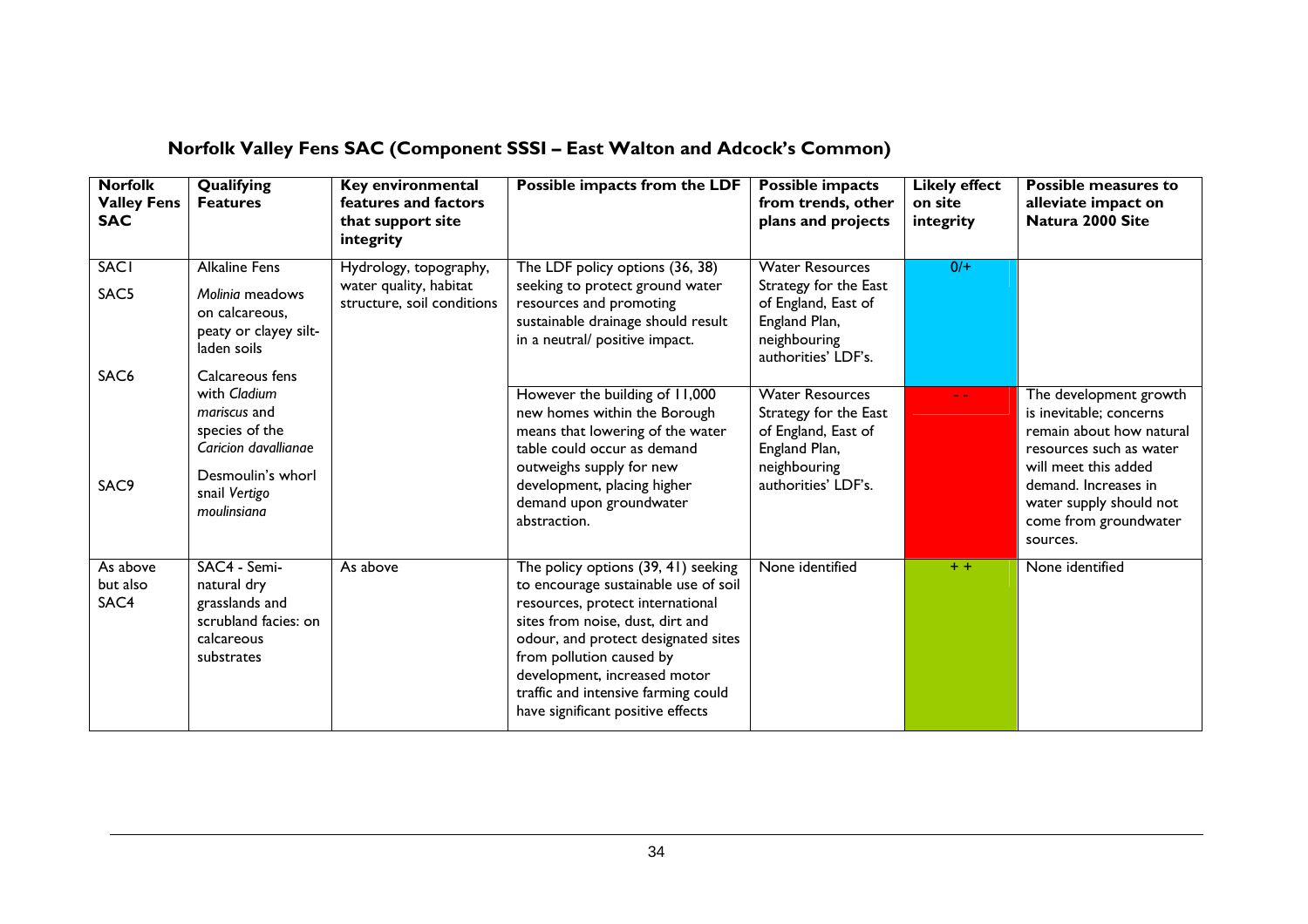## Norfolk Valley Fens SAC (Component SSSI – East Walton and Adcock's Common)

| Norfolk Valley Fens SAC | Qualifying Features | Key environmental features and factors that support site integrity | Possible impacts from the LDF | Possible impacts from trends, other plans and projects | Likely effect on site integrity | Possible measures to alleviate impact on Natura 2000 Site |
|---|---|---|---|---|---|---|
| SAC1<br>SAC5<br>SAC6<br>SAC9 | Alkaline Fens<br>*Molinia* meadows on calcareous, peaty or clayey silt-laden soils<br>Calcareous fens with *Cladium mariscus* and species of the *Caricion davallianae*<br>Desmoulin's whorl snail *Vertigo moulinsiana* | Hydrology, topography, water quality, habitat structure, soil conditions | The LDF policy options (36, 38) seeking to protect ground water resources and promoting sustainable drainage should result in a neutral/ positive impact. | Water Resources Strategy for the East of England, East of England Plan, neighbouring authorities' LDF's. | 0/+ | |
| | | | However the building of 11,000 new homes within the Borough means that lowering of the water table could occur as demand outweighs supply for new development, placing higher demand upon groundwater abstraction. | Water Resources Strategy for the East of England, East of England Plan, neighbouring authorities' LDF's. | - - | The development growth is inevitable; concerns remain about how natural resources such as water will meet this added demand. Increases in water supply should not come from groundwater sources. |
| As above but also SAC4 | SAC4 - Semi-natural dry grasslands and scrubland facies: on calcareous substrates | As above | The policy options (39, 41) seeking to encourage sustainable use of soil resources, protect international sites from noise, dust, dirt and odour, and protect designated sites from pollution caused by development, increased motor traffic and intensive farming could have significant positive effects | None identified | + + | None identified |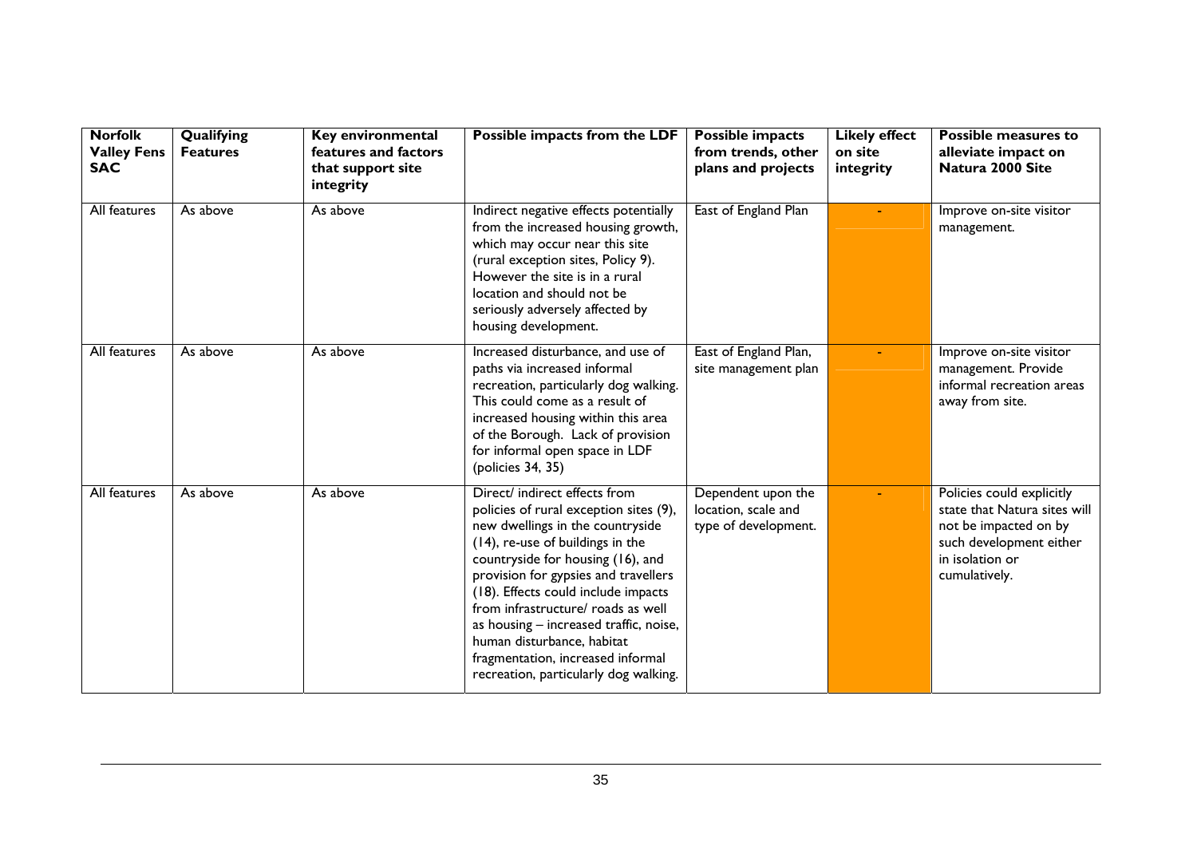| Norfolk Valley Fens SAC | Qualifying Features | Key environmental features and factors that support site integrity | Possible impacts from the LDF | Possible impacts from trends, other plans and projects | Likely effect on site integrity | Possible measures to alleviate impact on Natura 2000 Site |
|---|---|---|---|---|---|---|
| All features | As above | As above | Indirect negative effects potentially from the increased housing growth, which may occur near this site (rural exception sites, Policy 9). However the site is in a rural location and should not be seriously adversely affected by housing development. | East of England Plan | - | Improve on-site visitor management. |
| All features | As above | As above | Increased disturbance, and use of paths via increased informal recreation, particularly dog walking. This could come as a result of increased housing within this area of the Borough. Lack of provision for informal open space in LDF (policies 34, 35) | East of England Plan, site management plan | - | Improve on-site visitor management. Provide informal recreation areas away from site. |
| All features | As above | As above | Direct/ indirect effects from policies of rural exception sites (9), new dwellings in the countryside (14), re-use of buildings in the countryside for housing (16), and provision for gypsies and travellers (18). Effects could include impacts from infrastructure/ roads as well as housing – increased traffic, noise, human disturbance, habitat fragmentation, increased informal recreation, particularly dog walking. | Dependent upon the location, scale and type of development. | - | Policies could explicitly state that Natura sites will not be impacted on by such development either in isolation or cumulatively. |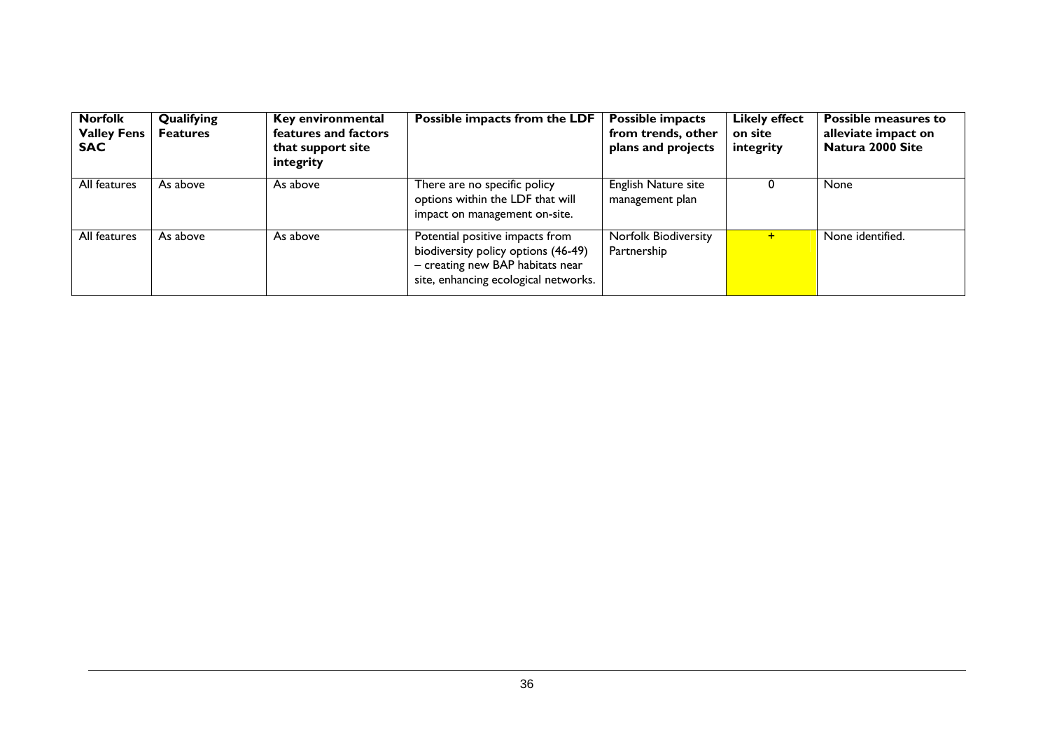| **Norfolk Valley Fens SAC** | **Qualifying Features** | **Key environmental features and factors that support site integrity** | **Possible impacts from the LDF** | **Possible impacts from trends, other plans and projects** | **Likely effect on site integrity** | **Possible measures to alleviate impact on Natura 2000 Site** |
|---|---|---|---|---|---|---|
| All features | As above | As above | There are no specific policy options within the LDF that will impact on management on-site. | English Nature site management plan | 0 | None |
| All features | As above | As above | Potential positive impacts from biodiversity policy options (46-49) – creating new BAP habitats near site, enhancing ecological networks. | Norfolk Biodiversity Partnership | + | None identified. |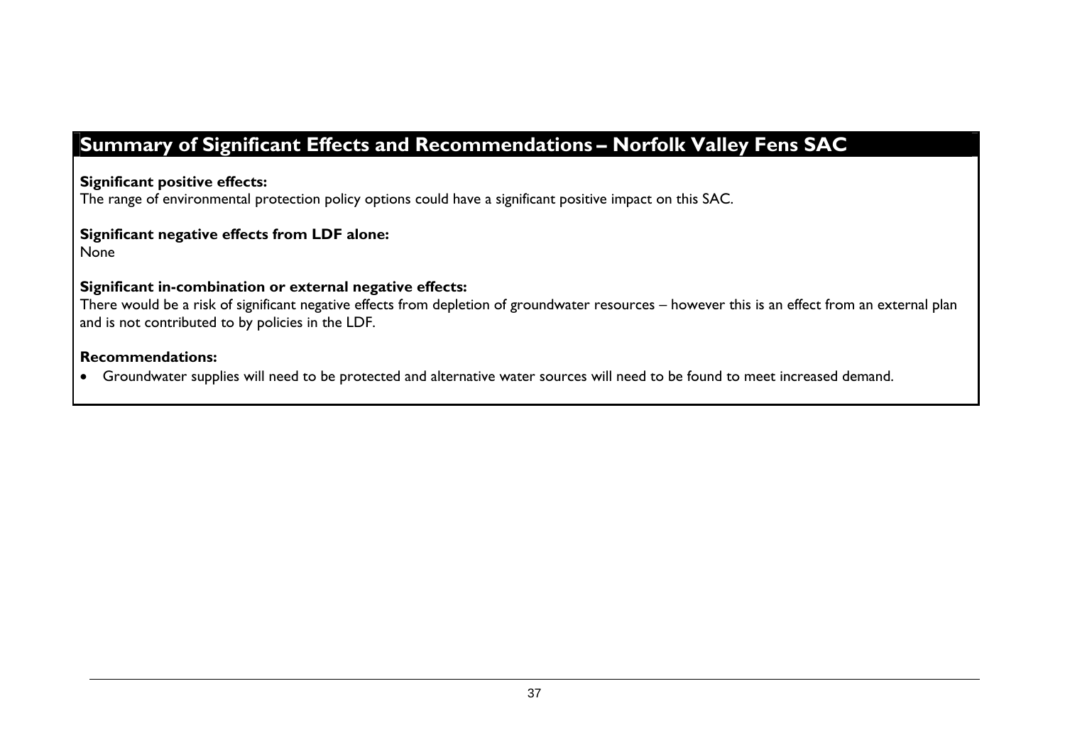## Summary of Significant Effects and Recommendations – Norfolk Valley Fens SAC

**Significant positive effects:**
The range of environmental protection policy options could have a significant positive impact on this SAC.

**Significant negative effects from LDF alone:**
None

**Significant in-combination or external negative effects:**
There would be a risk of significant negative effects from depletion of groundwater resources – however this is an effect from an external plan and is not contributed to by policies in the LDF.

**Recommendations:**

- Groundwater supplies will need to be protected and alternative water sources will need to be found to meet increased demand.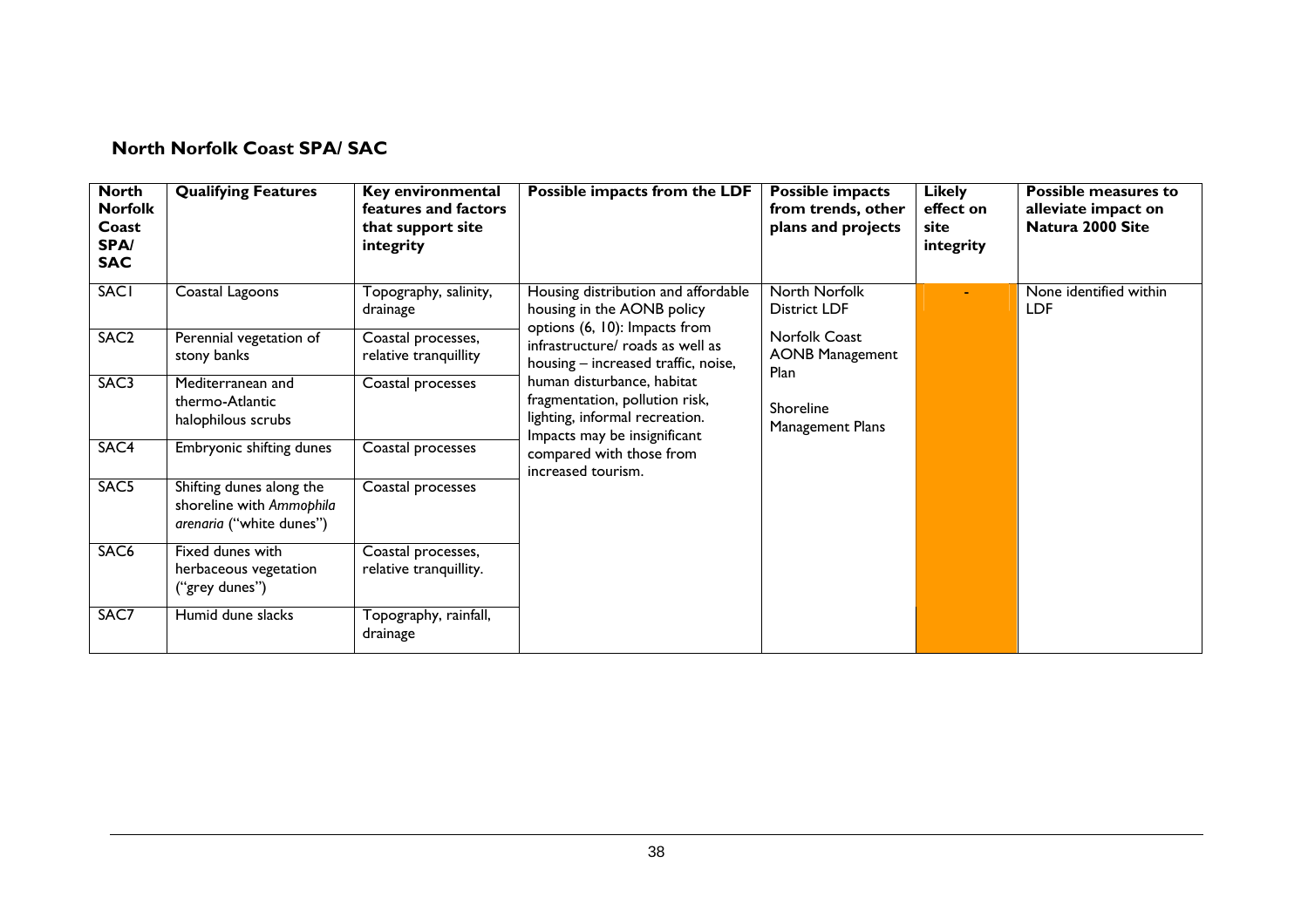## North Norfolk Coast SPA/ SAC

| North Norfolk Coast SPA/ SAC | Qualifying Features | Key environmental features and factors that support site integrity | Possible impacts from the LDF | Possible impacts from trends, other plans and projects | Likely effect on site integrity | Possible measures to alleviate impact on Natura 2000 Site |
|---|---|---|---|---|---|---|
| SAC1 | Coastal Lagoons | Topography, salinity, drainage | Housing distribution and affordable housing in the AONB policy options (6, 10): Impacts from infrastructure/ roads as well as housing – increased traffic, noise, human disturbance, habitat fragmentation, pollution risk, lighting, informal recreation. Impacts may be insignificant compared with those from increased tourism. | North Norfolk District LDF<br><br>Norfolk Coast AONB Management Plan<br><br>Shoreline Management Plans | - | None identified within LDF |
| SAC2 | Perennial vegetation of stony banks | Coastal processes, relative tranquillity | | | | |
| SAC3 | Mediterranean and thermo-Atlantic halophilous scrubs | Coastal processes | | | | |
| SAC4 | Embryonic shifting dunes | Coastal processes | | | | |
| SAC5 | Shifting dunes along the shoreline with *Ammophila arenaria* ("white dunes") | Coastal processes | | | | |
| SAC6 | Fixed dunes with herbaceous vegetation ("grey dunes") | Coastal processes, relative tranquillity. | | | | |
| SAC7 | Humid dune slacks | Topography, rainfall, drainage | | | | |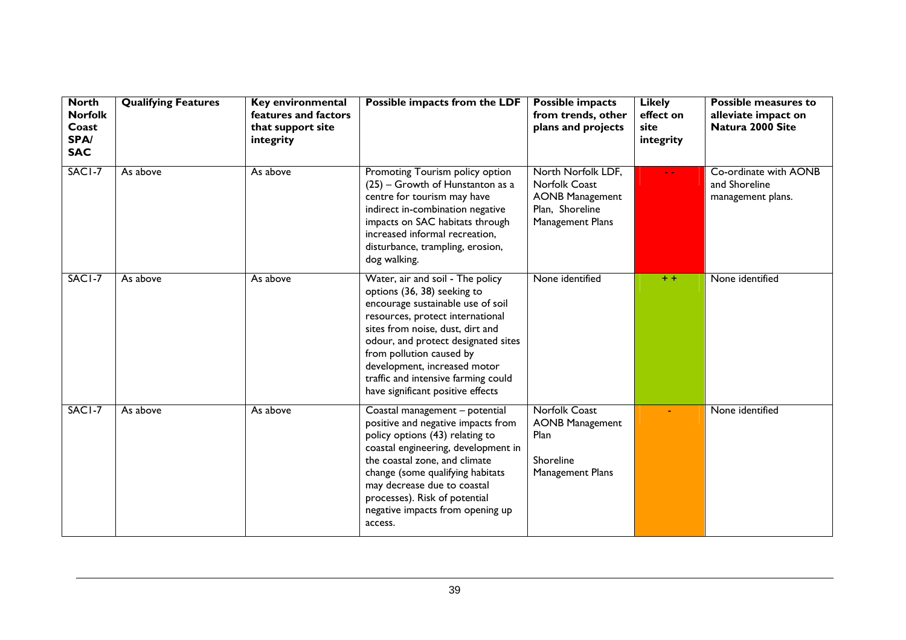| North Norfolk Coast SPA/ SAC | Qualifying Features | Key environmental features and factors that support site integrity | Possible impacts from the LDF | Possible impacts from trends, other plans and projects | Likely effect on site integrity | Possible measures to alleviate impact on Natura 2000 Site |
|---|---|---|---|---|---|---|
| SAC1-7 | As above | As above | Promoting Tourism policy option (25) – Growth of Hunstanton as a centre for tourism may have indirect in-combination negative impacts on SAC habitats through increased informal recreation, disturbance, trampling, erosion, dog walking. | North Norfolk LDF, Norfolk Coast AONB Management Plan, Shoreline Management Plans | - - | Co-ordinate with AONB and Shoreline management plans. |
| SAC1-7 | As above | As above | Water, air and soil - The policy options (36, 38) seeking to encourage sustainable use of soil resources, protect international sites from noise, dust, dirt and odour, and protect designated sites from pollution caused by development, increased motor traffic and intensive farming could have significant positive effects | None identified | + + | None identified |
| SAC1-7 | As above | As above | Coastal management – potential positive and negative impacts from policy options (43) relating to coastal engineering, development in the coastal zone, and climate change (some qualifying habitats may decrease due to coastal processes). Risk of potential negative impacts from opening up access. | Norfolk Coast AONB Management Plan<br><br>Shoreline Management Plans | - | None identified |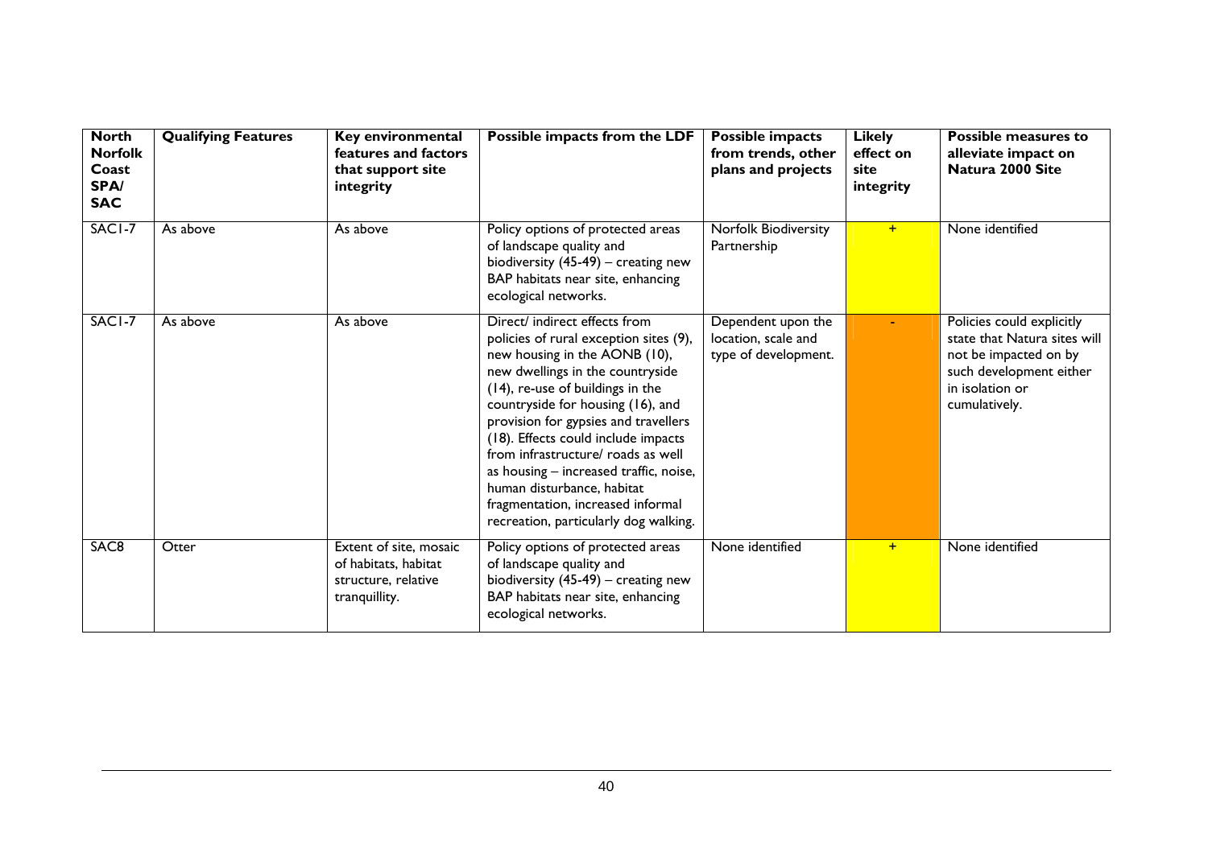| North Norfolk Coast SPA/ SAC | Qualifying Features | Key environmental features and factors that support site integrity | Possible impacts from the LDF | Possible impacts from trends, other plans and projects | Likely effect on site integrity | Possible measures to alleviate impact on Natura 2000 Site |
|---|---|---|---|---|---|---|
| SAC1-7 | As above | As above | Policy options of protected areas of landscape quality and biodiversity (45-49) – creating new BAP habitats near site, enhancing ecological networks. | Norfolk Biodiversity Partnership | + | None identified |
| SAC1-7 | As above | As above | Direct/ indirect effects from policies of rural exception sites (9), new housing in the AONB (10), new dwellings in the countryside (14), re-use of buildings in the countryside for housing (16), and provision for gypsies and travellers (18). Effects could include impacts from infrastructure/ roads as well as housing – increased traffic, noise, human disturbance, habitat fragmentation, increased informal recreation, particularly dog walking. | Dependent upon the location, scale and type of development. | - | Policies could explicitly state that Natura sites will not be impacted on by such development either in isolation or cumulatively. |
| SAC8 | Otter | Extent of site, mosaic of habitats, habitat structure, relative tranquillity. | Policy options of protected areas of landscape quality and biodiversity (45-49) – creating new BAP habitats near site, enhancing ecological networks. | None identified | + | None identified |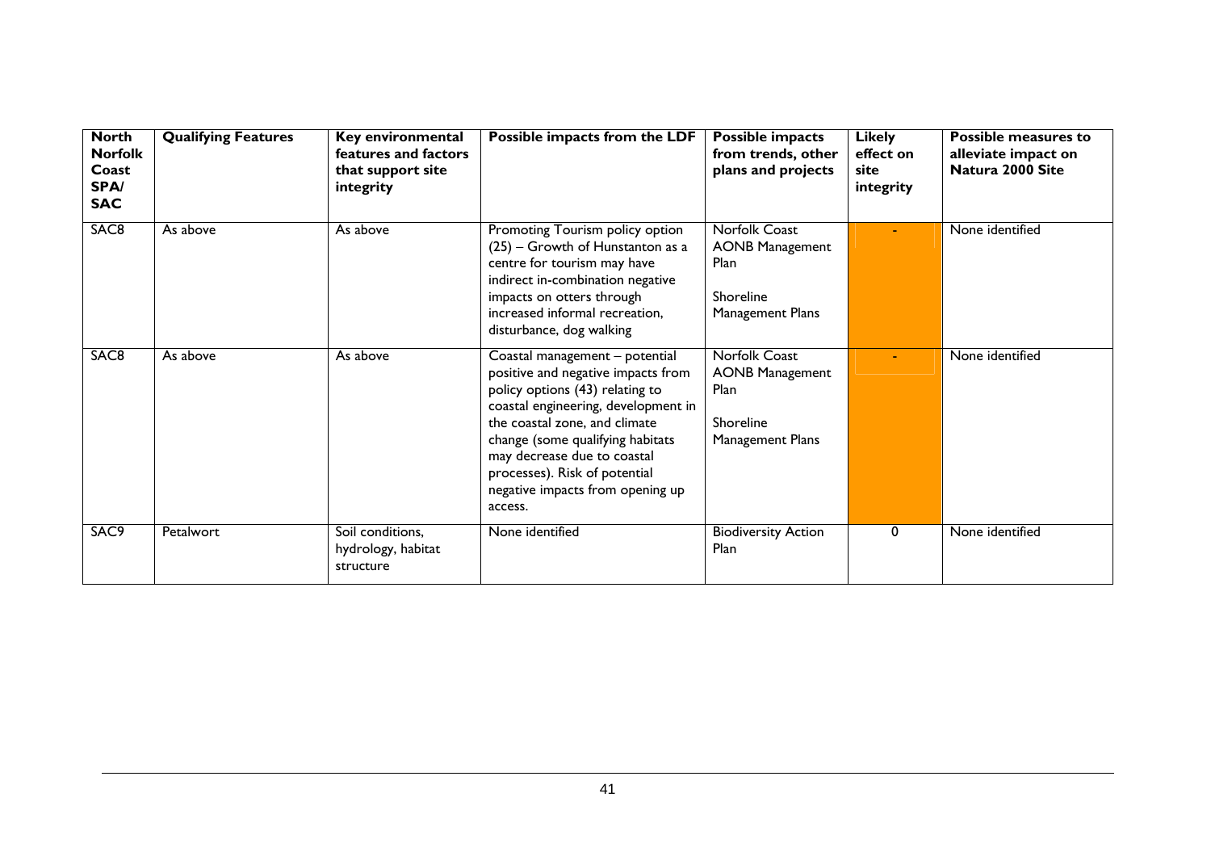| North Norfolk Coast SPA/ SAC | Qualifying Features | Key environmental features and factors that support site integrity | Possible impacts from the LDF | Possible impacts from trends, other plans and projects | Likely effect on site integrity | Possible measures to alleviate impact on Natura 2000 Site |
|---|---|---|---|---|---|---|
| SAC8 | As above | As above | Promoting Tourism policy option (25) – Growth of Hunstanton as a centre for tourism may have indirect in-combination negative impacts on otters through increased informal recreation, disturbance, dog walking | Norfolk Coast AONB Management Plan<br><br>Shoreline Management Plans | - | None identified |
| SAC8 | As above | As above | Coastal management – potential positive and negative impacts from policy options (43) relating to coastal engineering, development in the coastal zone, and climate change (some qualifying habitats may decrease due to coastal processes). Risk of potential negative impacts from opening up access. | Norfolk Coast AONB Management Plan<br><br>Shoreline Management Plans | - | None identified |
| SAC9 | Petalwort | Soil conditions, hydrology, habitat structure | None identified | Biodiversity Action Plan | 0 | None identified |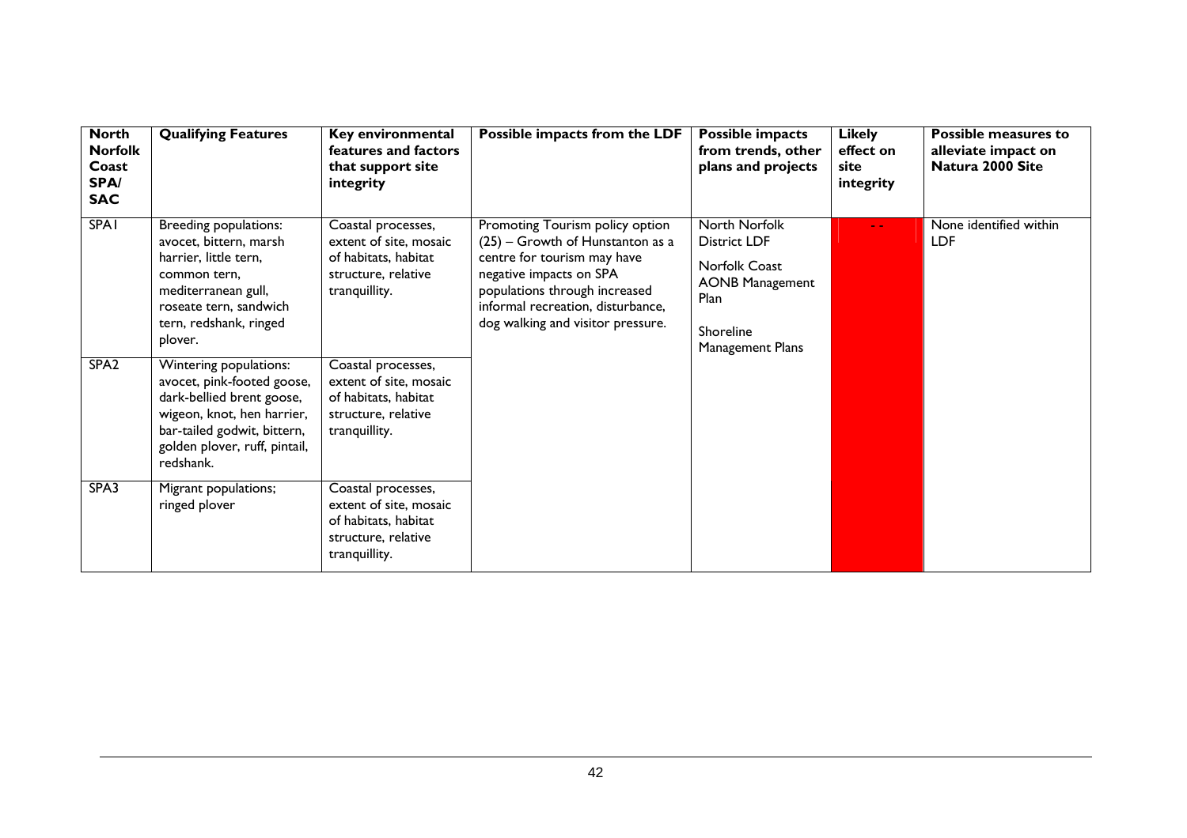| North Norfolk Coast SPA/ SAC | Qualifying Features | Key environmental features and factors that support site integrity | Possible impacts from the LDF | Possible impacts from trends, other plans and projects | Likely effect on site integrity | Possible measures to alleviate impact on Natura 2000 Site |
|---|---|---|---|---|---|---|
| SPA1 | Breeding populations: avocet, bittern, marsh harrier, little tern, common tern, mediterranean gull, roseate tern, sandwich tern, redshank, ringed plover. | Coastal processes, extent of site, mosaic of habitats, habitat structure, relative tranquillity. | Promoting Tourism policy option (25) – Growth of Hunstanton as a centre for tourism may have negative impacts on SPA populations through increased informal recreation, disturbance, dog walking and visitor pressure. | North Norfolk District LDF<br><br>Norfolk Coast AONB Management Plan<br><br>Shoreline Management Plans | - - | None identified within LDF |
| SPA2 | Wintering populations: avocet, pink-footed goose, dark-bellied brent goose, wigeon, knot, hen harrier, bar-tailed godwit, bittern, golden plover, ruff, pintail, redshank. | Coastal processes, extent of site, mosaic of habitats, habitat structure, relative tranquillity. | | | | |
| SPA3 | Migrant populations; ringed plover | Coastal processes, extent of site, mosaic of habitats, habitat structure, relative tranquillity. | | | | |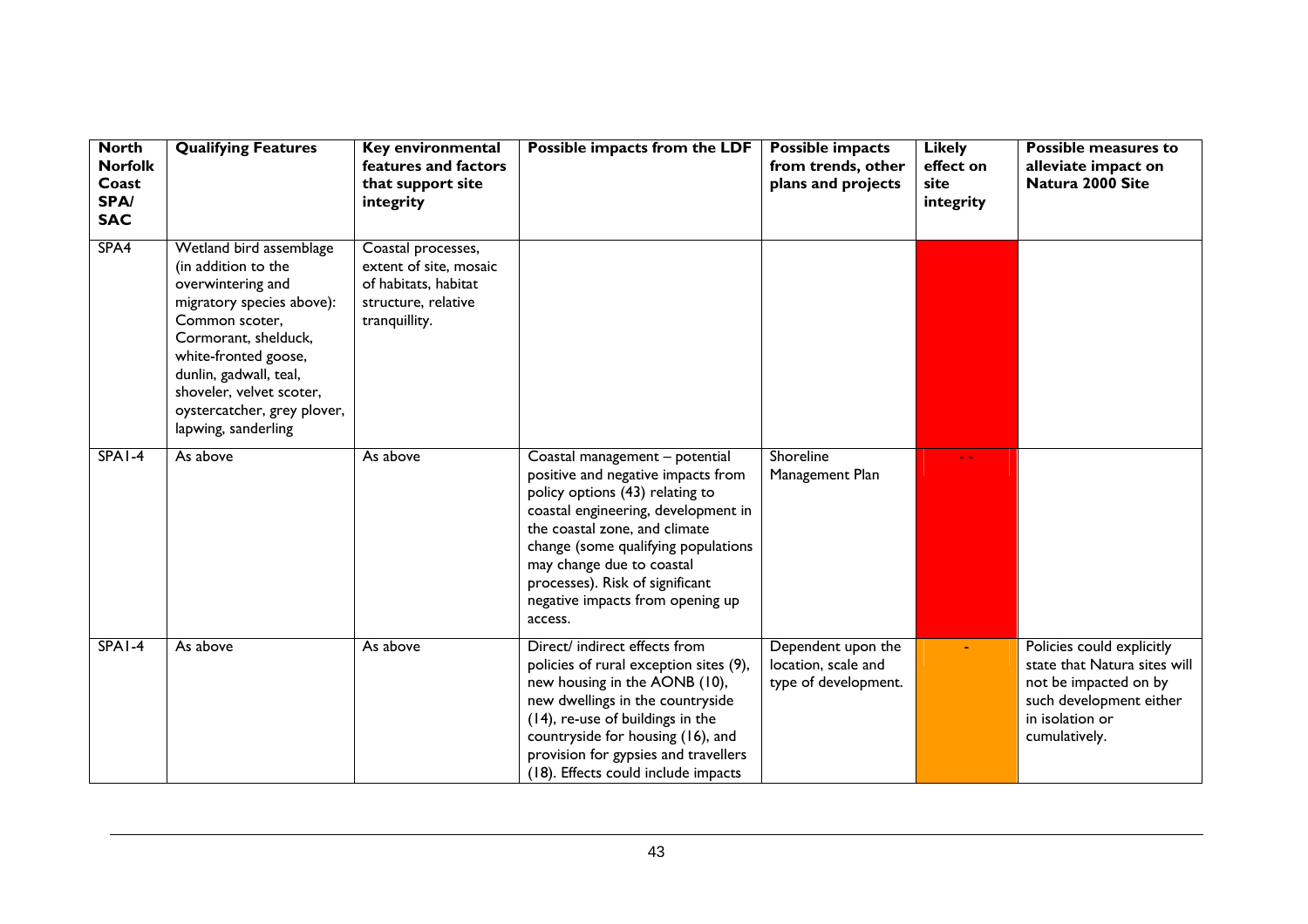| North Norfolk Coast SPA/ SAC | Qualifying Features | Key environmental features and factors that support site integrity | Possible impacts from the LDF | Possible impacts from trends, other plans and projects | Likely effect on site integrity | Possible measures to alleviate impact on Natura 2000 Site |
|---|---|---|---|---|---|---|
| SPA4 | Wetland bird assemblage (in addition to the overwintering and migratory species above): Common scoter, Cormorant, shelduck, white-fronted goose, dunlin, gadwall, teal, shoveler, velvet scoter, oystercatcher, grey plover, lapwing, sanderling | Coastal processes, extent of site, mosaic of habitats, habitat structure, relative tranquillity. | | | | |
| SPA1-4 | As above | As above | Coastal management – potential positive and negative impacts from policy options (43) relating to coastal engineering, development in the coastal zone, and climate change (some qualifying populations may change due to coastal processes). Risk of significant negative impacts from opening up access. | Shoreline Management Plan | - - | |
| SPA1-4 | As above | As above | Direct/ indirect effects from policies of rural exception sites (9), new housing in the AONB (10), new dwellings in the countryside (14), re-use of buildings in the countryside for housing (16), and provision for gypsies and travellers (18). Effects could include impacts | Dependent upon the location, scale and type of development. | - | Policies could explicitly state that Natura sites will not be impacted on by such development either in isolation or cumulatively. |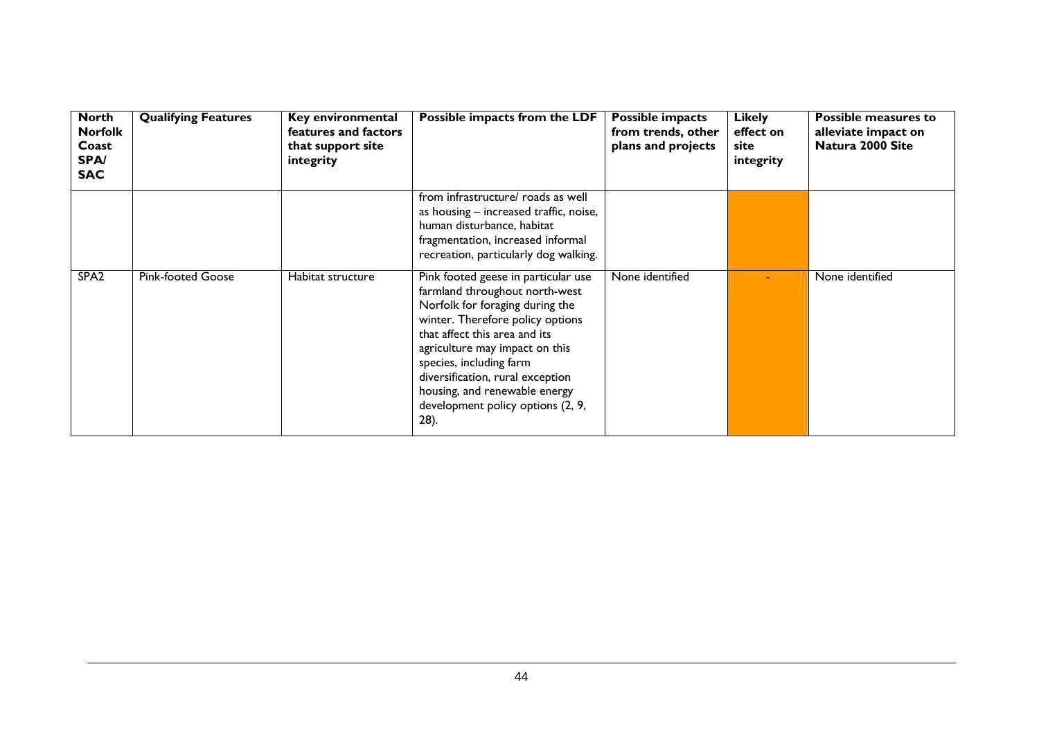| North Norfolk Coast SPA/ SAC | Qualifying Features | Key environmental features and factors that support site integrity | Possible impacts from the LDF | Possible impacts from trends, other plans and projects | Likely effect on site integrity | Possible measures to alleviate impact on Natura 2000 Site |
|---|---|---|---|---|---|---|
| | | | from infrastructure/ roads as well as housing – increased traffic, noise, human disturbance, habitat fragmentation, increased informal recreation, particularly dog walking. | | | |
| SPA2 | Pink-footed Goose | Habitat structure | Pink footed geese in particular use farmland throughout north-west Norfolk for foraging during the winter. Therefore policy options that affect this area and its agriculture may impact on this species, including farm diversification, rural exception housing, and renewable energy development policy options (2, 9, 28). | None identified | - | None identified |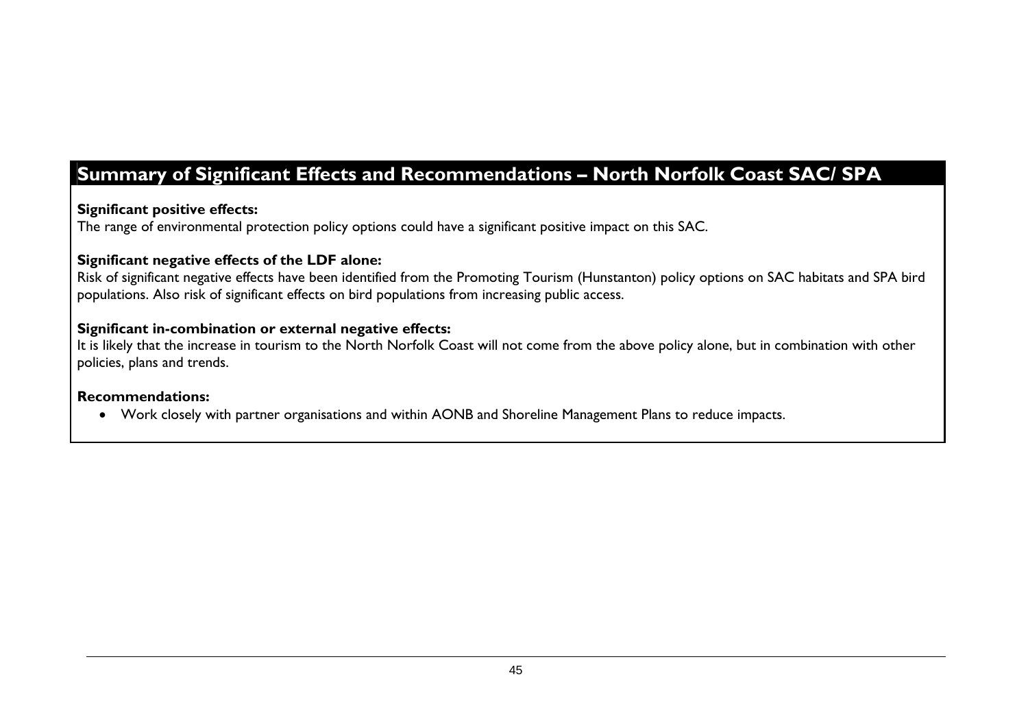## Summary of Significant Effects and Recommendations – North Norfolk Coast SAC/ SPA

**Significant positive effects:**
The range of environmental protection policy options could have a significant positive impact on this SAC.

**Significant negative effects of the LDF alone:**
Risk of significant negative effects have been identified from the Promoting Tourism (Hunstanton) policy options on SAC habitats and SPA bird populations. Also risk of significant effects on bird populations from increasing public access.

**Significant in-combination or external negative effects:**
It is likely that the increase in tourism to the North Norfolk Coast will not come from the above policy alone, but in combination with other policies, plans and trends.

**Recommendations:**

- Work closely with partner organisations and within AONB and Shoreline Management Plans to reduce impacts.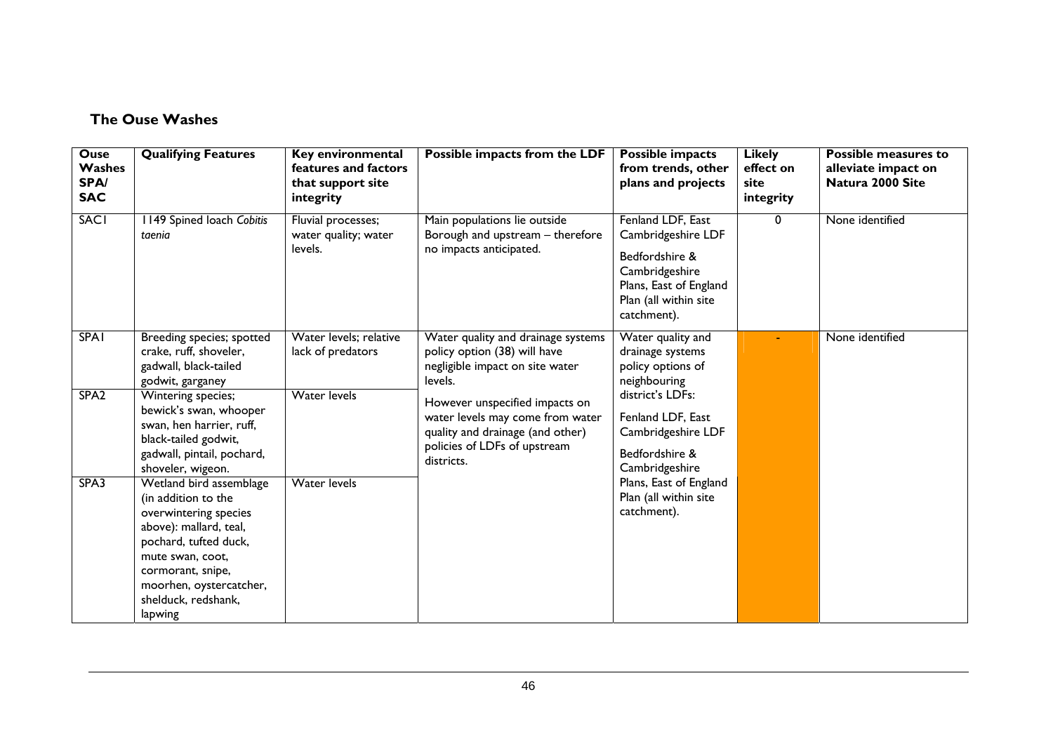### The Ouse Washes

| Ouse Washes SPA/ SAC | Qualifying Features | Key environmental features and factors that support site integrity | Possible impacts from the LDF | Possible impacts from trends, other plans and projects | Likely effect on site integrity | Possible measures to alleviate impact on Natura 2000 Site |
|---|---|---|---|---|---|---|
| SAC1 | 1149 Spined loach *Cobitis taenia* | Fluvial processes; water quality; water levels. | Main populations lie outside Borough and upstream – therefore no impacts anticipated. | Fenland LDF, East Cambridgeshire LDF<br><br>Bedfordshire & Cambridgeshire Plans, East of England Plan (all within site catchment). | 0 | None identified |
| SPA1 | Breeding species; spotted crake, ruff, shoveler, gadwall, black-tailed godwit, garganey | Water levels; relative lack of predators | Water quality and drainage systems policy option (38) will have negligible impact on site water levels.<br><br>However unspecified impacts on water levels may come from water quality and drainage (and other) policies of LDFs of upstream districts. | Water quality and drainage systems policy options of neighbouring district's LDFs:<br><br>Fenland LDF, East Cambridgeshire LDF<br><br>Bedfordshire & Cambridgeshire Plans, East of England Plan (all within site catchment). | - | None identified |
| SPA2 | Wintering species; bewick's swan, whooper swan, hen harrier, ruff, black-tailed godwit, gadwall, pintail, pochard, shoveler, wigeon. | Water levels | | | | |
| SPA3 | Wetland bird assemblage (in addition to the overwintering species above): mallard, teal, pochard, tufted duck, mute swan, coot, cormorant, snipe, moorhen, oystercatcher, shelduck, redshank, lapwing | Water levels | | | | |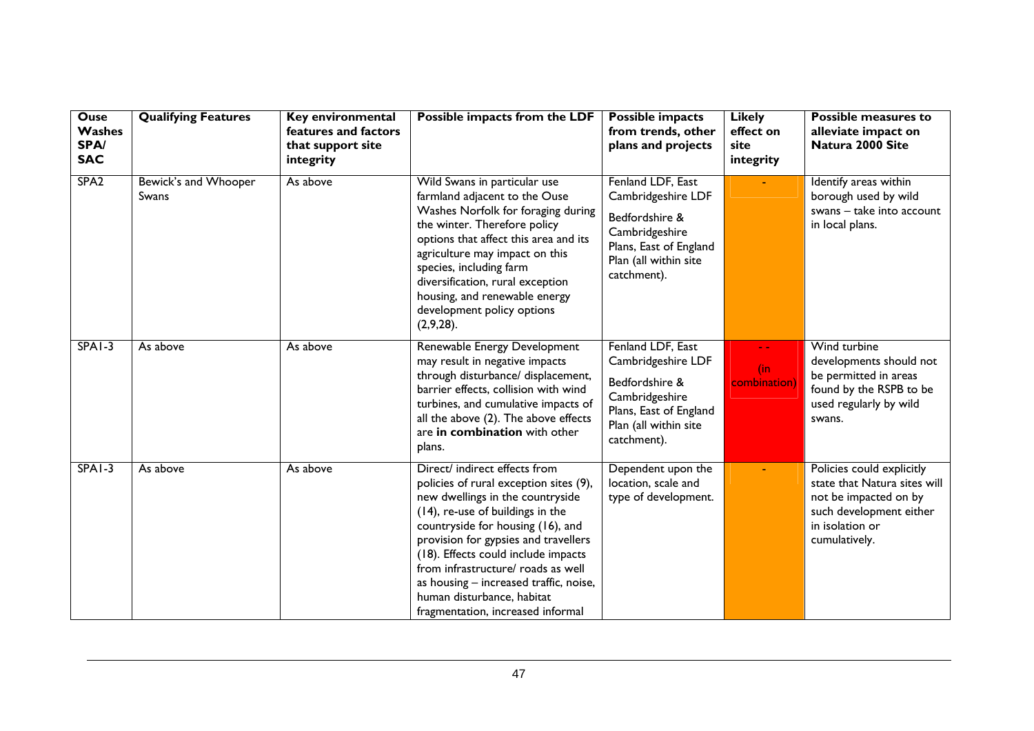| Ouse Washes SPA/ SAC | Qualifying Features | Key environmental features and factors that support site integrity | Possible impacts from the LDF | Possible impacts from trends, other plans and projects | Likely effect on site integrity | Possible measures to alleviate impact on Natura 2000 Site |
|---|---|---|---|---|---|---|
| SPA2 | Bewick's and Whooper Swans | As above | Wild Swans in particular use farmland adjacent to the Ouse Washes Norfolk for foraging during the winter. Therefore policy options that affect this area and its agriculture may impact on this species, including farm diversification, rural exception housing, and renewable energy development policy options (2,9,28). | Fenland LDF, East Cambridgeshire LDF<br><br>Bedfordshire & Cambridgeshire Plans, East of England Plan (all within site catchment). | - | Identify areas within borough used by wild swans – take into account in local plans. |
| SPA1-3 | As above | As above | Renewable Energy Development may result in negative impacts through disturbance/ displacement, barrier effects, collision with wind turbines, and cumulative impacts of all the above (2). The above effects are **in combination** with other plans. | Fenland LDF, East Cambridgeshire LDF<br><br>Bedfordshire & Cambridgeshire Plans, East of England Plan (all within site catchment). | - -<br>(in combination) | Wind turbine developments should not be permitted in areas found by the RSPB to be used regularly by wild swans. |
| SPA1-3 | As above | As above | Direct/ indirect effects from policies of rural exception sites (9), new dwellings in the countryside (14), re-use of buildings in the countryside for housing (16), and provision for gypsies and travellers (18). Effects could include impacts from infrastructure/ roads as well as housing – increased traffic, noise, human disturbance, habitat fragmentation, increased informal | Dependent upon the location, scale and type of development. | - | Policies could explicitly state that Natura sites will not be impacted on by such development either in isolation or cumulatively. |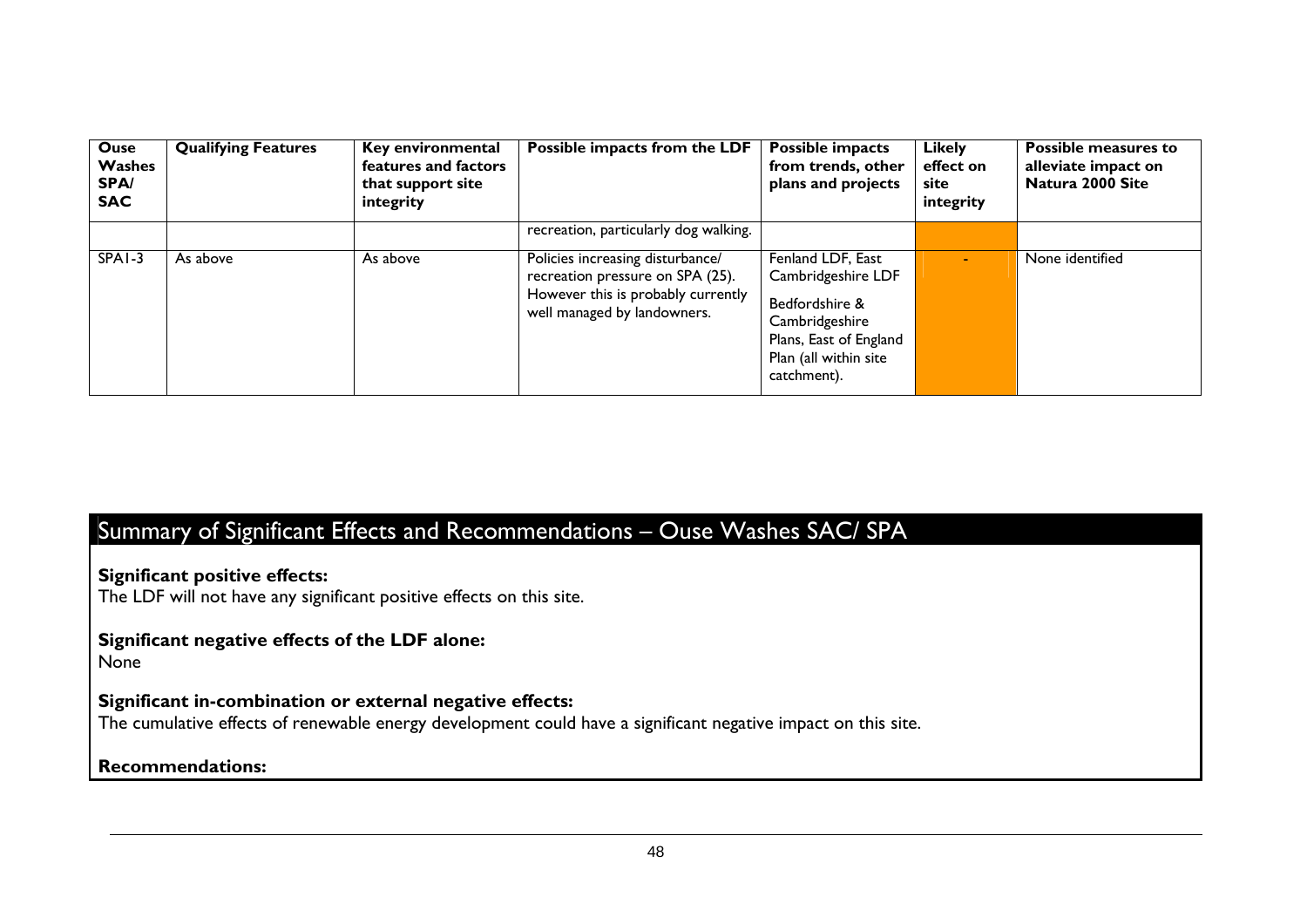| Ouse Washes SPA/ SAC | Qualifying Features | Key environmental features and factors that support site integrity | Possible impacts from the LDF | Possible impacts from trends, other plans and projects | Likely effect on site integrity | Possible measures to alleviate impact on Natura 2000 Site |
|---|---|---|---|---|---|---|
| | | | recreation, particularly dog walking. | | | |
| SPA1-3 | As above | As above | Policies increasing disturbance/ recreation pressure on SPA (25). However this is probably currently well managed by landowners. | Fenland LDF, East Cambridgeshire LDF<br><br>Bedfordshire & Cambridgeshire Plans, East of England Plan (all within site catchment). | - | None identified |

## Summary of Significant Effects and Recommendations – Ouse Washes SAC/ SPA

**Significant positive effects:**
The LDF will not have any significant positive effects on this site.

**Significant negative effects of the LDF alone:**
None

**Significant in-combination or external negative effects:**
The cumulative effects of renewable energy development could have a significant negative impact on this site.

**Recommendations:**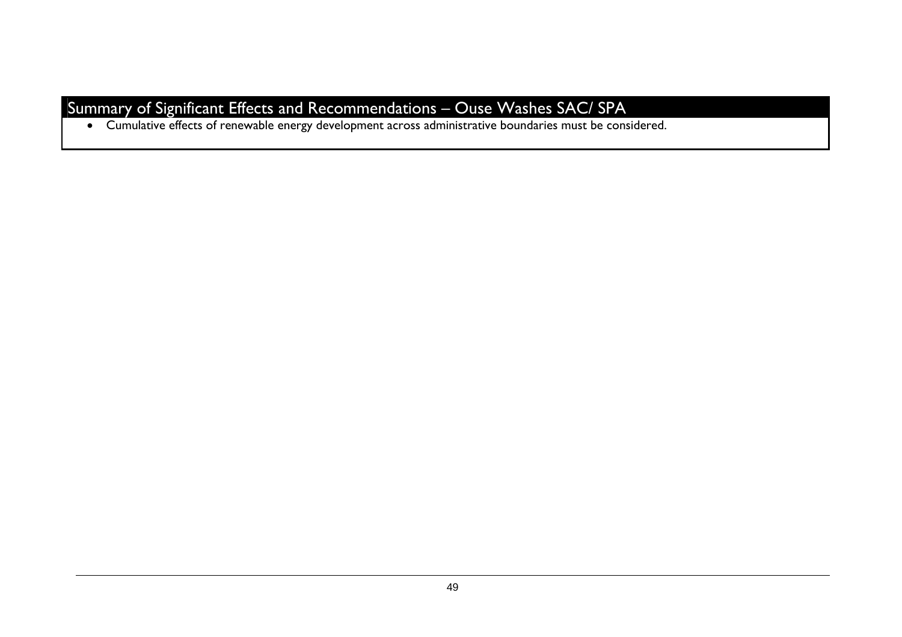## Summary of Significant Effects and Recommendations – Ouse Washes SAC/ SPA

- Cumulative effects of renewable energy development across administrative boundaries must be considered.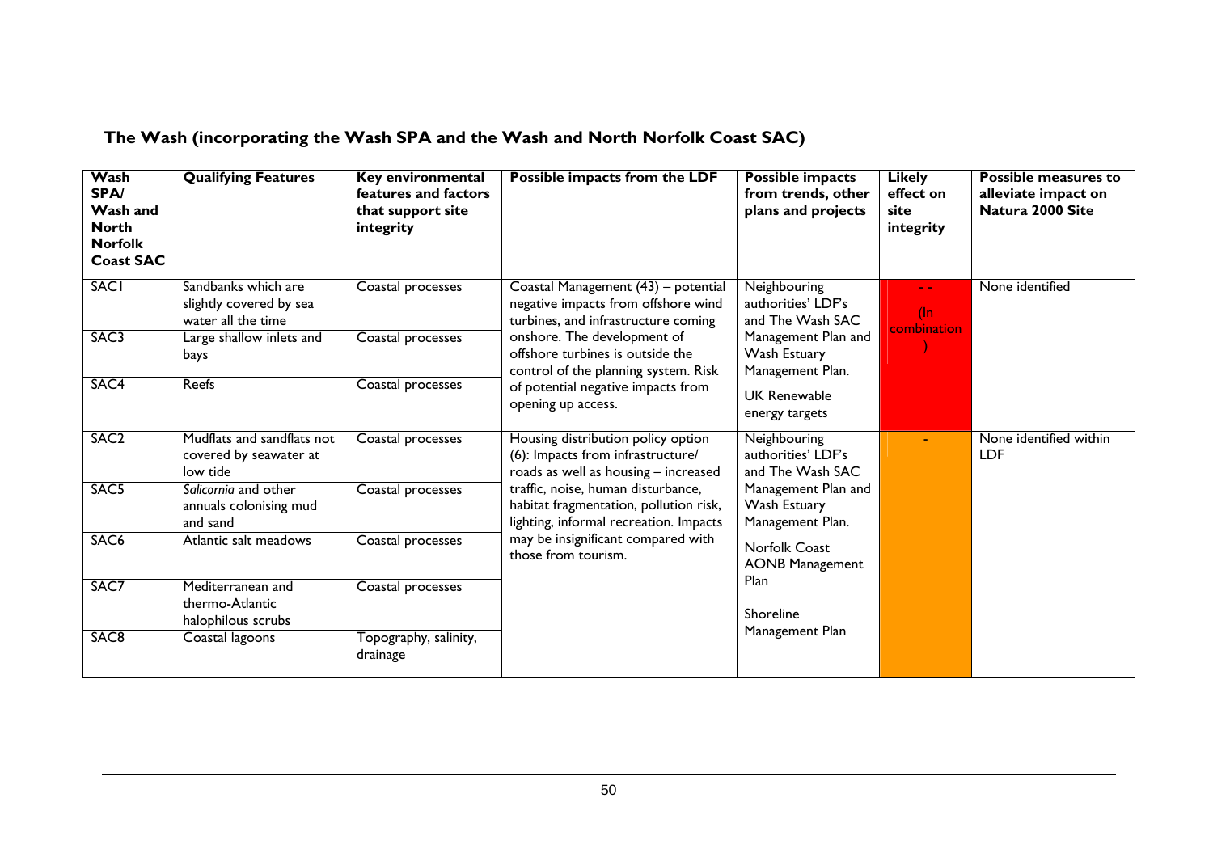## The Wash (incorporating the Wash SPA and the Wash and North Norfolk Coast SAC)

| Wash SPA/ Wash and North Norfolk Coast SAC | Qualifying Features | Key environmental features and factors that support site integrity | Possible impacts from the LDF | Possible impacts from trends, other plans and projects | Likely effect on site integrity | Possible measures to alleviate impact on Natura 2000 Site |
|---|---|---|---|---|---|---|
| SAC1 | Sandbanks which are slightly covered by sea water all the time | Coastal processes | Coastal Management (43) – potential negative impacts from offshore wind turbines, and infrastructure coming onshore. The development of offshore turbines is outside the control of the planning system. Risk of potential negative impacts from opening up access. | Neighbouring authorities' LDF's and The Wash SAC Management Plan and Wash Estuary Management Plan. UK Renewable energy targets | - - (In combination) | None identified |
| SAC3 | Large shallow inlets and bays | Coastal processes | | | | |
| SAC4 | Reefs | Coastal processes | | | | |
| SAC2 | Mudflats and sandflats not covered by seawater at low tide | Coastal processes | Housing distribution policy option (6): Impacts from infrastructure/ roads as well as housing – increased traffic, noise, human disturbance, habitat fragmentation, pollution risk, lighting, informal recreation. Impacts may be insignificant compared with those from tourism. | Neighbouring authorities' LDF's and The Wash SAC Management Plan and Wash Estuary Management Plan. Norfolk Coast AONB Management Plan Shoreline Management Plan | - | None identified within LDF |
| SAC5 | *Salicornia* and other annuals colonising mud and sand | Coastal processes | | | | |
| SAC6 | Atlantic salt meadows | Coastal processes | | | | |
| SAC7 | Mediterranean and thermo-Atlantic halophilous scrubs | Coastal processes | | | | |
| SAC8 | Coastal lagoons | Topography, salinity, drainage | | | | |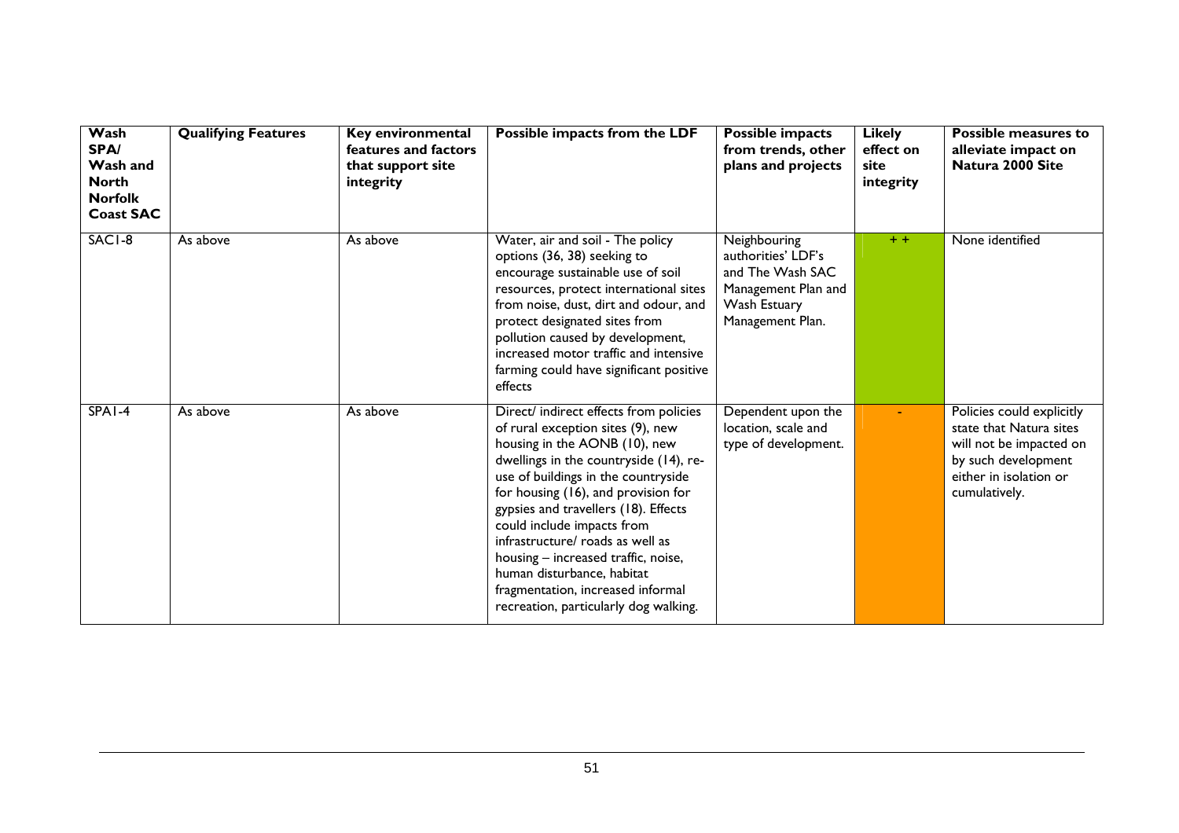| Wash SPA/ Wash and North Norfolk Coast SAC | Qualifying Features | Key environmental features and factors that support site integrity | Possible impacts from the LDF | Possible impacts from trends, other plans and projects | Likely effect on site integrity | Possible measures to alleviate impact on Natura 2000 Site |
|---|---|---|---|---|---|---|
| SAC1-8 | As above | As above | Water, air and soil - The policy options (36, 38) seeking to encourage sustainable use of soil resources, protect international sites from noise, dust, dirt and odour, and protect designated sites from pollution caused by development, increased motor traffic and intensive farming could have significant positive effects | Neighbouring authorities' LDF's and The Wash SAC Management Plan and Wash Estuary Management Plan. | + + | None identified |
| SPA1-4 | As above | As above | Direct/ indirect effects from policies of rural exception sites (9), new housing in the AONB (10), new dwellings in the countryside (14), re-use of buildings in the countryside for housing (16), and provision for gypsies and travellers (18). Effects could include impacts from infrastructure/ roads as well as housing – increased traffic, noise, human disturbance, habitat fragmentation, increased informal recreation, particularly dog walking. | Dependent upon the location, scale and type of development. | - | Policies could explicitly state that Natura sites will not be impacted on by such development either in isolation or cumulatively. |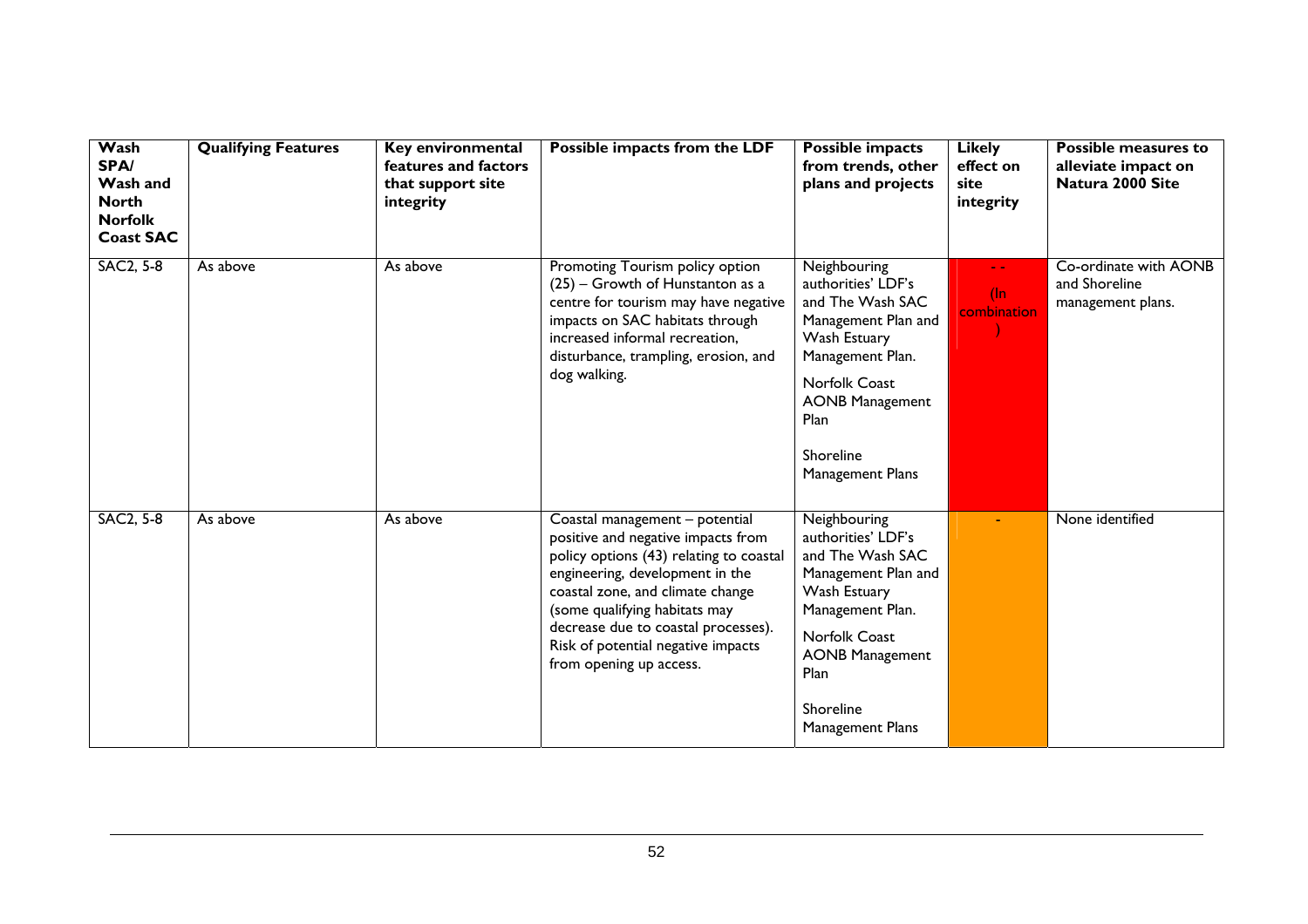| Wash SPA/ Wash and North Norfolk Coast SAC | Qualifying Features | Key environmental features and factors that support site integrity | Possible impacts from the LDF | Possible impacts from trends, other plans and projects | Likely effect on site integrity | Possible measures to alleviate impact on Natura 2000 Site |
|---|---|---|---|---|---|---|
| SAC2, 5-8 | As above | As above | Promoting Tourism policy option (25) – Growth of Hunstanton as a centre for tourism may have negative impacts on SAC habitats through increased informal recreation, disturbance, trampling, erosion, and dog walking. | Neighbouring authorities' LDF's and The Wash SAC Management Plan and Wash Estuary Management Plan.<br><br>Norfolk Coast AONB Management Plan<br><br>Shoreline Management Plans | - - (In combination) | Co-ordinate with AONB and Shoreline management plans. |
| SAC2, 5-8 | As above | As above | Coastal management – potential positive and negative impacts from policy options (43) relating to coastal engineering, development in the coastal zone, and climate change (some qualifying habitats may decrease due to coastal processes). Risk of potential negative impacts from opening up access. | Neighbouring authorities' LDF's and The Wash SAC Management Plan and Wash Estuary Management Plan.<br><br>Norfolk Coast AONB Management Plan<br><br>Shoreline Management Plans | - | None identified |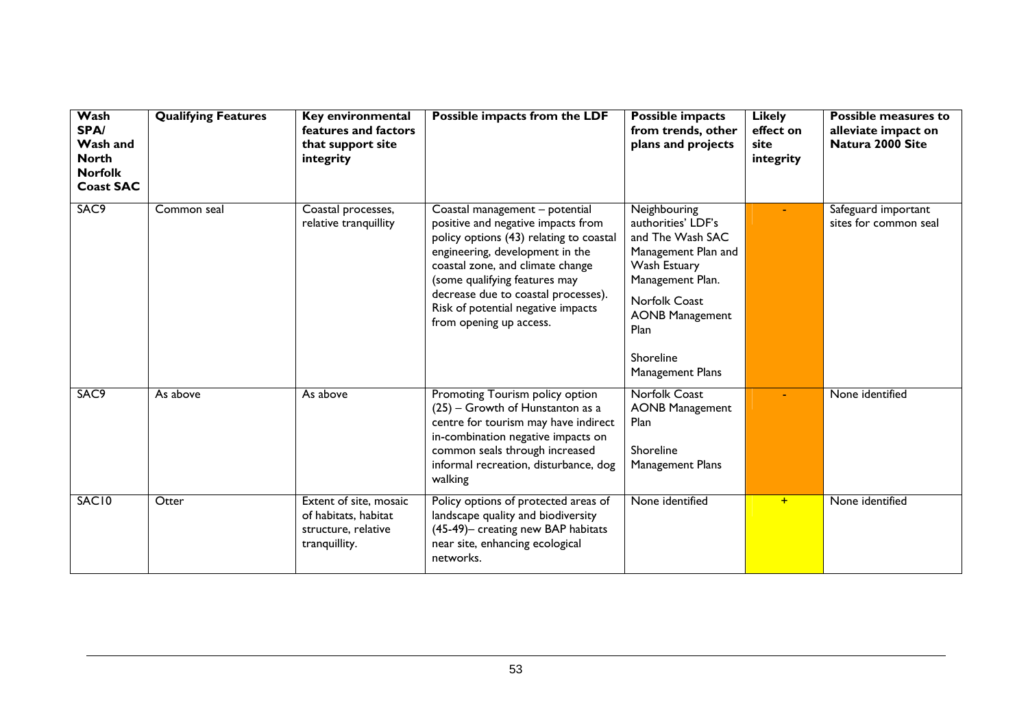| Wash SPA/ Wash and North Norfolk Coast SAC | Qualifying Features | Key environmental features and factors that support site integrity | Possible impacts from the LDF | Possible impacts from trends, other plans and projects | Likely effect on site integrity | Possible measures to alleviate impact on Natura 2000 Site |
|---|---|---|---|---|---|---|
| SAC9 | Common seal | Coastal processes, relative tranquillity | Coastal management – potential positive and negative impacts from policy options (43) relating to coastal engineering, development in the coastal zone, and climate change (some qualifying features may decrease due to coastal processes). Risk of potential negative impacts from opening up access. | Neighbouring authorities' LDF's and The Wash SAC Management Plan and Wash Estuary Management Plan. Norfolk Coast AONB Management Plan Shoreline Management Plans | - | Safeguard important sites for common seal |
| SAC9 | As above | As above | Promoting Tourism policy option (25) – Growth of Hunstanton as a centre for tourism may have indirect in-combination negative impacts on common seals through increased informal recreation, disturbance, dog walking | Norfolk Coast AONB Management Plan Shoreline Management Plans | - | None identified |
| SAC10 | Otter | Extent of site, mosaic of habitats, habitat structure, relative tranquillity. | Policy options of protected areas of landscape quality and biodiversity (45-49)– creating new BAP habitats near site, enhancing ecological networks. | None identified | + | None identified |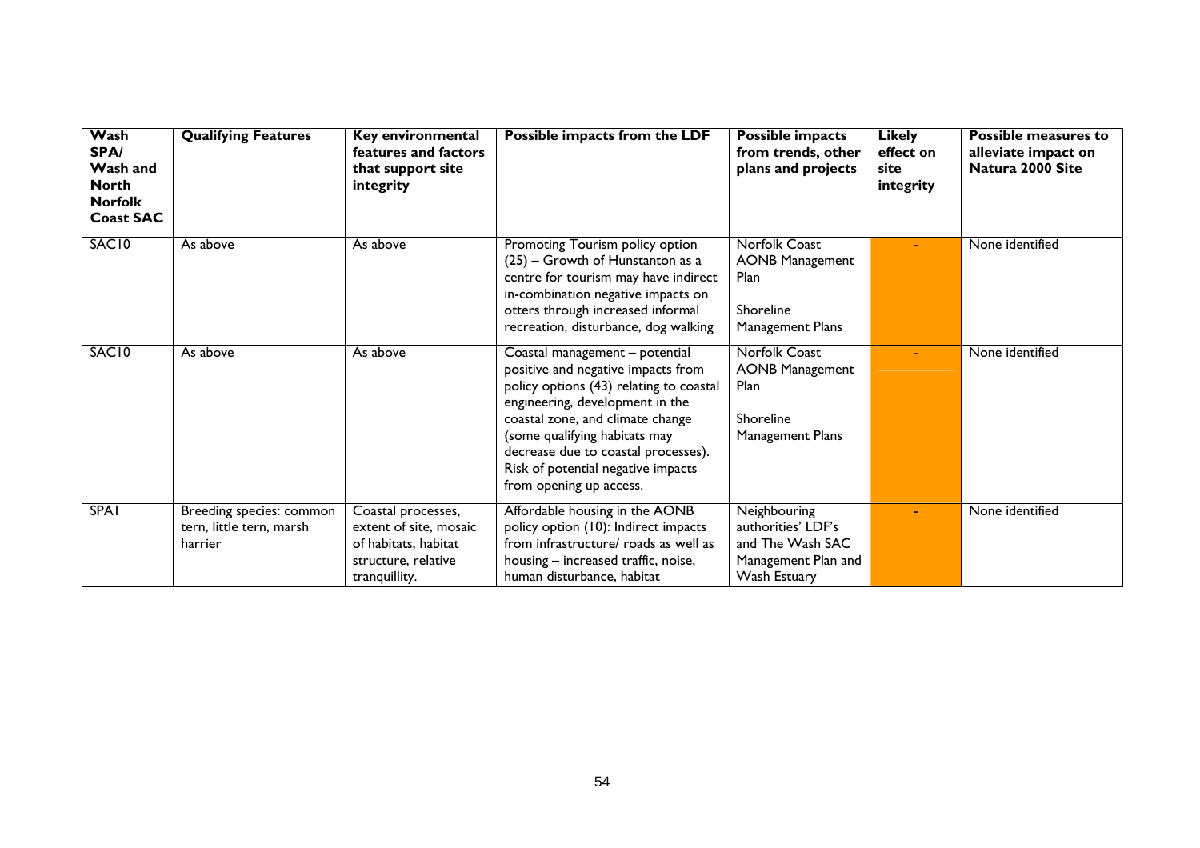| Wash SPA/ Wash and North Norfolk Coast SAC | Qualifying Features | Key environmental features and factors that support site integrity | Possible impacts from the LDF | Possible impacts from trends, other plans and projects | Likely effect on site integrity | Possible measures to alleviate impact on Natura 2000 Site |
|---|---|---|---|---|---|---|
| SAC10 | As above | As above | Promoting Tourism policy option (25) – Growth of Hunstanton as a centre for tourism may have indirect in-combination negative impacts on otters through increased informal recreation, disturbance, dog walking | Norfolk Coast AONB Management Plan<br><br>Shoreline Management Plans | - | None identified |
| SAC10 | As above | As above | Coastal management – potential positive and negative impacts from policy options (43) relating to coastal engineering, development in the coastal zone, and climate change (some qualifying habitats may decrease due to coastal processes). Risk of potential negative impacts from opening up access. | Norfolk Coast AONB Management Plan<br><br>Shoreline Management Plans | - | None identified |
| SPA1 | Breeding species: common tern, little tern, marsh harrier | Coastal processes, extent of site, mosaic of habitats, habitat structure, relative tranquillity. | Affordable housing in the AONB policy option (10): Indirect impacts from infrastructure/ roads as well as housing – increased traffic, noise, human disturbance, habitat | Neighbouring authorities' LDF's and The Wash SAC Management Plan and Wash Estuary | - | None identified |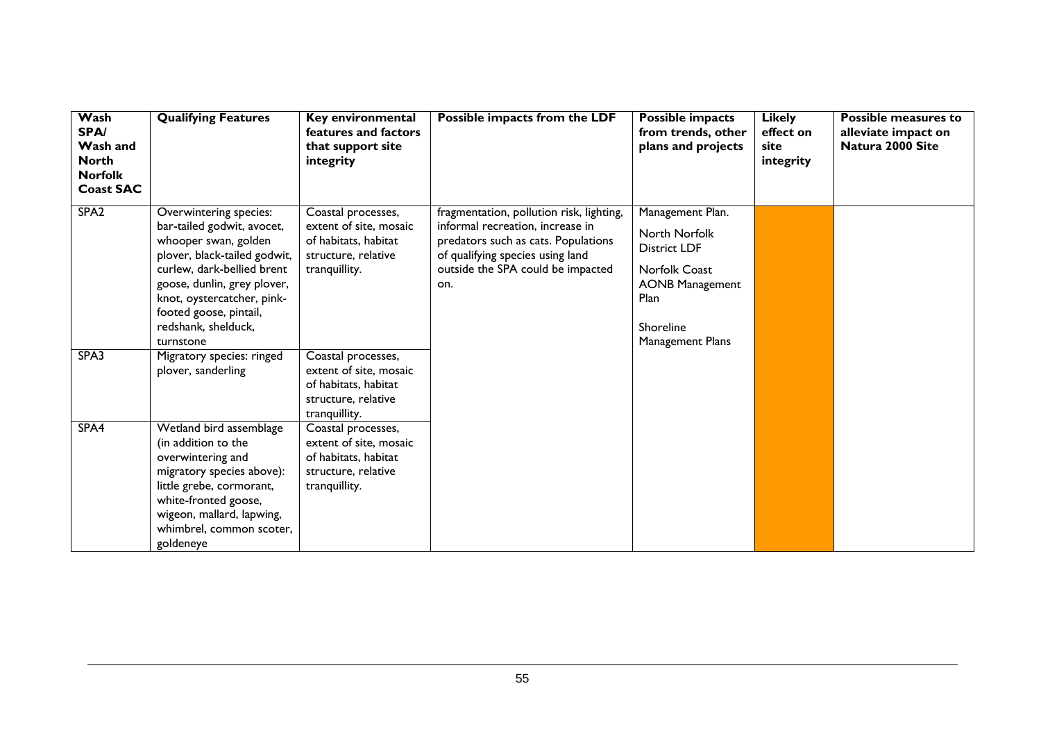| Wash SPA/ Wash and North Norfolk Coast SAC | Qualifying Features | Key environmental features and factors that support site integrity | Possible impacts from the LDF | Possible impacts from trends, other plans and projects | Likely effect on site integrity | Possible measures to alleviate impact on Natura 2000 Site |
|---|---|---|---|---|---|---|
| SPA2 | Overwintering species: bar-tailed godwit, avocet, whooper swan, golden plover, black-tailed godwit, curlew, dark-bellied brent goose, dunlin, grey plover, knot, oystercatcher, pink-footed goose, pintail, redshank, shelduck, turnstone | Coastal processes, extent of site, mosaic of habitats, habitat structure, relative tranquillity. | fragmentation, pollution risk, lighting, informal recreation, increase in predators such as cats. Populations of qualifying species using land outside the SPA could be impacted on. | Management Plan. North Norfolk District LDF Norfolk Coast AONB Management Plan Shoreline Management Plans | | |
| SPA3 | Migratory species: ringed plover, sanderling | Coastal processes, extent of site, mosaic of habitats, habitat structure, relative tranquillity. | | | | |
| SPA4 | Wetland bird assemblage (in addition to the overwintering and migratory species above): little grebe, cormorant, white-fronted goose, wigeon, mallard, lapwing, whimbrel, common scoter, goldeneye | Coastal processes, extent of site, mosaic of habitats, habitat structure, relative tranquillity. | | | | |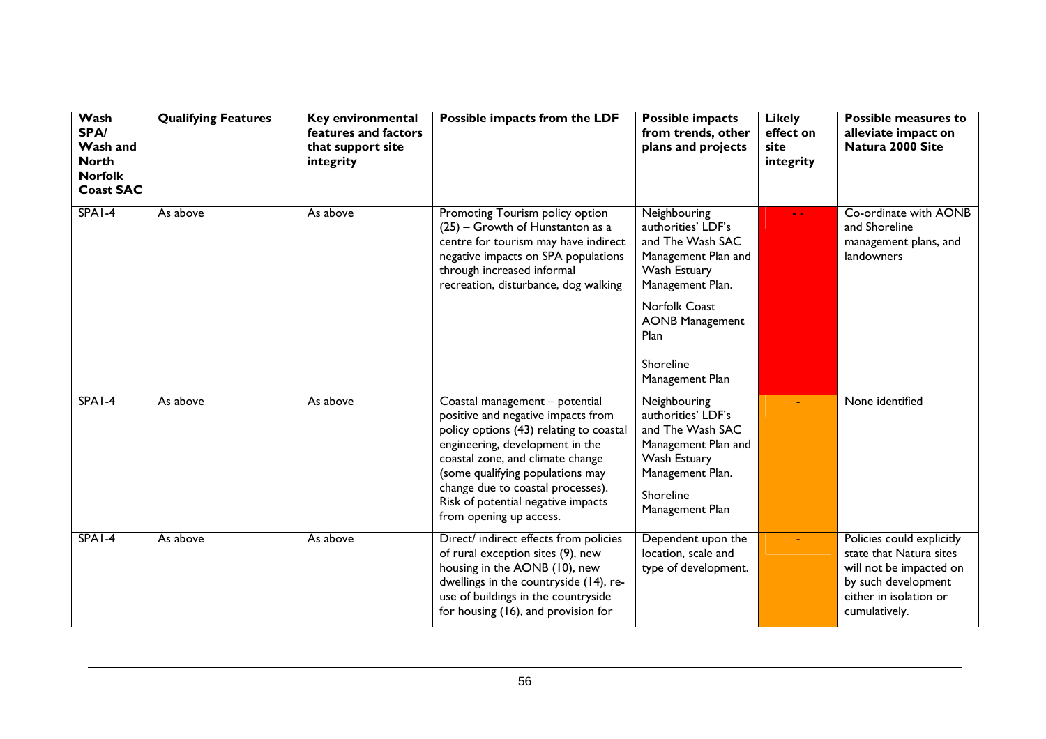| Wash SPA/ Wash and North Norfolk Coast SAC | Qualifying Features | Key environmental features and factors that support site integrity | Possible impacts from the LDF | Possible impacts from trends, other plans and projects | Likely effect on site integrity | Possible measures to alleviate impact on Natura 2000 Site |
|---|---|---|---|---|---|---|
| SPA1-4 | As above | As above | Promoting Tourism policy option (25) – Growth of Hunstanton as a centre for tourism may have indirect negative impacts on SPA populations through increased informal recreation, disturbance, dog walking | Neighbouring authorities' LDF's and The Wash SAC Management Plan and Wash Estuary Management Plan.<br><br>Norfolk Coast AONB Management Plan<br><br>Shoreline Management Plan | - - | Co-ordinate with AONB and Shoreline management plans, and landowners |
| SPA1-4 | As above | As above | Coastal management – potential positive and negative impacts from policy options (43) relating to coastal engineering, development in the coastal zone, and climate change (some qualifying populations may change due to coastal processes). Risk of potential negative impacts from opening up access. | Neighbouring authorities' LDF's and The Wash SAC Management Plan and Wash Estuary Management Plan.<br><br>Shoreline Management Plan | - | None identified |
| SPA1-4 | As above | As above | Direct/ indirect effects from policies of rural exception sites (9), new housing in the AONB (10), new dwellings in the countryside (14), re-use of buildings in the countryside for housing (16), and provision for | Dependent upon the location, scale and type of development. | - | Policies could explicitly state that Natura sites will not be impacted on by such development either in isolation or cumulatively. |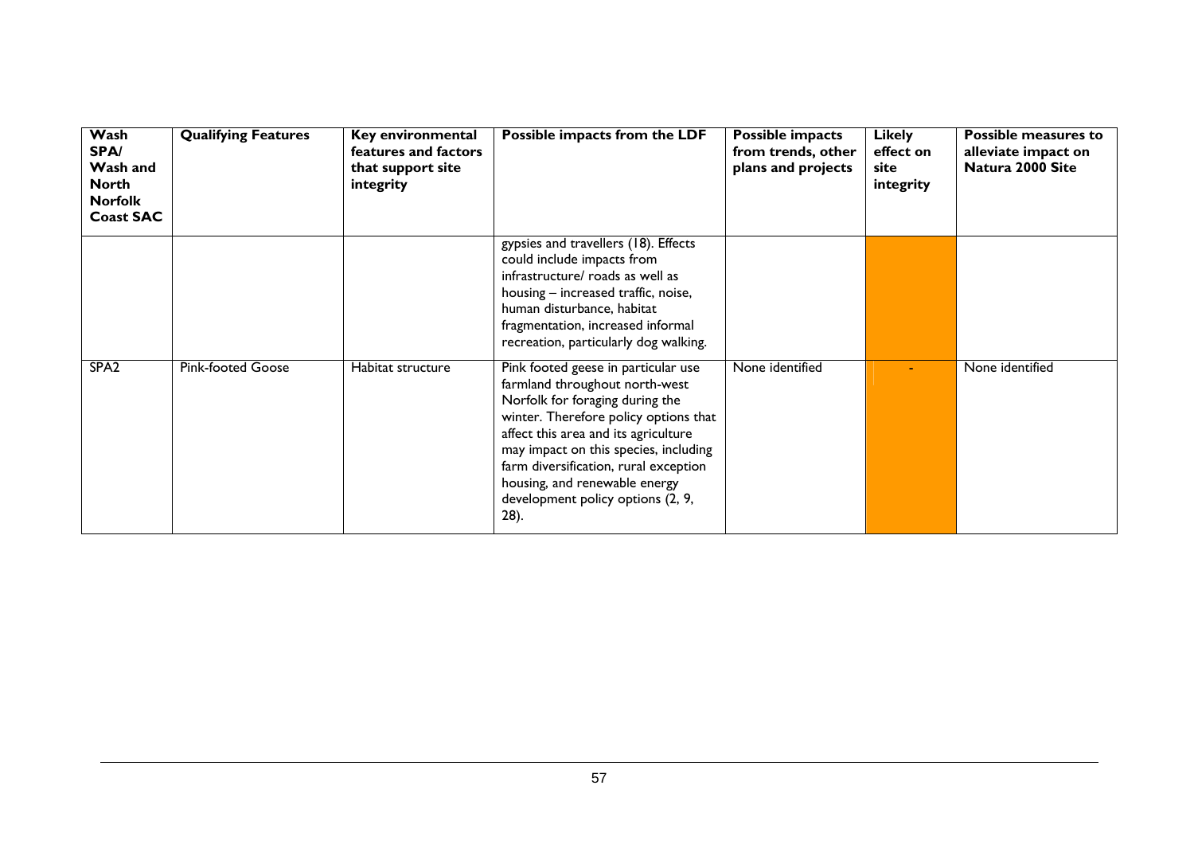| Wash SPA/ Wash and North Norfolk Coast SAC | Qualifying Features | Key environmental features and factors that support site integrity | Possible impacts from the LDF | Possible impacts from trends, other plans and projects | Likely effect on site integrity | Possible measures to alleviate impact on Natura 2000 Site |
|---|---|---|---|---|---|---|
| | | | gypsies and travellers (18). Effects could include impacts from infrastructure/ roads as well as housing – increased traffic, noise, human disturbance, habitat fragmentation, increased informal recreation, particularly dog walking. | | | |
| SPA2 | Pink-footed Goose | Habitat structure | Pink footed geese in particular use farmland throughout north-west Norfolk for foraging during the winter. Therefore policy options that affect this area and its agriculture may impact on this species, including farm diversification, rural exception housing, and renewable energy development policy options (2, 9, 28). | None identified | - | None identified |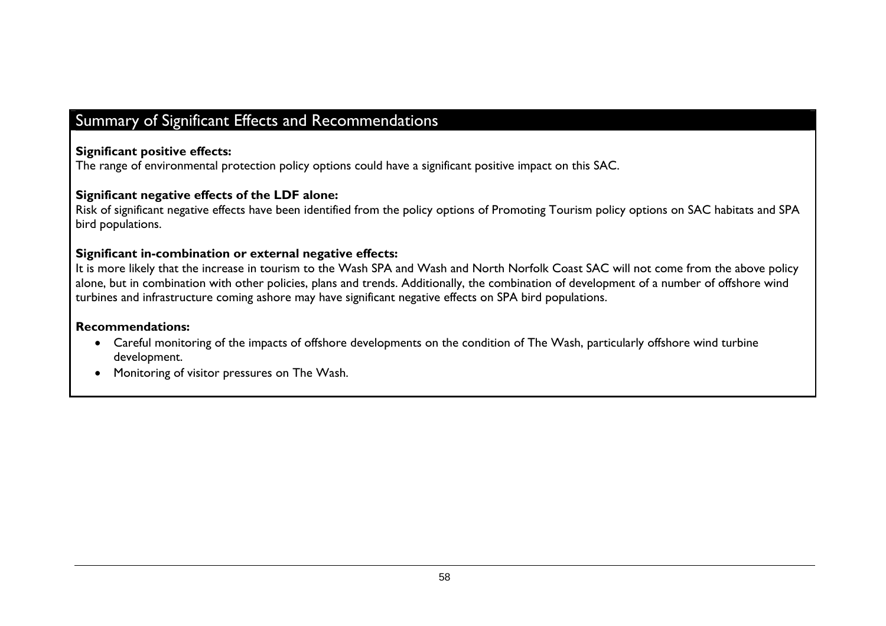## Summary of Significant Effects and Recommendations

**Significant positive effects:**
The range of environmental protection policy options could have a significant positive impact on this SAC.

**Significant negative effects of the LDF alone:**
Risk of significant negative effects have been identified from the policy options of Promoting Tourism policy options on SAC habitats and SPA bird populations.

**Significant in-combination or external negative effects:**
It is more likely that the increase in tourism to the Wash SPA and Wash and North Norfolk Coast SAC will not come from the above policy alone, but in combination with other policies, plans and trends. Additionally, the combination of development of a number of offshore wind turbines and infrastructure coming ashore may have significant negative effects on SPA bird populations.

**Recommendations:**

- Careful monitoring of the impacts of offshore developments on the condition of The Wash, particularly offshore wind turbine development.
- Monitoring of visitor pressures on The Wash.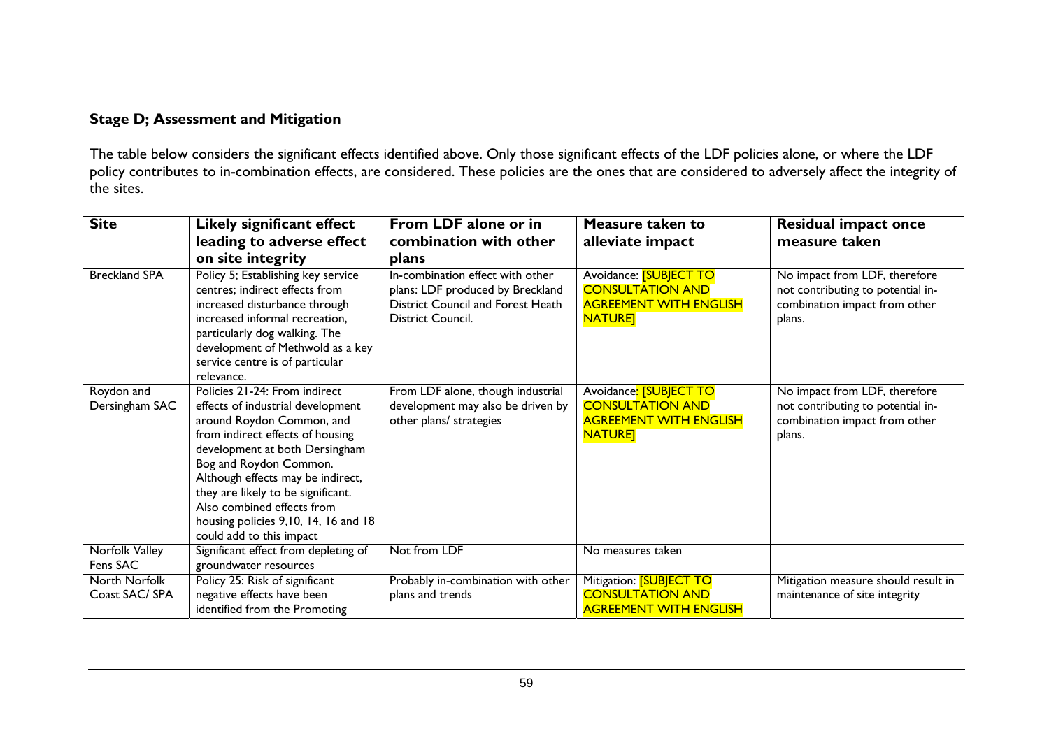**Stage D; Assessment and Mitigation**

The table below considers the significant effects identified above. Only those significant effects of the LDF policies alone, or where the LDF policy contributes to in-combination effects, are considered. These policies are the ones that are considered to adversely affect the integrity of the sites.

| Site | Likely significant effect leading to adverse effect on site integrity | From LDF alone or in combination with other plans | Measure taken to alleviate impact | Residual impact once measure taken |
|---|---|---|---|---|
| Breckland SPA | Policy 5; Establishing key service centres; indirect effects from increased disturbance through increased informal recreation, particularly dog walking. The development of Methwold as a key service centre is of particular relevance. | In-combination effect with other plans: LDF produced by Breckland District Council and Forest Heath District Council. | Avoidance: [SUBJECT TO CONSULTATION AND AGREEMENT WITH ENGLISH NATURE] | No impact from LDF, therefore not contributing to potential in-combination impact from other plans. |
| Roydon and Dersingham SAC | Policies 21-24: From indirect effects of industrial development around Roydon Common, and from indirect effects of housing development at both Dersingham Bog and Roydon Common. Although effects may be indirect, they are likely to be significant. Also combined effects from housing policies 9,10, 14, 16 and 18 could add to this impact | From LDF alone, though industrial development may also be driven by other plans/ strategies | Avoidance: [SUBJECT TO CONSULTATION AND AGREEMENT WITH ENGLISH NATURE] | No impact from LDF, therefore not contributing to potential in-combination impact from other plans. |
| Norfolk Valley Fens SAC | Significant effect from depleting of groundwater resources | Not from LDF | No measures taken | |
| North Norfolk Coast SAC/ SPA | Policy 25: Risk of significant negative effects have been identified from the Promoting | Probably in-combination with other plans and trends | Mitigation: [SUBJECT TO CONSULTATION AND AGREEMENT WITH ENGLISH | Mitigation measure should result in maintenance of site integrity |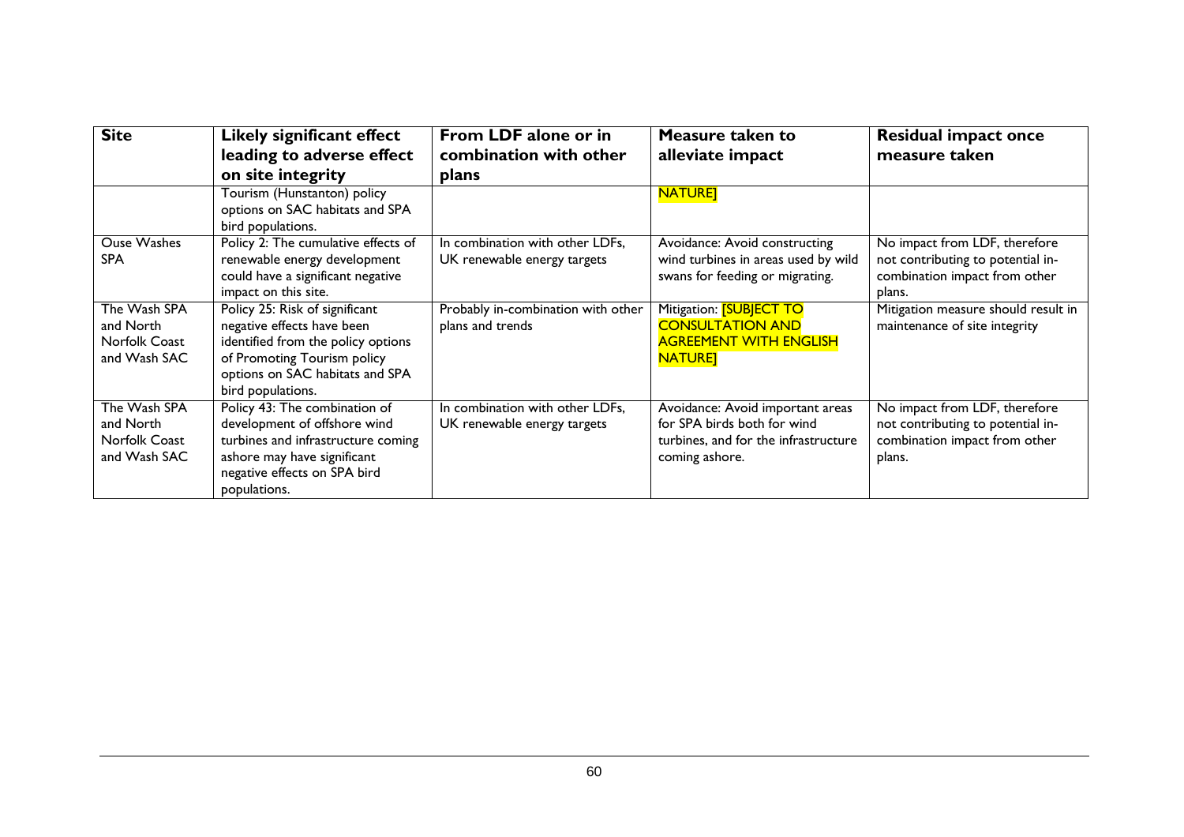| Site | Likely significant effect leading to adverse effect on site integrity | From LDF alone or in combination with other plans | Measure taken to alleviate impact | Residual impact once measure taken |
|---|---|---|---|---|
| | Tourism (Hunstanton) policy options on SAC habitats and SPA bird populations. | | NATURE] | |
| Ouse Washes SPA | Policy 2: The cumulative effects of renewable energy development could have a significant negative impact on this site. | In combination with other LDFs, UK renewable energy targets | Avoidance: Avoid constructing wind turbines in areas used by wild swans for feeding or migrating. | No impact from LDF, therefore not contributing to potential in-combination impact from other plans. |
| The Wash SPA and North Norfolk Coast and Wash SAC | Policy 25: Risk of significant negative effects have been identified from the policy options of Promoting Tourism policy options on SAC habitats and SPA bird populations. | Probably in-combination with other plans and trends | Mitigation: [SUBJECT TO CONSULTATION AND AGREEMENT WITH ENGLISH NATURE] | Mitigation measure should result in maintenance of site integrity |
| The Wash SPA and North Norfolk Coast and Wash SAC | Policy 43: The combination of development of offshore wind turbines and infrastructure coming ashore may have significant negative effects on SPA bird populations. | In combination with other LDFs, UK renewable energy targets | Avoidance: Avoid important areas for SPA birds both for wind turbines, and for the infrastructure coming ashore. | No impact from LDF, therefore not contributing to potential in-combination impact from other plans. |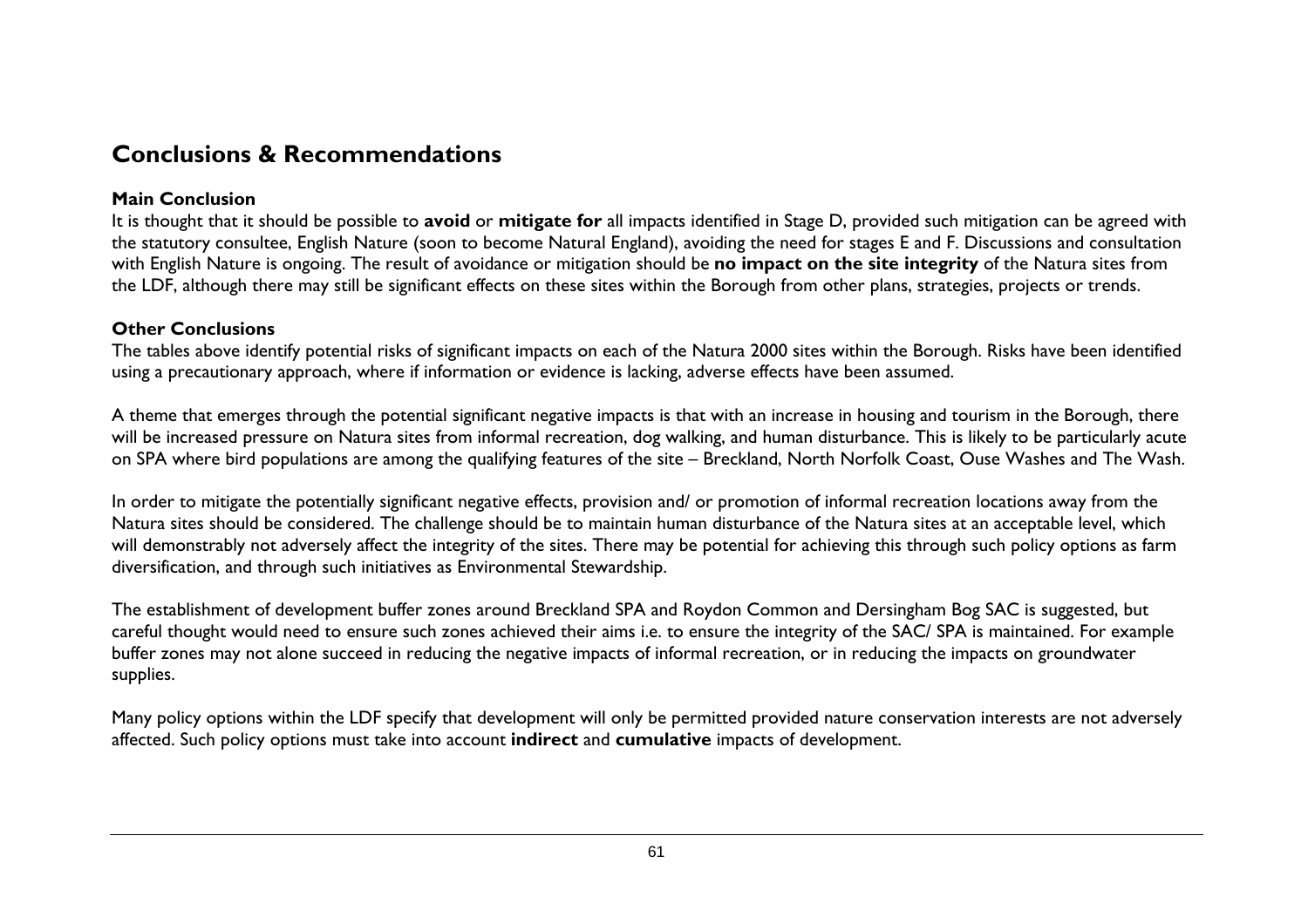## Conclusions & Recommendations

### Main Conclusion

It is thought that it should be possible to **avoid** or **mitigate for** all impacts identified in Stage D, provided such mitigation can be agreed with the statutory consultee, English Nature (soon to become Natural England), avoiding the need for stages E and F. Discussions and consultation with English Nature is ongoing. The result of avoidance or mitigation should be **no impact on the site integrity** of the Natura sites from the LDF, although there may still be significant effects on these sites within the Borough from other plans, strategies, projects or trends.

### Other Conclusions

The tables above identify potential risks of significant impacts on each of the Natura 2000 sites within the Borough. Risks have been identified using a precautionary approach, where if information or evidence is lacking, adverse effects have been assumed.

A theme that emerges through the potential significant negative impacts is that with an increase in housing and tourism in the Borough, there will be increased pressure on Natura sites from informal recreation, dog walking, and human disturbance. This is likely to be particularly acute on SPA where bird populations are among the qualifying features of the site – Breckland, North Norfolk Coast, Ouse Washes and The Wash.

In order to mitigate the potentially significant negative effects, provision and/ or promotion of informal recreation locations away from the Natura sites should be considered. The challenge should be to maintain human disturbance of the Natura sites at an acceptable level, which will demonstrably not adversely affect the integrity of the sites. There may be potential for achieving this through such policy options as farm diversification, and through such initiatives as Environmental Stewardship.

The establishment of development buffer zones around Breckland SPA and Roydon Common and Dersingham Bog SAC is suggested, but careful thought would need to ensure such zones achieved their aims i.e. to ensure the integrity of the SAC/ SPA is maintained. For example buffer zones may not alone succeed in reducing the negative impacts of informal recreation, or in reducing the impacts on groundwater supplies.

Many policy options within the LDF specify that development will only be permitted provided nature conservation interests are not adversely affected. Such policy options must take into account **indirect** and **cumulative** impacts of development.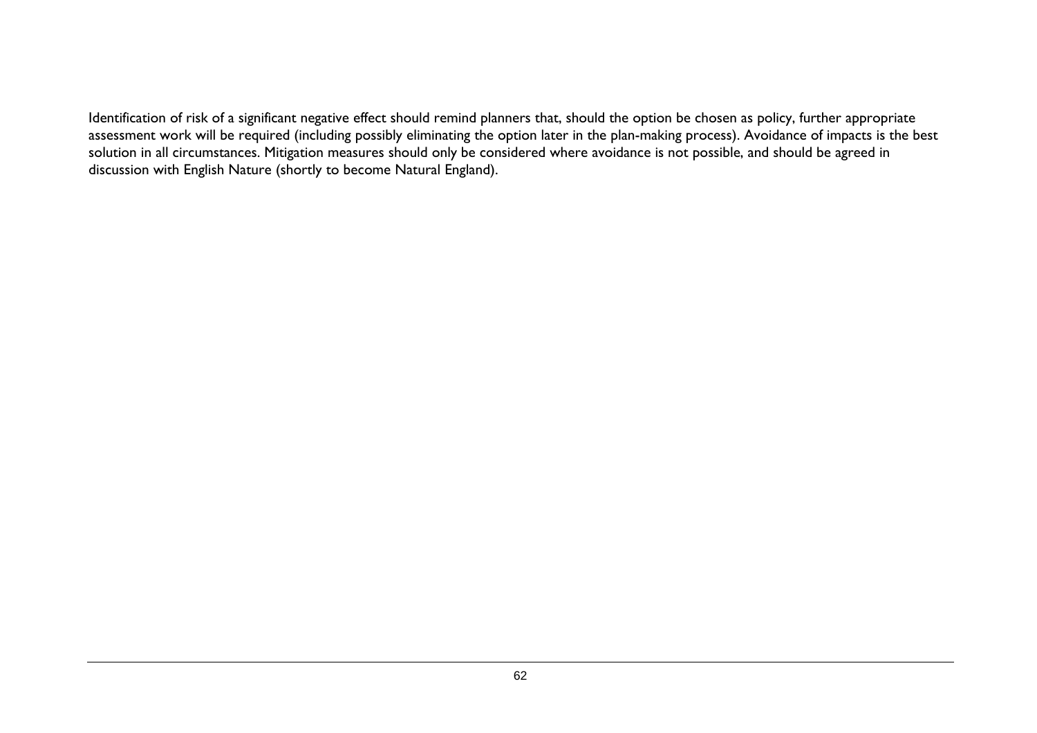Identification of risk of a significant negative effect should remind planners that, should the option be chosen as policy, further appropriate assessment work will be required (including possibly eliminating the option later in the plan-making process). Avoidance of impacts is the best solution in all circumstances. Mitigation measures should only be considered where avoidance is not possible, and should be agreed in discussion with English Nature (shortly to become Natural England).